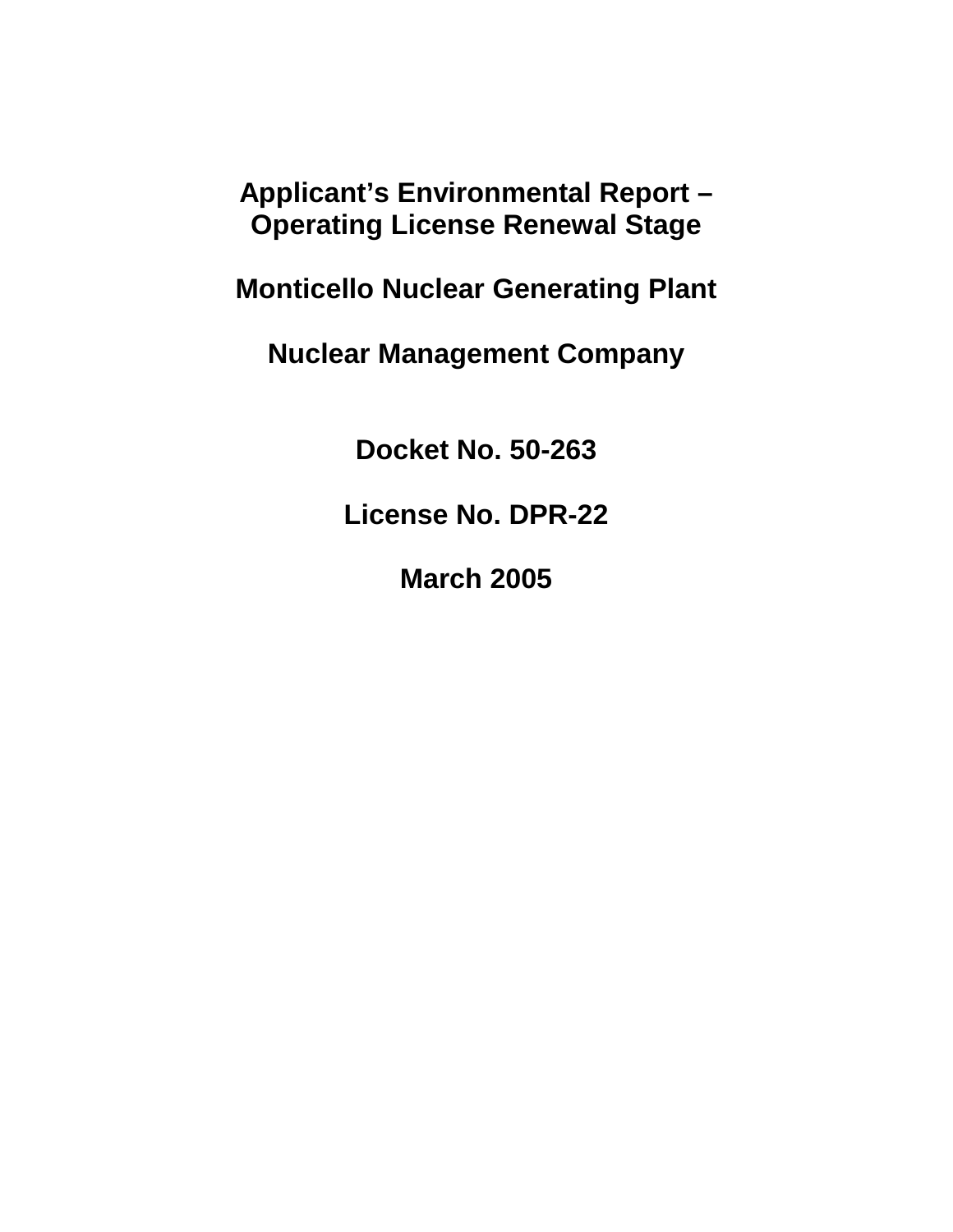# Applicant's Environmental Report – Operating License Renewal Stage

## Monticello Nuclear Generating Plant

## Nuclear Management Company

**Docket No. 50-263**

**License No. DPR-22**

**March 2005**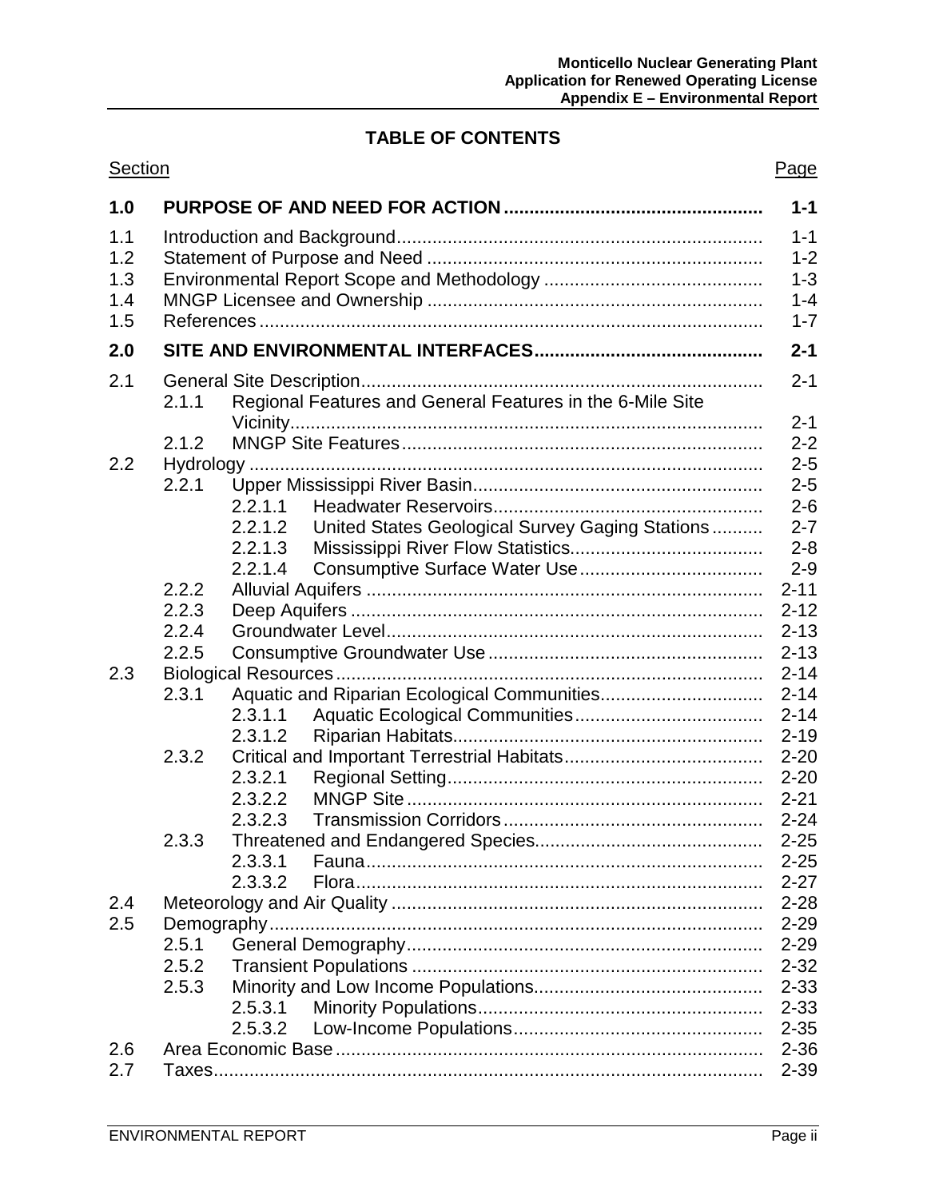## TABLE OF CONTENTS

| Section | | | | Page |
|---|---|---|---|---|
| **1.0** | **PURPOSE OF AND NEED FOR ACTION** | | | **1-1** |
| 1.1 | Introduction and Background | | | 1-1 |
| 1.2 | Statement of Purpose and Need | | | 1-2 |
| 1.3 | Environmental Report Scope and Methodology | | | 1-3 |
| 1.4 | MNGP Licensee and Ownership | | | 1-4 |
| 1.5 | References | | | 1-7 |
| **2.0** | **SITE AND ENVIRONMENTAL INTERFACES** | | | **2-1** |
| 2.1 | General Site Description | | | 2-1 |
| | 2.1.1 | Regional Features and General Features in the 6-Mile Site Vicinity | | 2-1 |
| | 2.1.2 | MNGP Site Features | | 2-2 |
| 2.2 | Hydrology | | | 2-5 |
| | 2.2.1 | Upper Mississippi River Basin | | 2-5 |
| | | 2.2.1.1 | Headwater Reservoirs | 2-6 |
| | | 2.2.1.2 | United States Geological Survey Gaging Stations | 2-7 |
| | | 2.2.1.3 | Mississippi River Flow Statistics | 2-8 |
| | | 2.2.1.4 | Consumptive Surface Water Use | 2-9 |
| | 2.2.2 | Alluvial Aquifers | | 2-11 |
| | 2.2.3 | Deep Aquifers | | 2-12 |
| | 2.2.4 | Groundwater Level | | 2-13 |
| | 2.2.5 | Consumptive Groundwater Use | | 2-13 |
| 2.3 | Biological Resources | | | 2-14 |
| | 2.3.1 | Aquatic and Riparian Ecological Communities | | 2-14 |
| | | 2.3.1.1 | Aquatic Ecological Communities | 2-14 |
| | | 2.3.1.2 | Riparian Habitats | 2-19 |
| | 2.3.2 | Critical and Important Terrestrial Habitats | | 2-20 |
| | | 2.3.2.1 | Regional Setting | 2-20 |
| | | 2.3.2.2 | MNGP Site | 2-21 |
| | | 2.3.2.3 | Transmission Corridors | 2-24 |
| | 2.3.3 | Threatened and Endangered Species | | 2-25 |
| | | 2.3.3.1 | Fauna | 2-25 |
| | | 2.3.3.2 | Flora | 2-27 |
| 2.4 | Meteorology and Air Quality | | | 2-28 |
| 2.5 | Demography | | | 2-29 |
| | 2.5.1 | General Demography | | 2-29 |
| | 2.5.2 | Transient Populations | | 2-32 |
| | 2.5.3 | Minority and Low Income Populations | | 2-33 |
| | | 2.5.3.1 | Minority Populations | 2-33 |
| | | 2.5.3.2 | Low-Income Populations | 2-35 |
| 2.6 | Area Economic Base | | | 2-36 |
| 2.7 | Taxes | | | 2-39 |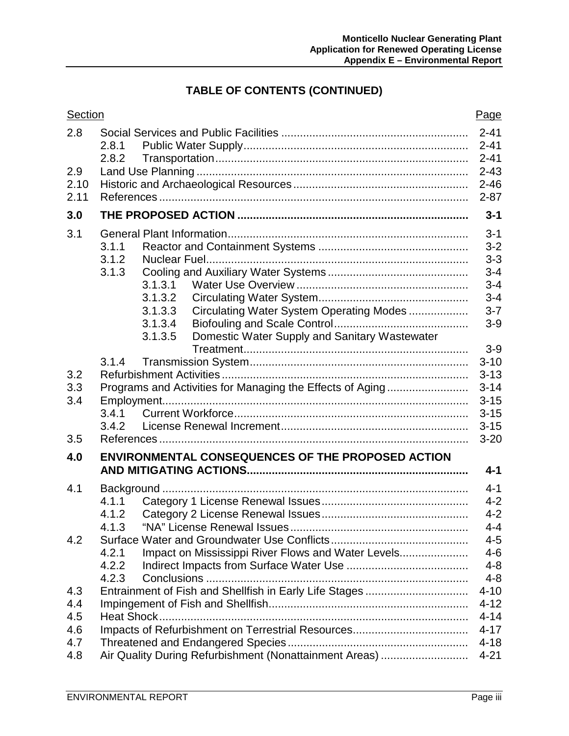**TABLE OF CONTENTS (CONTINUED)**

| Section | | | Page |
|---|---|---|---|
| 2.8 | Social Services and Public Facilities | | 2-41 |
| | 2.8.1 | Public Water Supply | 2-41 |
| | 2.8.2 | Transportation | 2-41 |
| 2.9 | Land Use Planning | | 2-43 |
| 2.10 | Historic and Archaeological Resources | | 2-46 |
| 2.11 | References | | 2-87 |
| **3.0** | **THE PROPOSED ACTION** | | **3-1** |
| 3.1 | General Plant Information | | 3-1 |
| | 3.1.1 | Reactor and Containment Systems | 3-2 |
| | 3.1.2 | Nuclear Fuel | 3-3 |
| | 3.1.3 | Cooling and Auxiliary Water Systems | 3-4 |
| | 3.1.3.1 | Water Use Overview | 3-4 |
| | 3.1.3.2 | Circulating Water System | 3-4 |
| | 3.1.3.3 | Circulating Water System Operating Modes | 3-7 |
| | 3.1.3.4 | Biofouling and Scale Control | 3-9 |
| | 3.1.3.5 | Domestic Water Supply and Sanitary Wastewater Treatment | 3-9 |
| | 3.1.4 | Transmission System | 3-10 |
| 3.2 | Refurbishment Activities | | 3-13 |
| 3.3 | Programs and Activities for Managing the Effects of Aging | | 3-14 |
| 3.4 | Employment | | 3-15 |
| | 3.4.1 | Current Workforce | 3-15 |
| | 3.4.2 | License Renewal Increment | 3-15 |
| 3.5 | References | | 3-20 |
| **4.0** | **ENVIRONMENTAL CONSEQUENCES OF THE PROPOSED ACTION AND MITIGATING ACTIONS** | | **4-1** |
| 4.1 | Background | | 4-1 |
| | 4.1.1 | Category 1 License Renewal Issues | 4-2 |
| | 4.1.2 | Category 2 License Renewal Issues | 4-2 |
| | 4.1.3 | "NA" License Renewal Issues | 4-4 |
| 4.2 | Surface Water and Groundwater Use Conflicts | | 4-5 |
| | 4.2.1 | Impact on Mississippi River Flows and Water Levels | 4-6 |
| | 4.2.2 | Indirect Impacts from Surface Water Use | 4-8 |
| | 4.2.3 | Conclusions | 4-8 |
| 4.3 | Entrainment of Fish and Shellfish in Early Life Stages | | 4-10 |
| 4.4 | Impingement of Fish and Shellfish | | 4-12 |
| 4.5 | Heat Shock | | 4-14 |
| 4.6 | Impacts of Refurbishment on Terrestrial Resources | | 4-17 |
| 4.7 | Threatened and Endangered Species | | 4-18 |
| 4.8 | Air Quality During Refurbishment (Nonattainment Areas) | | 4-21 |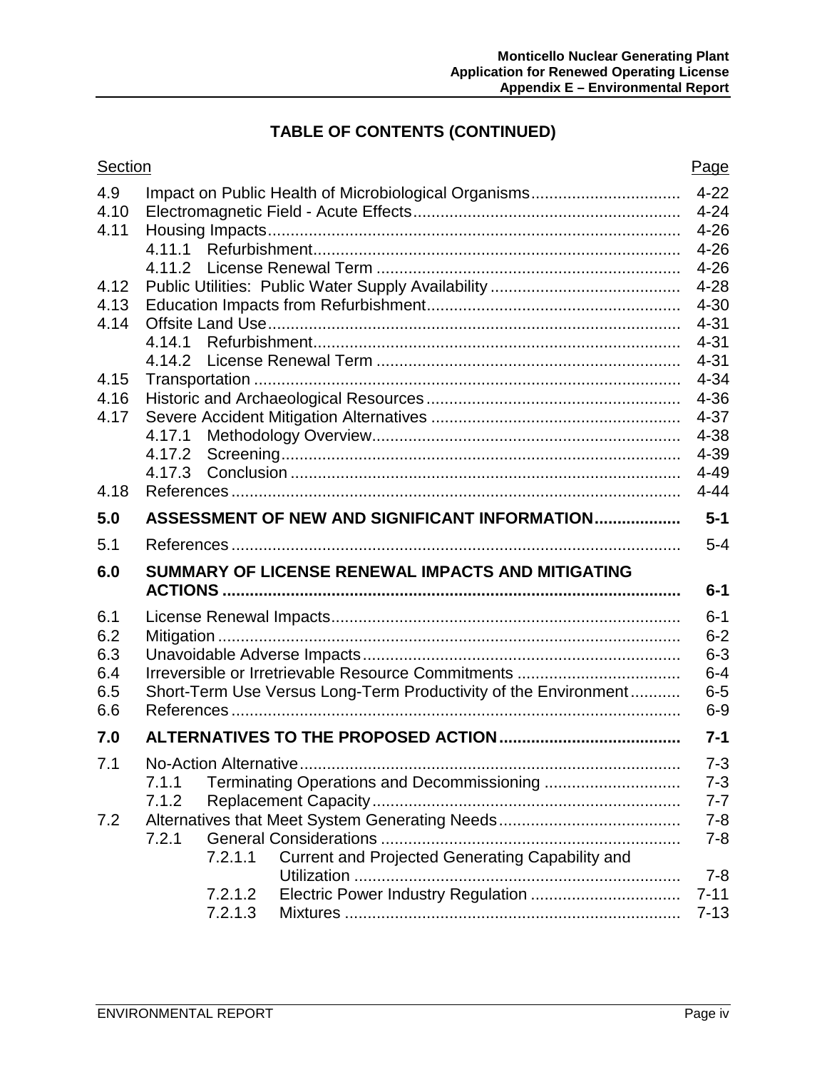## TABLE OF CONTENTS (CONTINUED)

| Section | | Page |
|---|---|---|
| 4.9 | Impact on Public Health of Microbiological Organisms | 4-22 |
| 4.10 | Electromagnetic Field - Acute Effects | 4-24 |
| 4.11 | Housing Impacts | 4-26 |
| | 4.11.1 Refurbishment | 4-26 |
| | 4.11.2 License Renewal Term | 4-26 |
| 4.12 | Public Utilities: Public Water Supply Availability | 4-28 |
| 4.13 | Education Impacts from Refurbishment | 4-30 |
| 4.14 | Offsite Land Use | 4-31 |
| | 4.14.1 Refurbishment | 4-31 |
| | 4.14.2 License Renewal Term | 4-31 |
| 4.15 | Transportation | 4-34 |
| 4.16 | Historic and Archaeological Resources | 4-36 |
| 4.17 | Severe Accident Mitigation Alternatives | 4-37 |
| | 4.17.1 Methodology Overview | 4-38 |
| | 4.17.2 Screening | 4-39 |
| | 4.17.3 Conclusion | 4-49 |
| 4.18 | References | 4-44 |
| **5.0** | **ASSESSMENT OF NEW AND SIGNIFICANT INFORMATION** | **5-1** |
| 5.1 | References | 5-4 |
| **6.0** | **SUMMARY OF LICENSE RENEWAL IMPACTS AND MITIGATING ACTIONS** | **6-1** |
| 6.1 | License Renewal Impacts | 6-1 |
| 6.2 | Mitigation | 6-2 |
| 6.3 | Unavoidable Adverse Impacts | 6-3 |
| 6.4 | Irreversible or Irretrievable Resource Commitments | 6-4 |
| 6.5 | Short-Term Use Versus Long-Term Productivity of the Environment | 6-5 |
| 6.6 | References | 6-9 |
| **7.0** | **ALTERNATIVES TO THE PROPOSED ACTION** | **7-1** |
| 7.1 | No-Action Alternative | 7-3 |
| | 7.1.1 Terminating Operations and Decommissioning | 7-3 |
| | 7.1.2 Replacement Capacity | 7-7 |
| 7.2 | Alternatives that Meet System Generating Needs | 7-8 |
| | 7.2.1 General Considerations | 7-8 |
| | 7.2.1.1 Current and Projected Generating Capability and Utilization | 7-8 |
| | 7.2.1.2 Electric Power Industry Regulation | 7-11 |
| | 7.2.1.3 Mixtures | 7-13 |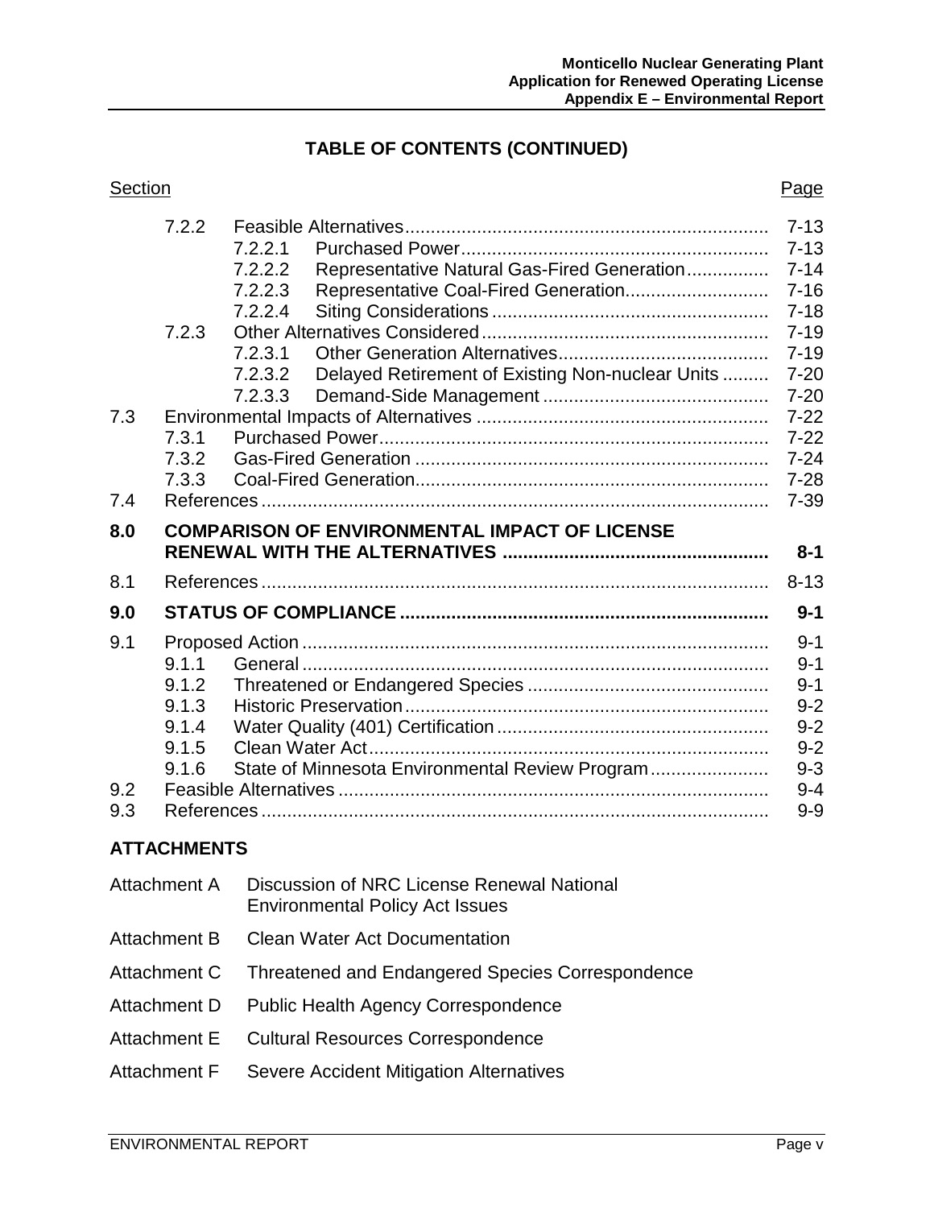**TABLE OF CONTENTS (CONTINUED)**

| Section | | | | Page |
|---|---|---|---|---|
| | 7.2.2 | Feasible Alternatives | | 7-13 |
| | | 7.2.2.1 | Purchased Power | 7-13 |
| | | 7.2.2.2 | Representative Natural Gas-Fired Generation | 7-14 |
| | | 7.2.2.3 | Representative Coal-Fired Generation | 7-16 |
| | | 7.2.2.4 | Siting Considerations | 7-18 |
| | 7.2.3 | Other Alternatives Considered | | 7-19 |
| | | 7.2.3.1 | Other Generation Alternatives | 7-19 |
| | | 7.2.3.2 | Delayed Retirement of Existing Non-nuclear Units | 7-20 |
| | | 7.2.3.3 | Demand-Side Management | 7-20 |
| 7.3 | Environmental Impacts of Alternatives | | | 7-22 |
| | 7.3.1 | Purchased Power | | 7-22 |
| | 7.3.2 | Gas-Fired Generation | | 7-24 |
| | 7.3.3 | Coal-Fired Generation | | 7-28 |
| 7.4 | References | | | 7-39 |
| **8.0** | **COMPARISON OF ENVIRONMENTAL IMPACT OF LICENSE RENEWAL WITH THE ALTERNATIVES** | | | **8-1** |
| 8.1 | References | | | 8-13 |
| **9.0** | **STATUS OF COMPLIANCE** | | | **9-1** |
| 9.1 | Proposed Action | | | 9-1 |
| | 9.1.1 | General | | 9-1 |
| | 9.1.2 | Threatened or Endangered Species | | 9-1 |
| | 9.1.3 | Historic Preservation | | 9-2 |
| | 9.1.4 | Water Quality (401) Certification | | 9-2 |
| | 9.1.5 | Clean Water Act | | 9-2 |
| | 9.1.6 | State of Minnesota Environmental Review Program | | 9-3 |
| 9.2 | Feasible Alternatives | | | 9-4 |
| 9.3 | References | | | 9-9 |

**ATTACHMENTS**

| | |
|---|---|
| Attachment A | Discussion of NRC License Renewal National Environmental Policy Act Issues |
| Attachment B | Clean Water Act Documentation |
| Attachment C | Threatened and Endangered Species Correspondence |
| Attachment D | Public Health Agency Correspondence |
| Attachment E | Cultural Resources Correspondence |
| Attachment F | Severe Accident Mitigation Alternatives |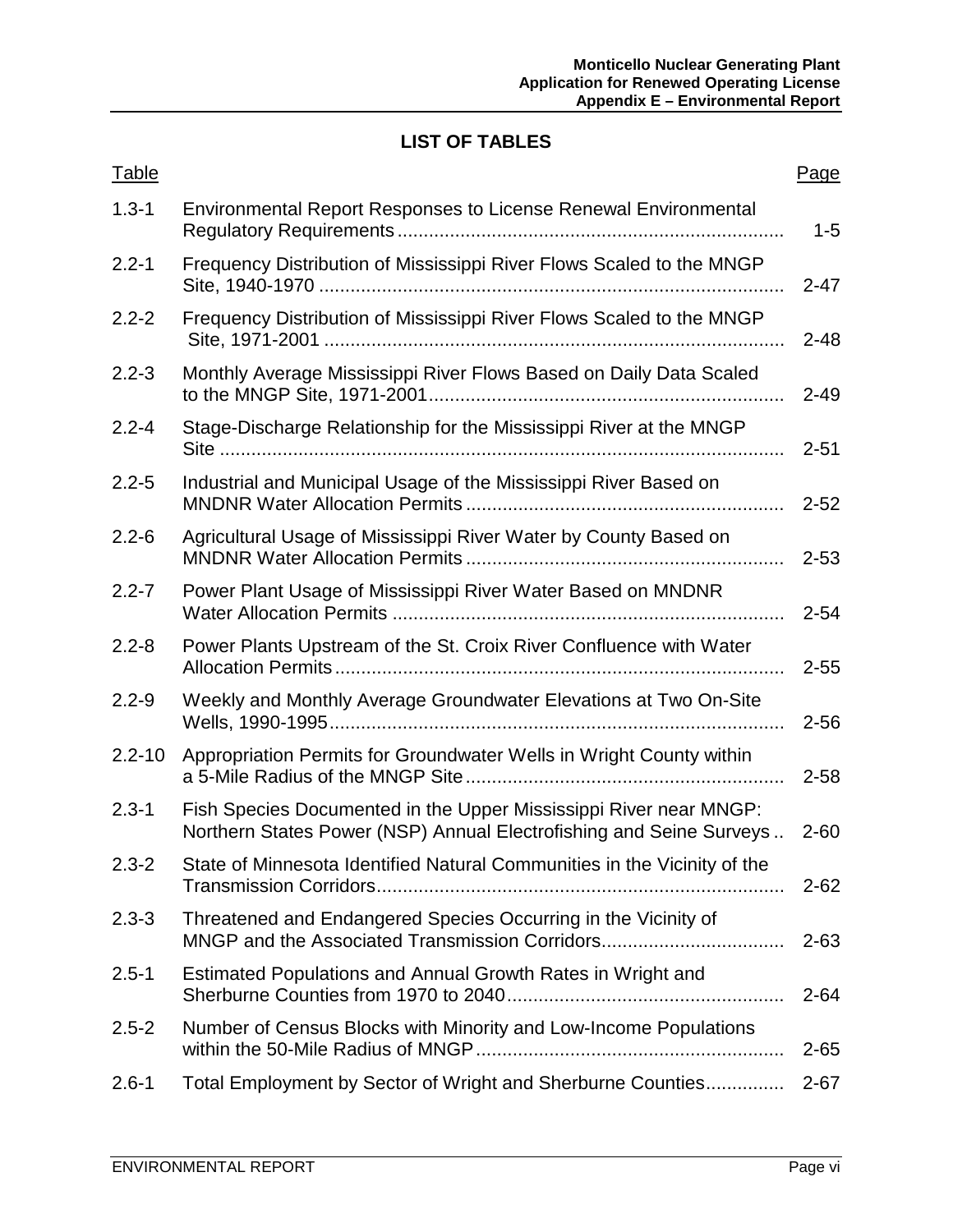## LIST OF TABLES

| Table | | Page |
|---|---|---|
| 1.3-1 | Environmental Report Responses to License Renewal Environmental Regulatory Requirements | 1-5 |
| 2.2-1 | Frequency Distribution of Mississippi River Flows Scaled to the MNGP Site, 1940-1970 | 2-47 |
| 2.2-2 | Frequency Distribution of Mississippi River Flows Scaled to the MNGP Site, 1971-2001 | 2-48 |
| 2.2-3 | Monthly Average Mississippi River Flows Based on Daily Data Scaled to the MNGP Site, 1971-2001 | 2-49 |
| 2.2-4 | Stage-Discharge Relationship for the Mississippi River at the MNGP Site | 2-51 |
| 2.2-5 | Industrial and Municipal Usage of the Mississippi River Based on MNDNR Water Allocation Permits | 2-52 |
| 2.2-6 | Agricultural Usage of Mississippi River Water by County Based on MNDNR Water Allocation Permits | 2-53 |
| 2.2-7 | Power Plant Usage of Mississippi River Water Based on MNDNR Water Allocation Permits | 2-54 |
| 2.2-8 | Power Plants Upstream of the St. Croix River Confluence with Water Allocation Permits | 2-55 |
| 2.2-9 | Weekly and Monthly Average Groundwater Elevations at Two On-Site Wells, 1990-1995 | 2-56 |
| 2.2-10 | Appropriation Permits for Groundwater Wells in Wright County within a 5-Mile Radius of the MNGP Site | 2-58 |
| 2.3-1 | Fish Species Documented in the Upper Mississippi River near MNGP: Northern States Power (NSP) Annual Electrofishing and Seine Surveys | 2-60 |
| 2.3-2 | State of Minnesota Identified Natural Communities in the Vicinity of the Transmission Corridors | 2-62 |
| 2.3-3 | Threatened and Endangered Species Occurring in the Vicinity of MNGP and the Associated Transmission Corridors | 2-63 |
| 2.5-1 | Estimated Populations and Annual Growth Rates in Wright and Sherburne Counties from 1970 to 2040 | 2-64 |
| 2.5-2 | Number of Census Blocks with Minority and Low-Income Populations within the 50-Mile Radius of MNGP | 2-65 |
| 2.6-1 | Total Employment by Sector of Wright and Sherburne Counties | 2-67 |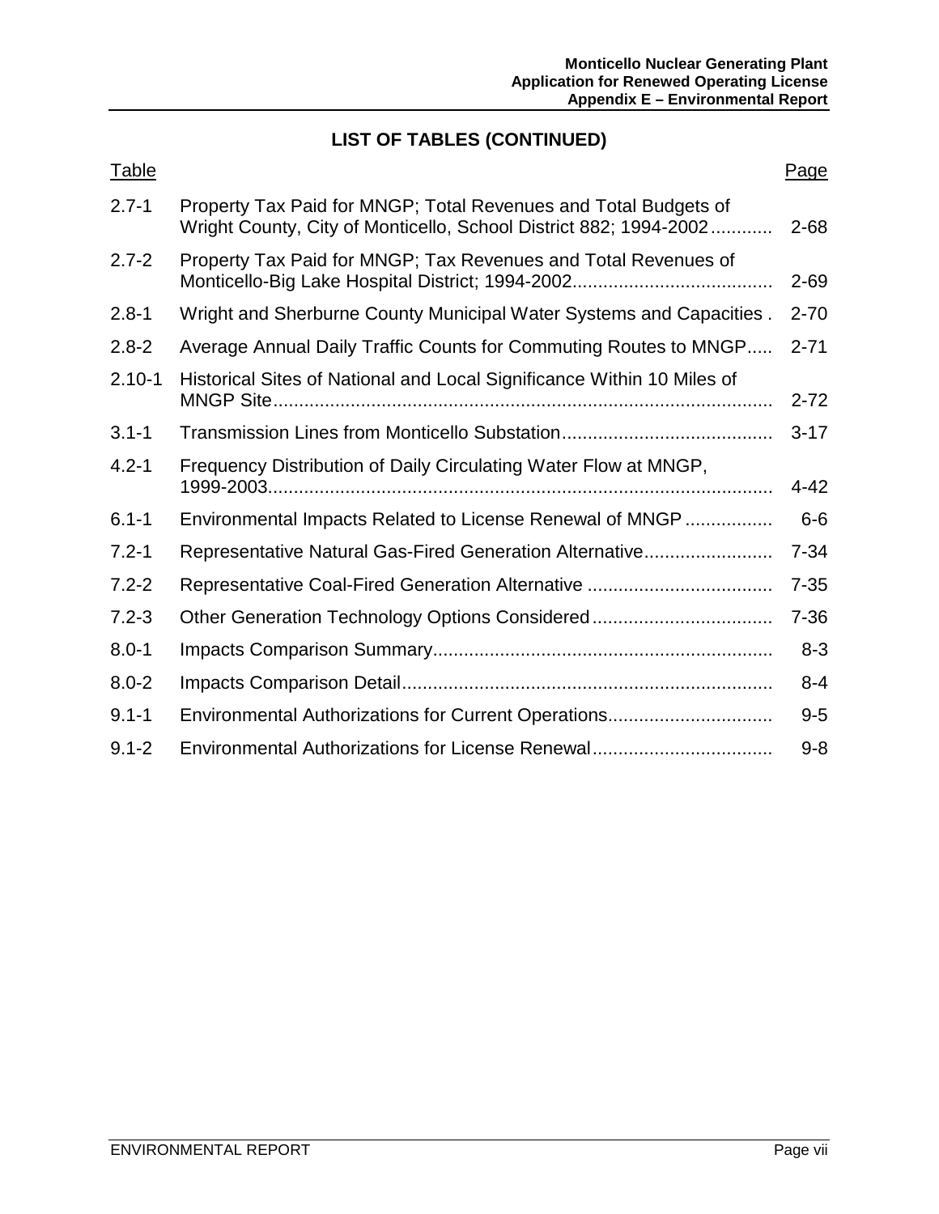## LIST OF TABLES (CONTINUED)

| Table | | Page |
|---|---|---|
| 2.7-1 | Property Tax Paid for MNGP; Total Revenues and Total Budgets of Wright County, City of Monticello, School District 882; 1994-2002 | 2-68 |
| 2.7-2 | Property Tax Paid for MNGP; Tax Revenues and Total Revenues of Monticello-Big Lake Hospital District; 1994-2002 | 2-69 |
| 2.8-1 | Wright and Sherburne County Municipal Water Systems and Capacities | 2-70 |
| 2.8-2 | Average Annual Daily Traffic Counts for Commuting Routes to MNGP | 2-71 |
| 2.10-1 | Historical Sites of National and Local Significance Within 10 Miles of MNGP Site | 2-72 |
| 3.1-1 | Transmission Lines from Monticello Substation | 3-17 |
| 4.2-1 | Frequency Distribution of Daily Circulating Water Flow at MNGP, 1999-2003 | 4-42 |
| 6.1-1 | Environmental Impacts Related to License Renewal of MNGP | 6-6 |
| 7.2-1 | Representative Natural Gas-Fired Generation Alternative | 7-34 |
| 7.2-2 | Representative Coal-Fired Generation Alternative | 7-35 |
| 7.2-3 | Other Generation Technology Options Considered | 7-36 |
| 8.0-1 | Impacts Comparison Summary | 8-3 |
| 8.0-2 | Impacts Comparison Detail | 8-4 |
| 9.1-1 | Environmental Authorizations for Current Operations | 9-5 |
| 9.1-2 | Environmental Authorizations for License Renewal | 9-8 |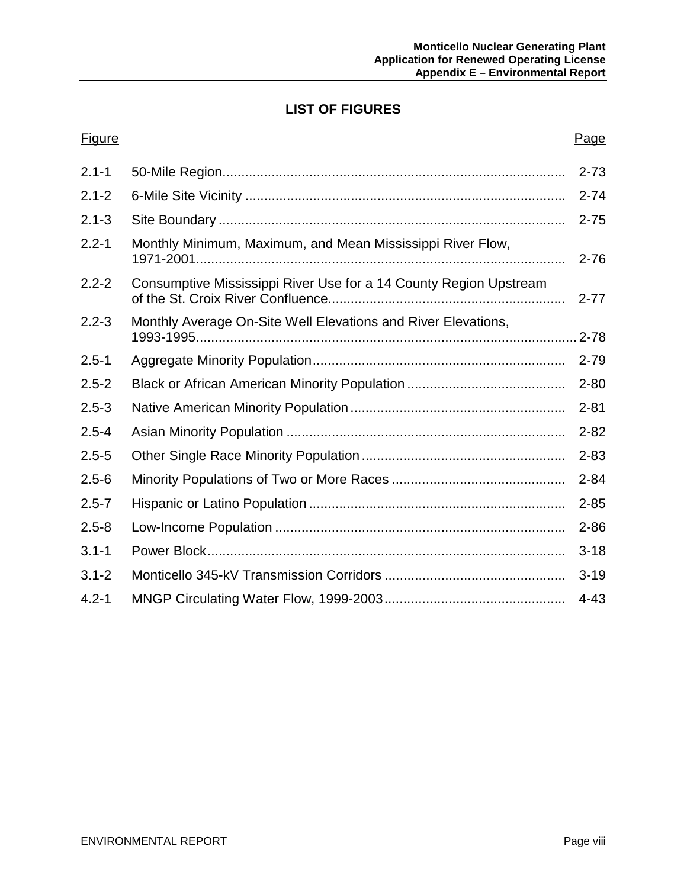# LIST OF FIGURES

| Figure | | Page |
|---|---|---|
| 2.1-1 | 50-Mile Region | 2-73 |
| 2.1-2 | 6-Mile Site Vicinity | 2-74 |
| 2.1-3 | Site Boundary | 2-75 |
| 2.2-1 | Monthly Minimum, Maximum, and Mean Mississippi River Flow, 1971-2001 | 2-76 |
| 2.2-2 | Consumptive Mississippi River Use for a 14 County Region Upstream of the St. Croix River Confluence | 2-77 |
| 2.2-3 | Monthly Average On-Site Well Elevations and River Elevations, 1993-1995 | 2-78 |
| 2.5-1 | Aggregate Minority Population | 2-79 |
| 2.5-2 | Black or African American Minority Population | 2-80 |
| 2.5-3 | Native American Minority Population | 2-81 |
| 2.5-4 | Asian Minority Population | 2-82 |
| 2.5-5 | Other Single Race Minority Population | 2-83 |
| 2.5-6 | Minority Populations of Two or More Races | 2-84 |
| 2.5-7 | Hispanic or Latino Population | 2-85 |
| 2.5-8 | Low-Income Population | 2-86 |
| 3.1-1 | Power Block | 3-18 |
| 3.1-2 | Monticello 345-kV Transmission Corridors | 3-19 |
| 4.2-1 | MNGP Circulating Water Flow, 1999-2003 | 4-43 |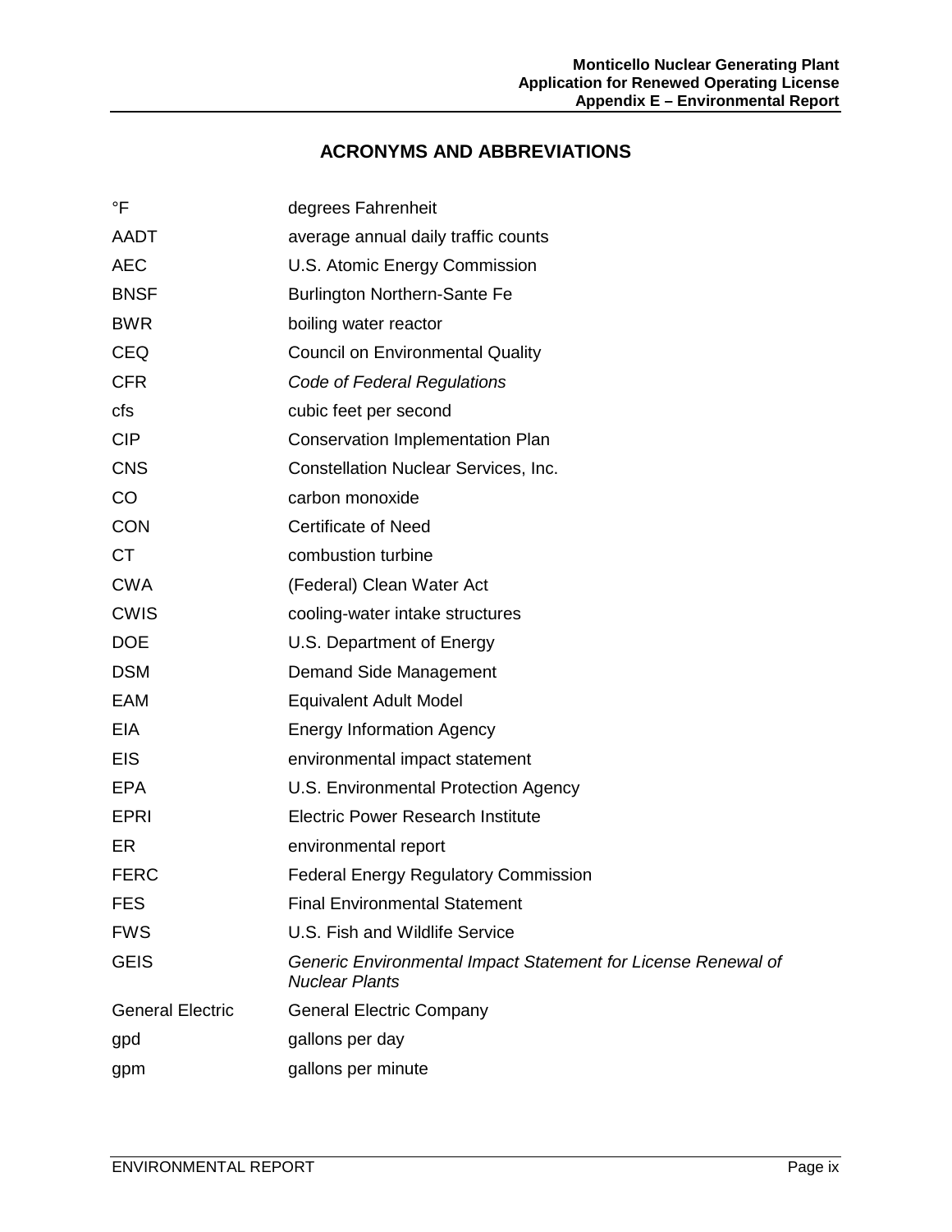## ACRONYMS AND ABBREVIATIONS

| | |
|---|---|
| °F | degrees Fahrenheit |
| AADT | average annual daily traffic counts |
| AEC | U.S. Atomic Energy Commission |
| BNSF | Burlington Northern-Sante Fe |
| BWR | boiling water reactor |
| CEQ | Council on Environmental Quality |
| CFR | *Code of Federal Regulations* |
| cfs | cubic feet per second |
| CIP | Conservation Implementation Plan |
| CNS | Constellation Nuclear Services, Inc. |
| CO | carbon monoxide |
| CON | Certificate of Need |
| CT | combustion turbine |
| CWA | (Federal) Clean Water Act |
| CWIS | cooling-water intake structures |
| DOE | U.S. Department of Energy |
| DSM | Demand Side Management |
| EAM | Equivalent Adult Model |
| EIA | Energy Information Agency |
| EIS | environmental impact statement |
| EPA | U.S. Environmental Protection Agency |
| EPRI | Electric Power Research Institute |
| ER | environmental report |
| FERC | Federal Energy Regulatory Commission |
| FES | Final Environmental Statement |
| FWS | U.S. Fish and Wildlife Service |
| GEIS | *Generic Environmental Impact Statement for License Renewal of Nuclear Plants* |
| General Electric | General Electric Company |
| gpd | gallons per day |
| gpm | gallons per minute |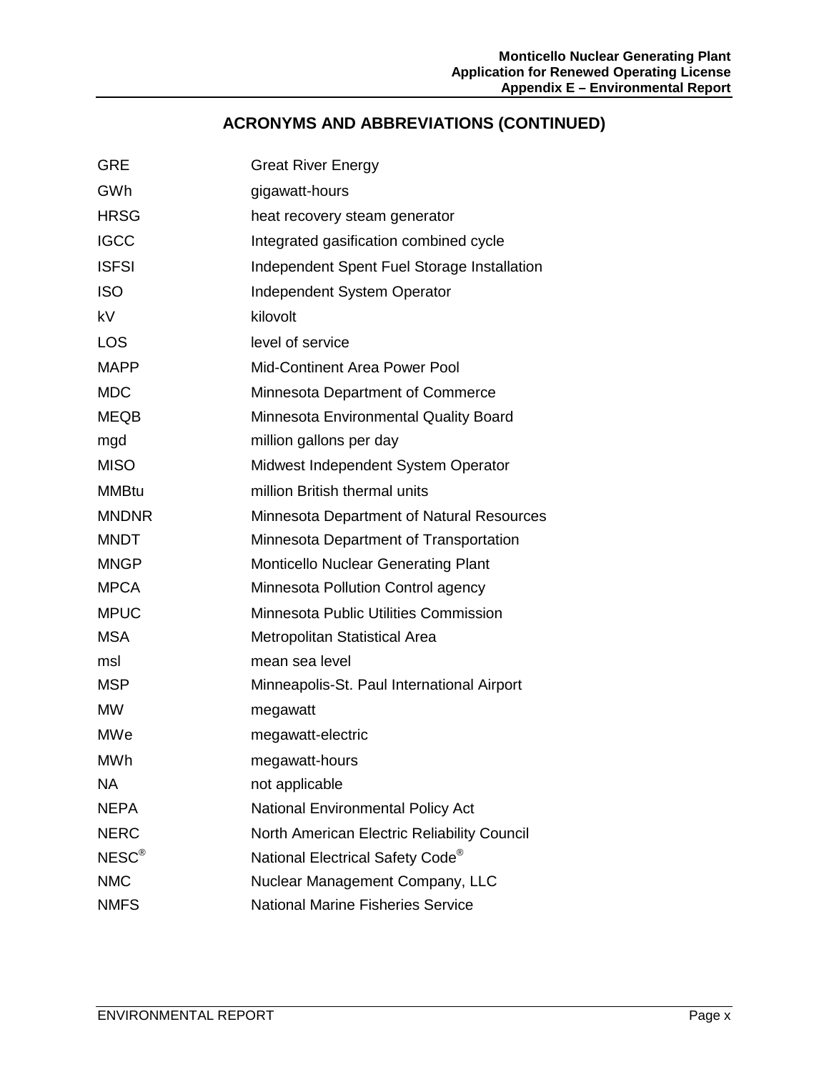## ACRONYMS AND ABBREVIATIONS (CONTINUED)

| | |
|---|---|
| GRE | Great River Energy |
| GWh | gigawatt-hours |
| HRSG | heat recovery steam generator |
| IGCC | Integrated gasification combined cycle |
| ISFSI | Independent Spent Fuel Storage Installation |
| ISO | Independent System Operator |
| kV | kilovolt |
| LOS | level of service |
| MAPP | Mid-Continent Area Power Pool |
| MDC | Minnesota Department of Commerce |
| MEQB | Minnesota Environmental Quality Board |
| mgd | million gallons per day |
| MISO | Midwest Independent System Operator |
| MMBtu | million British thermal units |
| MNDNR | Minnesota Department of Natural Resources |
| MNDT | Minnesota Department of Transportation |
| MNGP | Monticello Nuclear Generating Plant |
| MPCA | Minnesota Pollution Control agency |
| MPUC | Minnesota Public Utilities Commission |
| MSA | Metropolitan Statistical Area |
| msl | mean sea level |
| MSP | Minneapolis-St. Paul International Airport |
| MW | megawatt |
| MWe | megawatt-electric |
| MWh | megawatt-hours |
| NA | not applicable |
| NEPA | National Environmental Policy Act |
| NERC | North American Electric Reliability Council |
| NESC® | National Electrical Safety Code® |
| NMC | Nuclear Management Company, LLC |
| NMFS | National Marine Fisheries Service |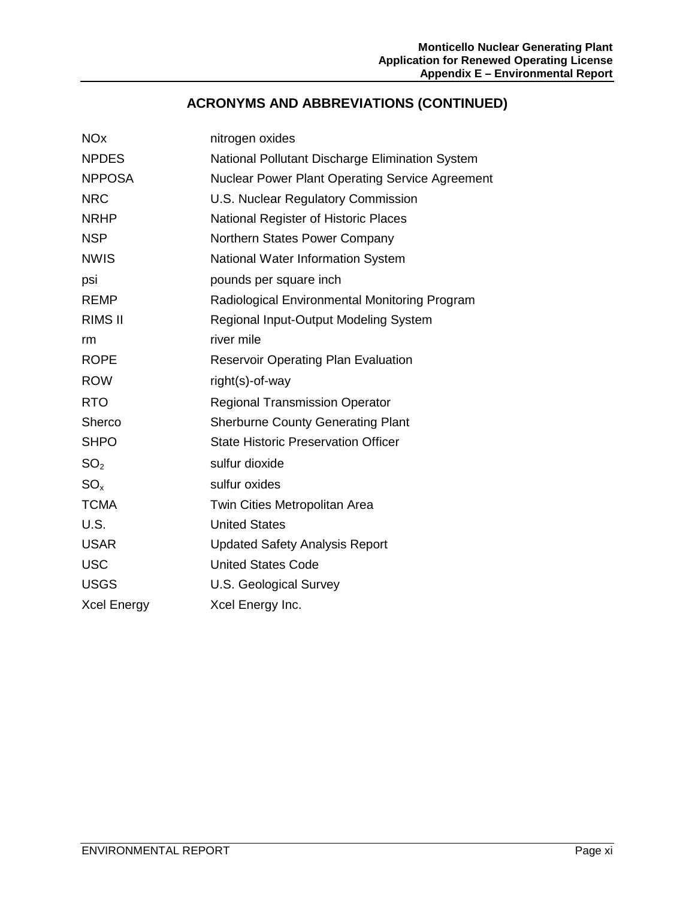## ACRONYMS AND ABBREVIATIONS (CONTINUED)

| | |
|---|---|
| NOx | nitrogen oxides |
| NPDES | National Pollutant Discharge Elimination System |
| NPPOSA | Nuclear Power Plant Operating Service Agreement |
| NRC | U.S. Nuclear Regulatory Commission |
| NRHP | National Register of Historic Places |
| NSP | Northern States Power Company |
| NWIS | National Water Information System |
| psi | pounds per square inch |
| REMP | Radiological Environmental Monitoring Program |
| RIMS II | Regional Input-Output Modeling System |
| rm | river mile |
| ROPE | Reservoir Operating Plan Evaluation |
| ROW | right(s)-of-way |
| RTO | Regional Transmission Operator |
| Sherco | Sherburne County Generating Plant |
| SHPO | State Historic Preservation Officer |
| $SO_2$ | sulfur dioxide |
| $SO_x$ | sulfur oxides |
| TCMA | Twin Cities Metropolitan Area |
| U.S. | United States |
| USAR | Updated Safety Analysis Report |
| USC | United States Code |
| USGS | U.S. Geological Survey |
| Xcel Energy | Xcel Energy Inc. |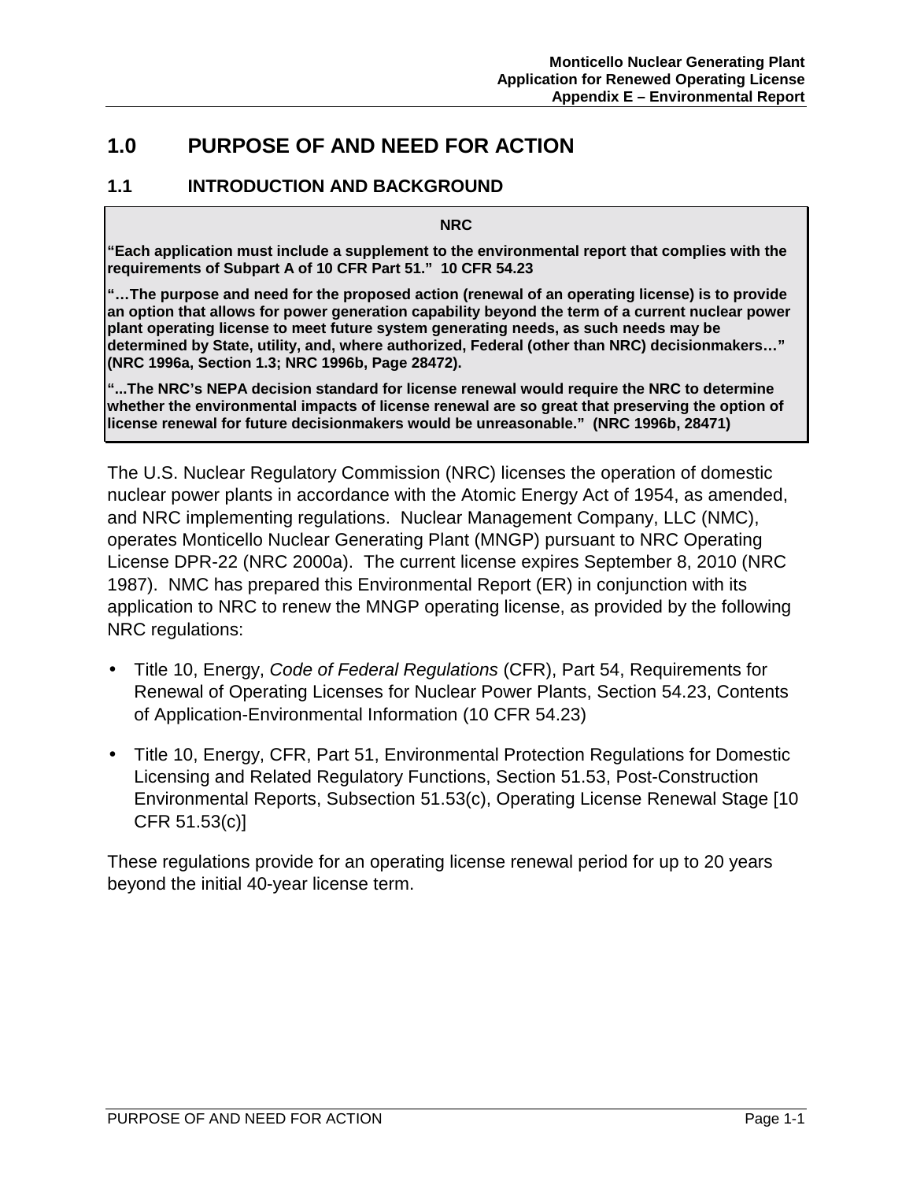# 1.0 PURPOSE OF AND NEED FOR ACTION

## 1.1 INTRODUCTION AND BACKGROUND

> **NRC**
>
> **"Each application must include a supplement to the environmental report that complies with the requirements of Subpart A of 10 CFR Part 51." 10 CFR 54.23**
>
> **"…The purpose and need for the proposed action (renewal of an operating license) is to provide an option that allows for power generation capability beyond the term of a current nuclear power plant operating license to meet future system generating needs, as such needs may be determined by State, utility, and, where authorized, Federal (other than NRC) decisionmakers…" (NRC 1996a, Section 1.3; NRC 1996b, Page 28472).**
>
> **"...The NRC's NEPA decision standard for license renewal would require the NRC to determine whether the environmental impacts of license renewal are so great that preserving the option of license renewal for future decisionmakers would be unreasonable." (NRC 1996b, 28471)**

The U.S. Nuclear Regulatory Commission (NRC) licenses the operation of domestic nuclear power plants in accordance with the Atomic Energy Act of 1954, as amended, and NRC implementing regulations. Nuclear Management Company, LLC (NMC), operates Monticello Nuclear Generating Plant (MNGP) pursuant to NRC Operating License DPR-22 (NRC 2000a). The current license expires September 8, 2010 (NRC 1987). NMC has prepared this Environmental Report (ER) in conjunction with its application to NRC to renew the MNGP operating license, as provided by the following NRC regulations:

- Title 10, Energy, *Code of Federal Regulations* (CFR), Part 54, Requirements for Renewal of Operating Licenses for Nuclear Power Plants, Section 54.23, Contents of Application-Environmental Information (10 CFR 54.23)
- Title 10, Energy, CFR, Part 51, Environmental Protection Regulations for Domestic Licensing and Related Regulatory Functions, Section 51.53, Post-Construction Environmental Reports, Subsection 51.53(c), Operating License Renewal Stage [10 CFR 51.53(c)]

These regulations provide for an operating license renewal period for up to 20 years beyond the initial 40-year license term.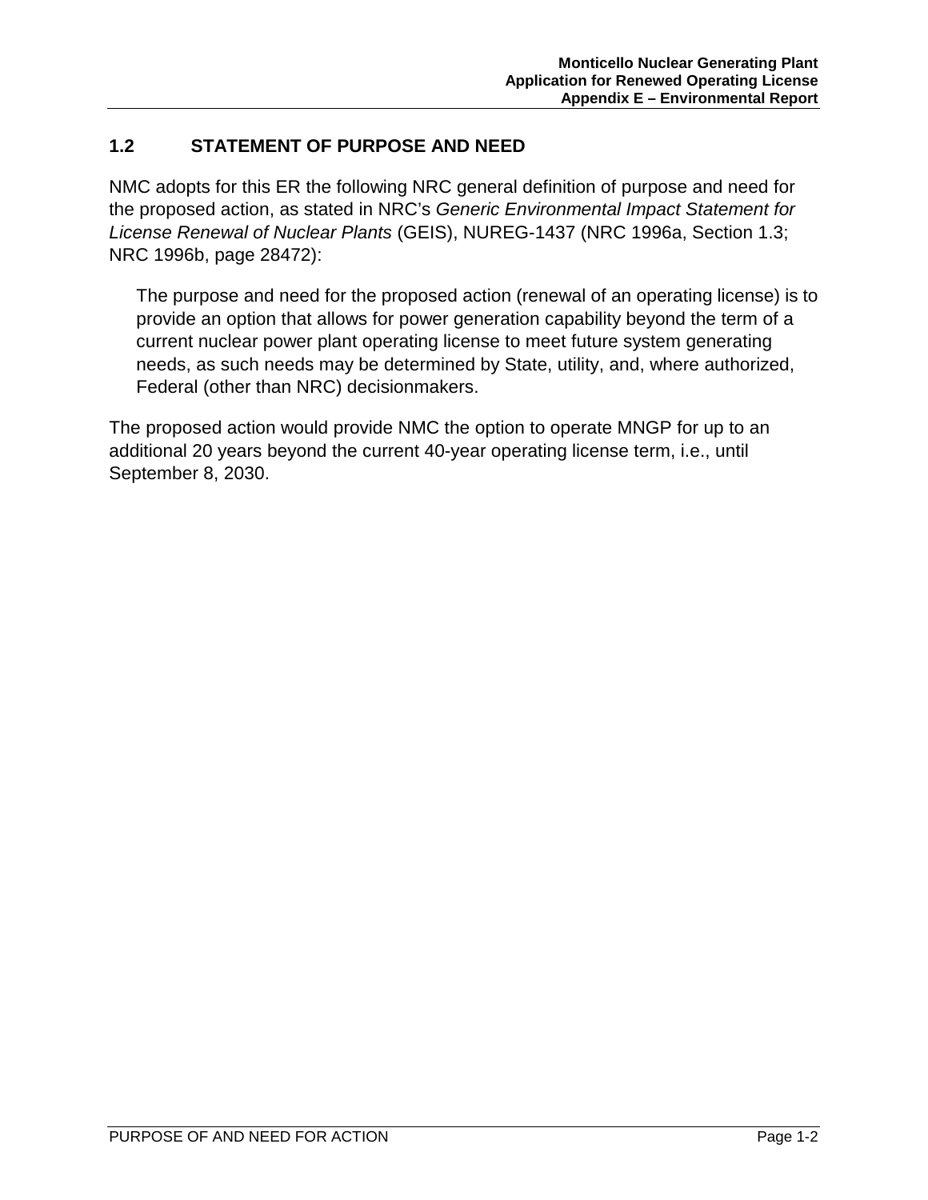## 1.2 STATEMENT OF PURPOSE AND NEED

NMC adopts for this ER the following NRC general definition of purpose and need for the proposed action, as stated in NRC's *Generic Environmental Impact Statement for License Renewal of Nuclear Plants* (GEIS), NUREG-1437 (NRC 1996a, Section 1.3; NRC 1996b, page 28472):

> The purpose and need for the proposed action (renewal of an operating license) is to provide an option that allows for power generation capability beyond the term of a current nuclear power plant operating license to meet future system generating needs, as such needs may be determined by State, utility, and, where authorized, Federal (other than NRC) decisionmakers.

The proposed action would provide NMC the option to operate MNGP for up to an additional 20 years beyond the current 40-year operating license term, i.e., until September 8, 2030.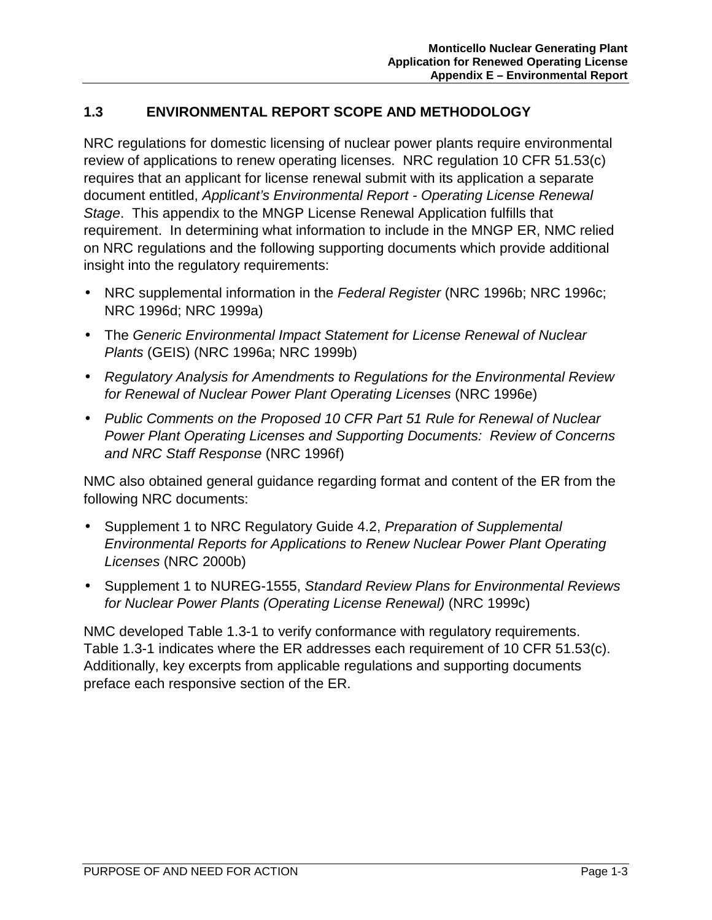## 1.3 ENVIRONMENTAL REPORT SCOPE AND METHODOLOGY

NRC regulations for domestic licensing of nuclear power plants require environmental review of applications to renew operating licenses. NRC regulation 10 CFR 51.53(c) requires that an applicant for license renewal submit with its application a separate document entitled, *Applicant's Environmental Report - Operating License Renewal Stage*. This appendix to the MNGP License Renewal Application fulfills that requirement. In determining what information to include in the MNGP ER, NMC relied on NRC regulations and the following supporting documents which provide additional insight into the regulatory requirements:

- NRC supplemental information in the *Federal Register* (NRC 1996b; NRC 1996c; NRC 1996d; NRC 1999a)
- The *Generic Environmental Impact Statement for License Renewal of Nuclear Plants* (GEIS) (NRC 1996a; NRC 1999b)
- *Regulatory Analysis for Amendments to Regulations for the Environmental Review for Renewal of Nuclear Power Plant Operating Licenses* (NRC 1996e)
- *Public Comments on the Proposed 10 CFR Part 51 Rule for Renewal of Nuclear Power Plant Operating Licenses and Supporting Documents: Review of Concerns and NRC Staff Response* (NRC 1996f)

NMC also obtained general guidance regarding format and content of the ER from the following NRC documents:

- Supplement 1 to NRC Regulatory Guide 4.2, *Preparation of Supplemental Environmental Reports for Applications to Renew Nuclear Power Plant Operating Licenses* (NRC 2000b)
- Supplement 1 to NUREG-1555, *Standard Review Plans for Environmental Reviews for Nuclear Power Plants (Operating License Renewal)* (NRC 1999c)

NMC developed Table 1.3-1 to verify conformance with regulatory requirements. Table 1.3-1 indicates where the ER addresses each requirement of 10 CFR 51.53(c). Additionally, key excerpts from applicable regulations and supporting documents preface each responsive section of the ER.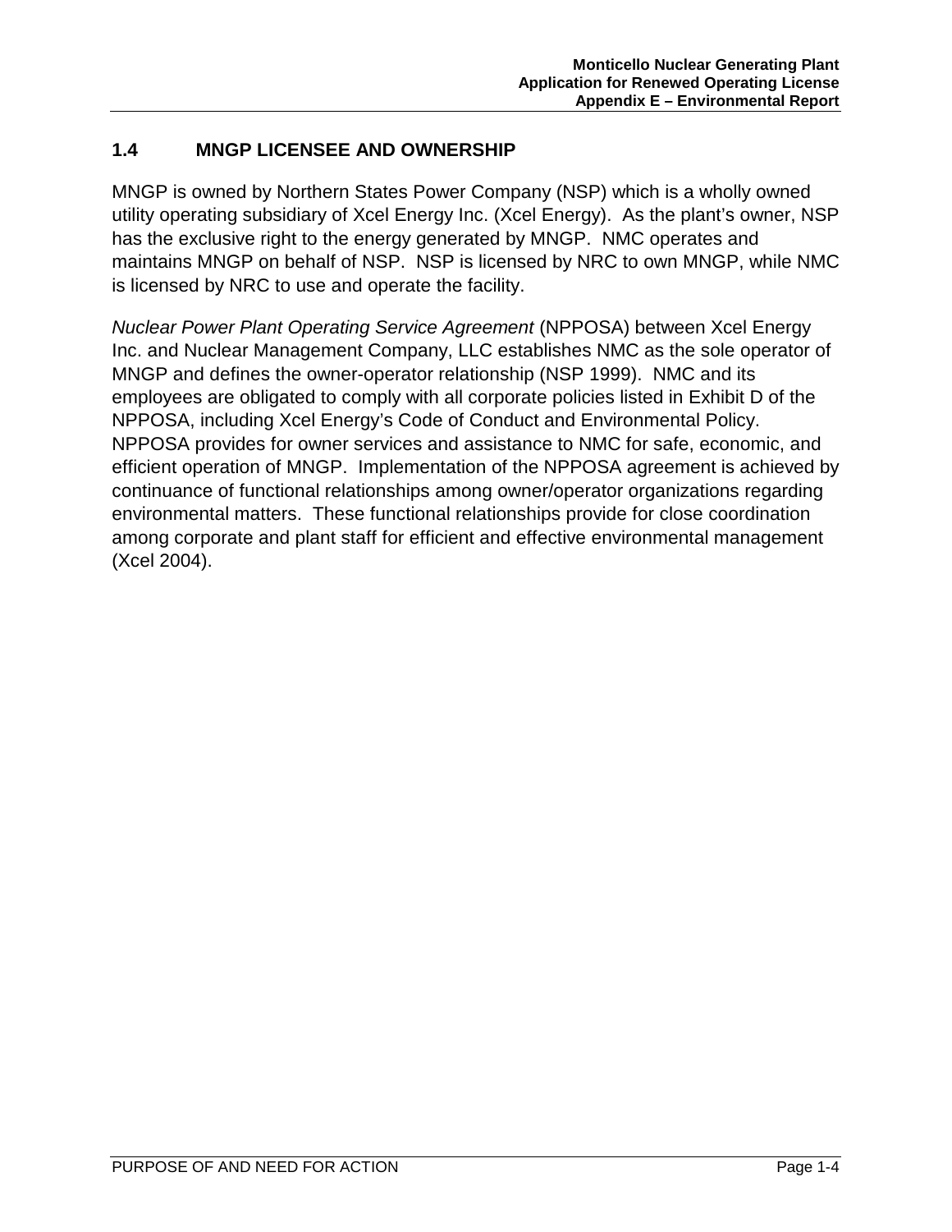## 1.4 MNGP LICENSEE AND OWNERSHIP

MNGP is owned by Northern States Power Company (NSP) which is a wholly owned utility operating subsidiary of Xcel Energy Inc. (Xcel Energy). As the plant's owner, NSP has the exclusive right to the energy generated by MNGP. NMC operates and maintains MNGP on behalf of NSP. NSP is licensed by NRC to own MNGP, while NMC is licensed by NRC to use and operate the facility.

*Nuclear Power Plant Operating Service Agreement* (NPPOSA) between Xcel Energy Inc. and Nuclear Management Company, LLC establishes NMC as the sole operator of MNGP and defines the owner-operator relationship (NSP 1999). NMC and its employees are obligated to comply with all corporate policies listed in Exhibit D of the NPPOSA, including Xcel Energy's Code of Conduct and Environmental Policy. NPPOSA provides for owner services and assistance to NMC for safe, economic, and efficient operation of MNGP. Implementation of the NPPOSA agreement is achieved by continuance of functional relationships among owner/operator organizations regarding environmental matters. These functional relationships provide for close coordination among corporate and plant staff for efficient and effective environmental management (Xcel 2004).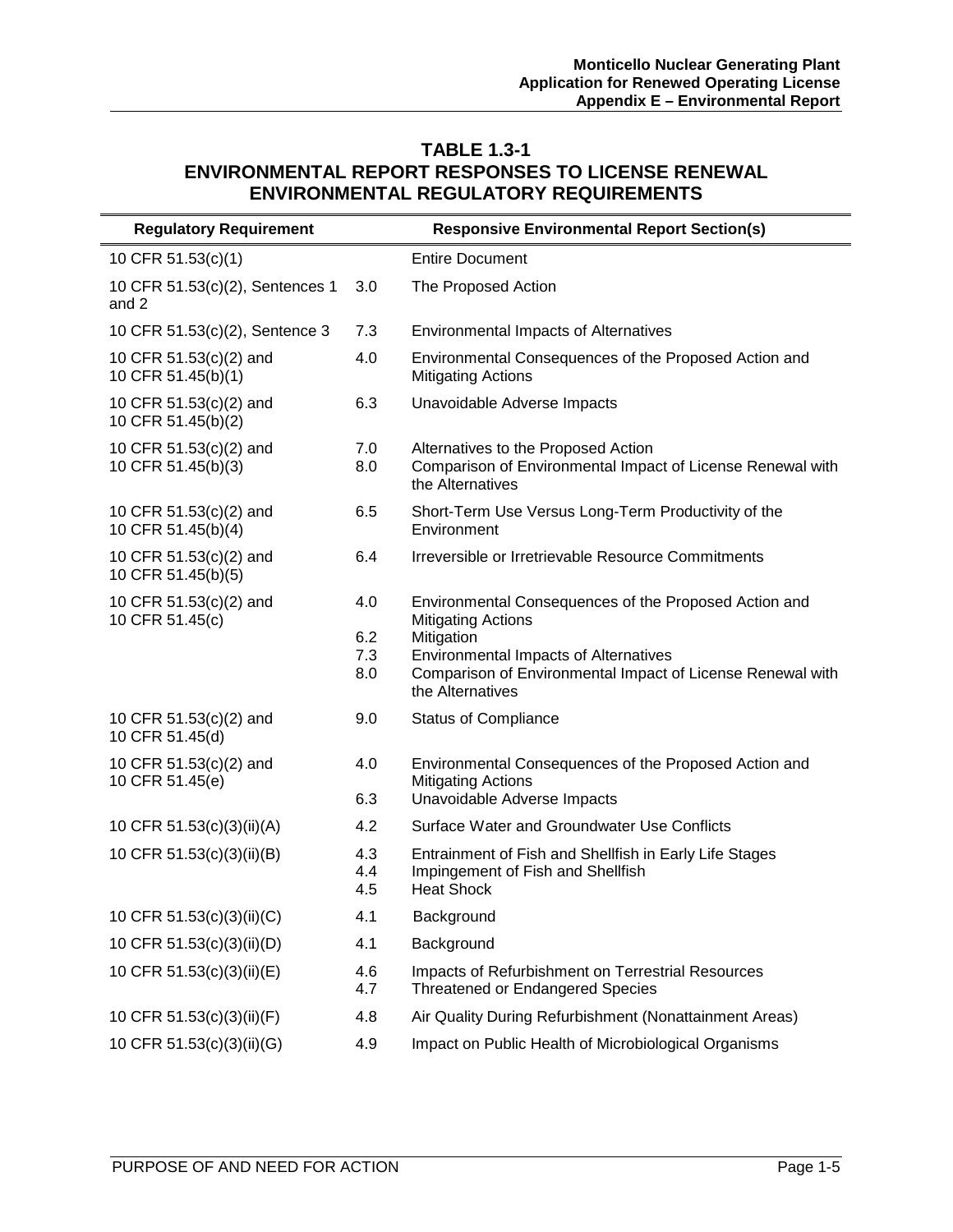## TABLE 1.3-1
## ENVIRONMENTAL REPORT RESPONSES TO LICENSE RENEWAL ENVIRONMENTAL REGULATORY REQUIREMENTS

| Regulatory Requirement | | Responsive Environmental Report Section(s) |
|---|---|---|
| 10 CFR 51.53(c)(1) | | Entire Document |
| 10 CFR 51.53(c)(2), Sentences 1 and 2 | 3.0 | The Proposed Action |
| 10 CFR 51.53(c)(2), Sentence 3 | 7.3 | Environmental Impacts of Alternatives |
| 10 CFR 51.53(c)(2) and 10 CFR 51.45(b)(1) | 4.0 | Environmental Consequences of the Proposed Action and Mitigating Actions |
| 10 CFR 51.53(c)(2) and 10 CFR 51.45(b)(2) | 6.3 | Unavoidable Adverse Impacts |
| 10 CFR 51.53(c)(2) and 10 CFR 51.45(b)(3) | 7.0<br>8.0 | Alternatives to the Proposed Action<br>Comparison of Environmental Impact of License Renewal with the Alternatives |
| 10 CFR 51.53(c)(2) and 10 CFR 51.45(b)(4) | 6.5 | Short-Term Use Versus Long-Term Productivity of the Environment |
| 10 CFR 51.53(c)(2) and 10 CFR 51.45(b)(5) | 6.4 | Irreversible or Irretrievable Resource Commitments |
| 10 CFR 51.53(c)(2) and 10 CFR 51.45(c) | 4.0<br>6.2<br>7.3<br>8.0 | Environmental Consequences of the Proposed Action and Mitigating Actions<br>Mitigation<br>Environmental Impacts of Alternatives<br>Comparison of Environmental Impact of License Renewal with the Alternatives |
| 10 CFR 51.53(c)(2) and 10 CFR 51.45(d) | 9.0 | Status of Compliance |
| 10 CFR 51.53(c)(2) and 10 CFR 51.45(e) | 4.0<br>6.3 | Environmental Consequences of the Proposed Action and Mitigating Actions<br>Unavoidable Adverse Impacts |
| 10 CFR 51.53(c)(3)(ii)(A) | 4.2 | Surface Water and Groundwater Use Conflicts |
| 10 CFR 51.53(c)(3)(ii)(B) | 4.3<br>4.4<br>4.5 | Entrainment of Fish and Shellfish in Early Life Stages<br>Impingement of Fish and Shellfish<br>Heat Shock |
| 10 CFR 51.53(c)(3)(ii)(C) | 4.1 | Background |
| 10 CFR 51.53(c)(3)(ii)(D) | 4.1 | Background |
| 10 CFR 51.53(c)(3)(ii)(E) | 4.6<br>4.7 | Impacts of Refurbishment on Terrestrial Resources<br>Threatened or Endangered Species |
| 10 CFR 51.53(c)(3)(ii)(F) | 4.8 | Air Quality During Refurbishment (Nonattainment Areas) |
| 10 CFR 51.53(c)(3)(ii)(G) | 4.9 | Impact on Public Health of Microbiological Organisms |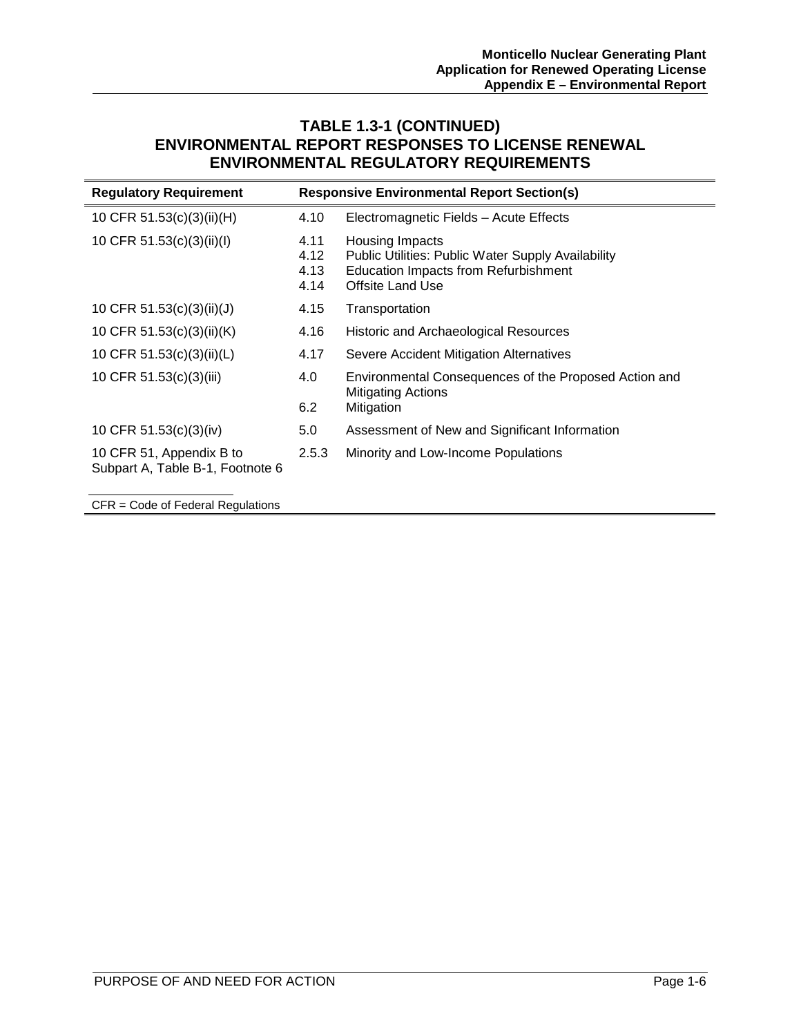## TABLE 1.3-1 (CONTINUED) ENVIRONMENTAL REPORT RESPONSES TO LICENSE RENEWAL ENVIRONMENTAL REGULATORY REQUIREMENTS

| Regulatory Requirement | Responsive Environmental Report Section(s) | |
|---|---|---|
| 10 CFR 51.53(c)(3)(ii)(H) | 4.10 | Electromagnetic Fields – Acute Effects |
| 10 CFR 51.53(c)(3)(ii)(I) | 4.11<br>4.12<br>4.13<br>4.14 | Housing Impacts<br>Public Utilities: Public Water Supply Availability<br>Education Impacts from Refurbishment<br>Offsite Land Use |
| 10 CFR 51.53(c)(3)(ii)(J) | 4.15 | Transportation |
| 10 CFR 51.53(c)(3)(ii)(K) | 4.16 | Historic and Archaeological Resources |
| 10 CFR 51.53(c)(3)(ii)(L) | 4.17 | Severe Accident Mitigation Alternatives |
| 10 CFR 51.53(c)(3)(iii) | 4.0<br>6.2 | Environmental Consequences of the Proposed Action and Mitigating Actions<br>Mitigation |
| 10 CFR 51.53(c)(3)(iv) | 5.0 | Assessment of New and Significant Information |
| 10 CFR 51, Appendix B to Subpart A, Table B-1, Footnote 6 | 2.5.3 | Minority and Low-Income Populations |

CFR = Code of Federal Regulations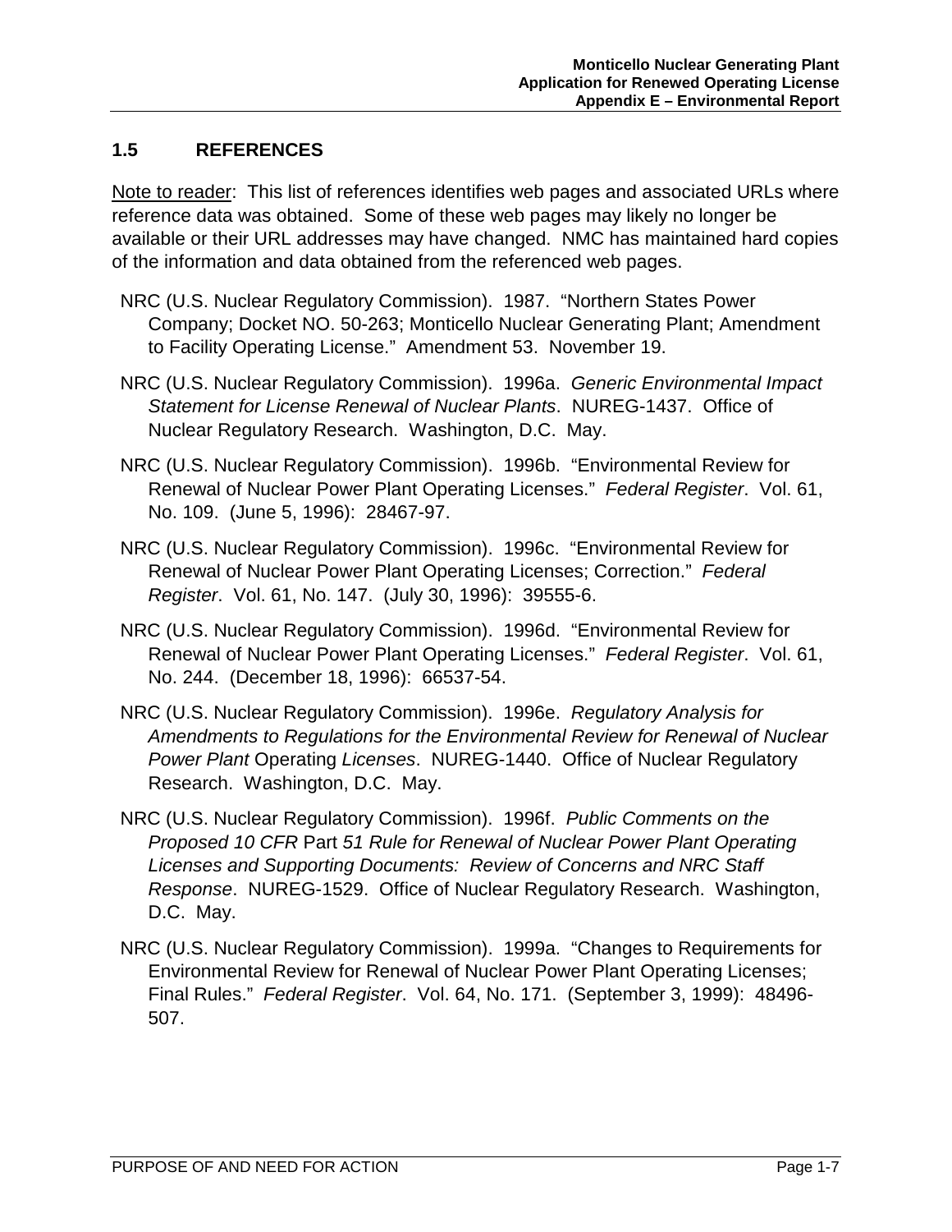## 1.5 REFERENCES

<u>Note to reader</u>: This list of references identifies web pages and associated URLs where reference data was obtained. Some of these web pages may likely no longer be available or their URL addresses may have changed. NMC has maintained hard copies of the information and data obtained from the referenced web pages.

NRC (U.S. Nuclear Regulatory Commission). 1987. "Northern States Power Company; Docket NO. 50-263; Monticello Nuclear Generating Plant; Amendment to Facility Operating License." Amendment 53. November 19.

NRC (U.S. Nuclear Regulatory Commission). 1996a. *Generic Environmental Impact Statement for License Renewal of Nuclear Plants*. NUREG-1437. Office of Nuclear Regulatory Research. Washington, D.C. May.

NRC (U.S. Nuclear Regulatory Commission). 1996b. "Environmental Review for Renewal of Nuclear Power Plant Operating Licenses." *Federal Register*. Vol. 61, No. 109. (June 5, 1996): 28467-97.

NRC (U.S. Nuclear Regulatory Commission). 1996c. "Environmental Review for Renewal of Nuclear Power Plant Operating Licenses; Correction." *Federal Register*. Vol. 61, No. 147. (July 30, 1996): 39555-6.

NRC (U.S. Nuclear Regulatory Commission). 1996d. "Environmental Review for Renewal of Nuclear Power Plant Operating Licenses." *Federal Register*. Vol. 61, No. 244. (December 18, 1996): 66537-54.

NRC (U.S. Nuclear Regulatory Commission). 1996e. *Regulatory Analysis for Amendments to Regulations for the Environmental Review for Renewal of Nuclear Power Plant* Operating *Licenses*. NUREG-1440. Office of Nuclear Regulatory Research. Washington, D.C. May.

NRC (U.S. Nuclear Regulatory Commission). 1996f. *Public Comments on the Proposed 10 CFR* Part *51 Rule for Renewal of Nuclear Power Plant Operating Licenses and Supporting Documents: Review of Concerns and NRC Staff Response*. NUREG-1529. Office of Nuclear Regulatory Research. Washington, D.C. May.

NRC (U.S. Nuclear Regulatory Commission). 1999a. "Changes to Requirements for Environmental Review for Renewal of Nuclear Power Plant Operating Licenses; Final Rules." *Federal Register*. Vol. 64, No. 171. (September 3, 1999): 48496-507.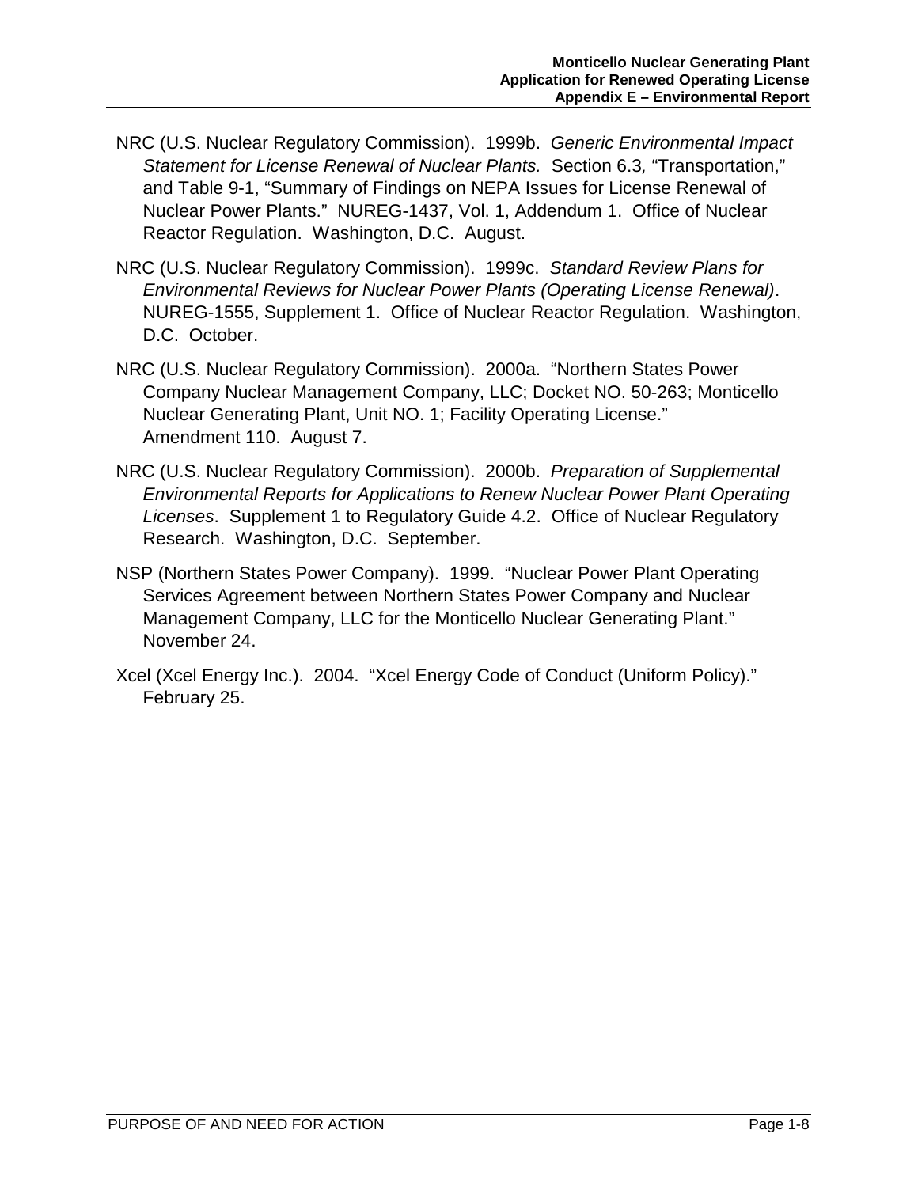NRC (U.S. Nuclear Regulatory Commission). 1999b. *Generic Environmental Impact Statement for License Renewal of Nuclear Plants.* Section 6.3, "Transportation," and Table 9-1, "Summary of Findings on NEPA Issues for License Renewal of Nuclear Power Plants." NUREG-1437, Vol. 1, Addendum 1. Office of Nuclear Reactor Regulation. Washington, D.C. August.

NRC (U.S. Nuclear Regulatory Commission). 1999c. *Standard Review Plans for Environmental Reviews for Nuclear Power Plants (Operating License Renewal)*. NUREG-1555, Supplement 1. Office of Nuclear Reactor Regulation. Washington, D.C. October.

NRC (U.S. Nuclear Regulatory Commission). 2000a. "Northern States Power Company Nuclear Management Company, LLC; Docket NO. 50-263; Monticello Nuclear Generating Plant, Unit NO. 1; Facility Operating License." Amendment 110. August 7.

NRC (U.S. Nuclear Regulatory Commission). 2000b. *Preparation of Supplemental Environmental Reports for Applications to Renew Nuclear Power Plant Operating Licenses*. Supplement 1 to Regulatory Guide 4.2. Office of Nuclear Regulatory Research. Washington, D.C. September.

NSP (Northern States Power Company). 1999. "Nuclear Power Plant Operating Services Agreement between Northern States Power Company and Nuclear Management Company, LLC for the Monticello Nuclear Generating Plant." November 24.

Xcel (Xcel Energy Inc.). 2004. "Xcel Energy Code of Conduct (Uniform Policy)." February 25.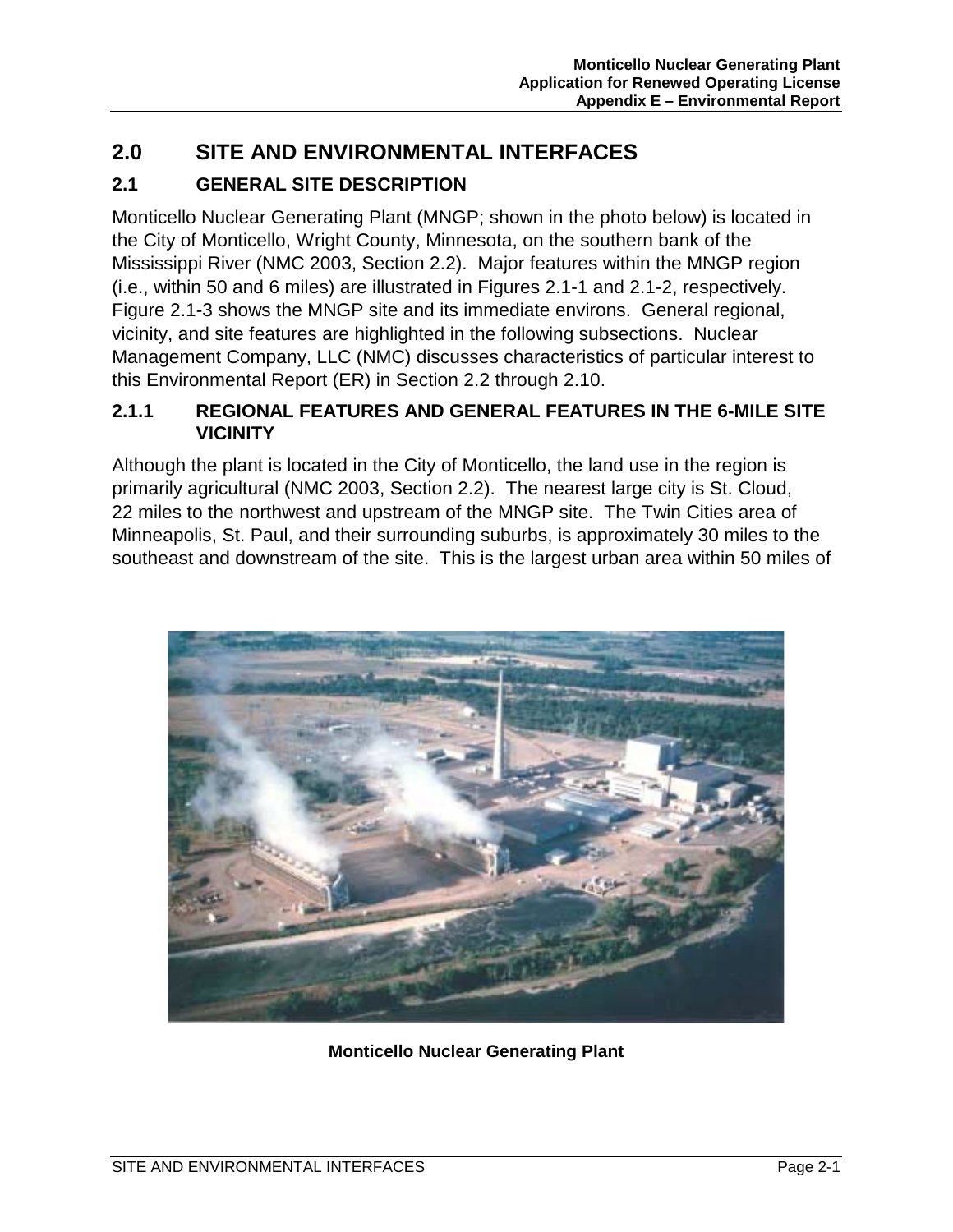# 2.0 SITE AND ENVIRONMENTAL INTERFACES

## 2.1 GENERAL SITE DESCRIPTION

Monticello Nuclear Generating Plant (MNGP; shown in the photo below) is located in the City of Monticello, Wright County, Minnesota, on the southern bank of the Mississippi River (NMC 2003, Section 2.2). Major features within the MNGP region (i.e., within 50 and 6 miles) are illustrated in Figures 2.1-1 and 2.1-2, respectively. Figure 2.1-3 shows the MNGP site and its immediate environs. General regional, vicinity, and site features are highlighted in the following subsections. Nuclear Management Company, LLC (NMC) discusses characteristics of particular interest to this Environmental Report (ER) in Section 2.2 through 2.10.

### 2.1.1 REGIONAL FEATURES AND GENERAL FEATURES IN THE 6-MILE SITE VICINITY

Although the plant is located in the City of Monticello, the land use in the region is primarily agricultural (NMC 2003, Section 2.2). The nearest large city is St. Cloud, 22 miles to the northwest and upstream of the MNGP site. The Twin Cities area of Minneapolis, St. Paul, and their surrounding suburbs, is approximately 30 miles to the southeast and downstream of the site. This is the largest urban area within 50 miles of

**Monticello Nuclear Generating Plant**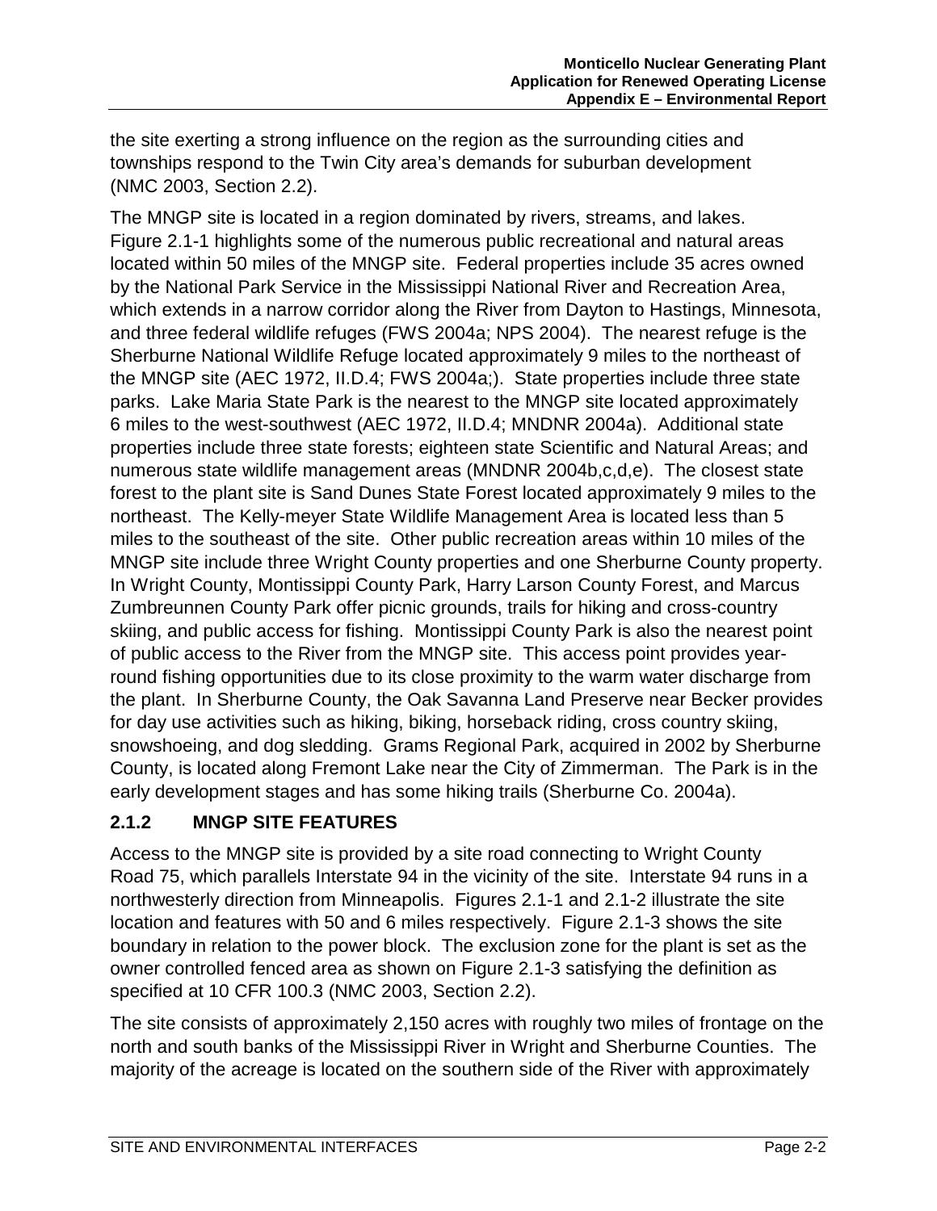the site exerting a strong influence on the region as the surrounding cities and townships respond to the Twin City area's demands for suburban development (NMC 2003, Section 2.2).

The MNGP site is located in a region dominated by rivers, streams, and lakes. Figure 2.1-1 highlights some of the numerous public recreational and natural areas located within 50 miles of the MNGP site. Federal properties include 35 acres owned by the National Park Service in the Mississippi National River and Recreation Area, which extends in a narrow corridor along the River from Dayton to Hastings, Minnesota, and three federal wildlife refuges (FWS 2004a; NPS 2004). The nearest refuge is the Sherburne National Wildlife Refuge located approximately 9 miles to the northeast of the MNGP site (AEC 1972, II.D.4; FWS 2004a;). State properties include three state parks. Lake Maria State Park is the nearest to the MNGP site located approximately 6 miles to the west-southwest (AEC 1972, II.D.4; MNDNR 2004a). Additional state properties include three state forests; eighteen state Scientific and Natural Areas; and numerous state wildlife management areas (MNDNR 2004b,c,d,e). The closest state forest to the plant site is Sand Dunes State Forest located approximately 9 miles to the northeast. The Kelly-meyer State Wildlife Management Area is located less than 5 miles to the southeast of the site. Other public recreation areas within 10 miles of the MNGP site include three Wright County properties and one Sherburne County property. In Wright County, Montissippi County Park, Harry Larson County Forest, and Marcus Zumbreunnen County Park offer picnic grounds, trails for hiking and cross-country skiing, and public access for fishing. Montissippi County Park is also the nearest point of public access to the River from the MNGP site. This access point provides year-round fishing opportunities due to its close proximity to the warm water discharge from the plant. In Sherburne County, the Oak Savanna Land Preserve near Becker provides for day use activities such as hiking, biking, horseback riding, cross country skiing, snowshoeing, and dog sledding. Grams Regional Park, acquired in 2002 by Sherburne County, is located along Fremont Lake near the City of Zimmerman. The Park is in the early development stages and has some hiking trails (Sherburne Co. 2004a).

### 2.1.2 MNGP SITE FEATURES

Access to the MNGP site is provided by a site road connecting to Wright County Road 75, which parallels Interstate 94 in the vicinity of the site. Interstate 94 runs in a northwesterly direction from Minneapolis. Figures 2.1-1 and 2.1-2 illustrate the site location and features with 50 and 6 miles respectively. Figure 2.1-3 shows the site boundary in relation to the power block. The exclusion zone for the plant is set as the owner controlled fenced area as shown on Figure 2.1-3 satisfying the definition as specified at 10 CFR 100.3 (NMC 2003, Section 2.2).

The site consists of approximately 2,150 acres with roughly two miles of frontage on the north and south banks of the Mississippi River in Wright and Sherburne Counties. The majority of the acreage is located on the southern side of the River with approximately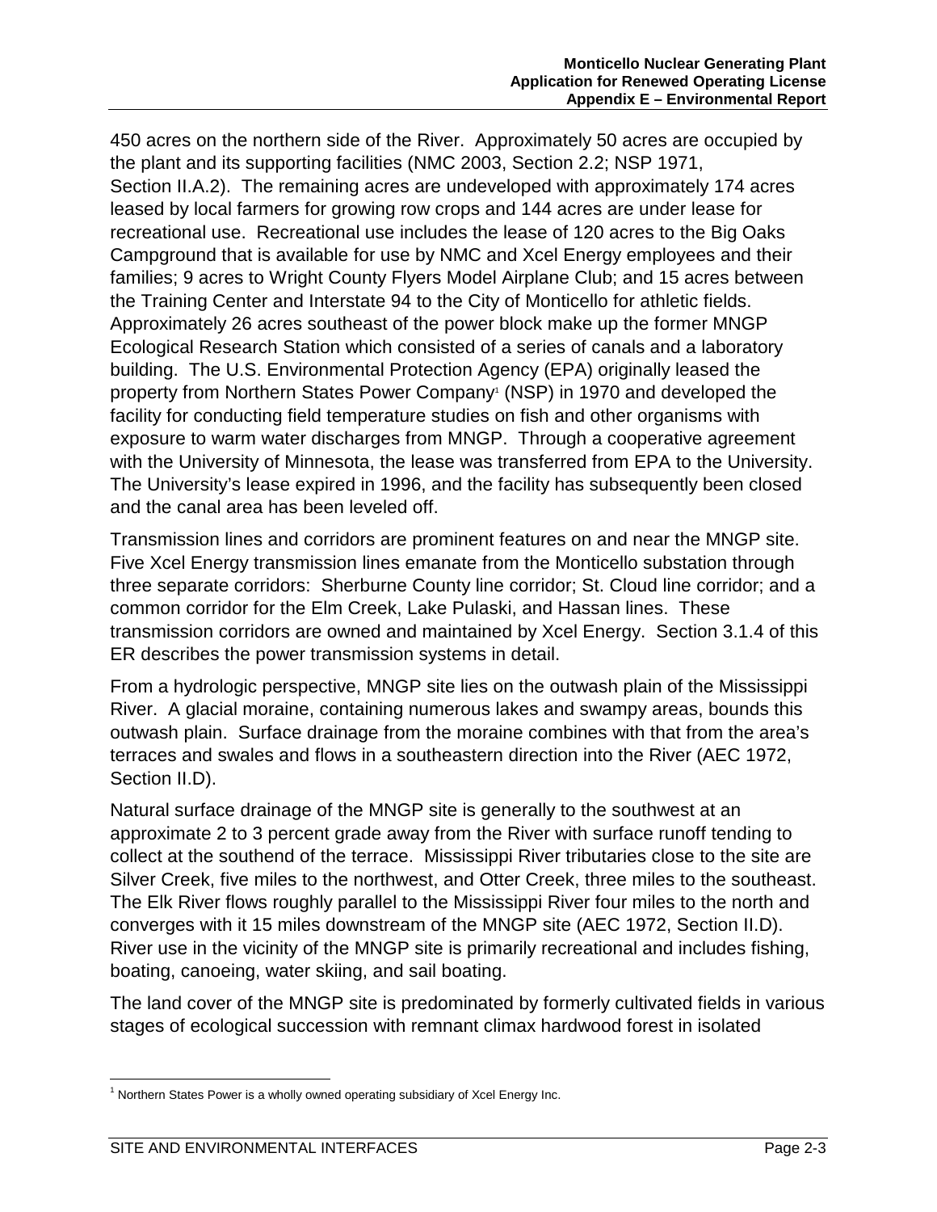450 acres on the northern side of the River. Approximately 50 acres are occupied by the plant and its supporting facilities (NMC 2003, Section 2.2; NSP 1971, Section II.A.2). The remaining acres are undeveloped with approximately 174 acres leased by local farmers for growing row crops and 144 acres are under lease for recreational use. Recreational use includes the lease of 120 acres to the Big Oaks Campground that is available for use by NMC and Xcel Energy employees and their families; 9 acres to Wright County Flyers Model Airplane Club; and 15 acres between the Training Center and Interstate 94 to the City of Monticello for athletic fields. Approximately 26 acres southeast of the power block make up the former MNGP Ecological Research Station which consisted of a series of canals and a laboratory building. The U.S. Environmental Protection Agency (EPA) originally leased the property from Northern States Power Company[1] (NSP) in 1970 and developed the facility for conducting field temperature studies on fish and other organisms with exposure to warm water discharges from MNGP. Through a cooperative agreement with the University of Minnesota, the lease was transferred from EPA to the University. The University's lease expired in 1996, and the facility has subsequently been closed and the canal area has been leveled off.

Transmission lines and corridors are prominent features on and near the MNGP site. Five Xcel Energy transmission lines emanate from the Monticello substation through three separate corridors: Sherburne County line corridor; St. Cloud line corridor; and a common corridor for the Elm Creek, Lake Pulaski, and Hassan lines. These transmission corridors are owned and maintained by Xcel Energy. Section 3.1.4 of this ER describes the power transmission systems in detail.

From a hydrologic perspective, MNGP site lies on the outwash plain of the Mississippi River. A glacial moraine, containing numerous lakes and swampy areas, bounds this outwash plain. Surface drainage from the moraine combines with that from the area's terraces and swales and flows in a southeastern direction into the River (AEC 1972, Section II.D).

Natural surface drainage of the MNGP site is generally to the southwest at an approximate 2 to 3 percent grade away from the River with surface runoff tending to collect at the southend of the terrace. Mississippi River tributaries close to the site are Silver Creek, five miles to the northwest, and Otter Creek, three miles to the southeast. The Elk River flows roughly parallel to the Mississippi River four miles to the north and converges with it 15 miles downstream of the MNGP site (AEC 1972, Section II.D). River use in the vicinity of the MNGP site is primarily recreational and includes fishing, boating, canoeing, water skiing, and sail boating.

The land cover of the MNGP site is predominated by formerly cultivated fields in various stages of ecological succession with remnant climax hardwood forest in isolated

---

[1] Northern States Power is a wholly owned operating subsidiary of Xcel Energy Inc.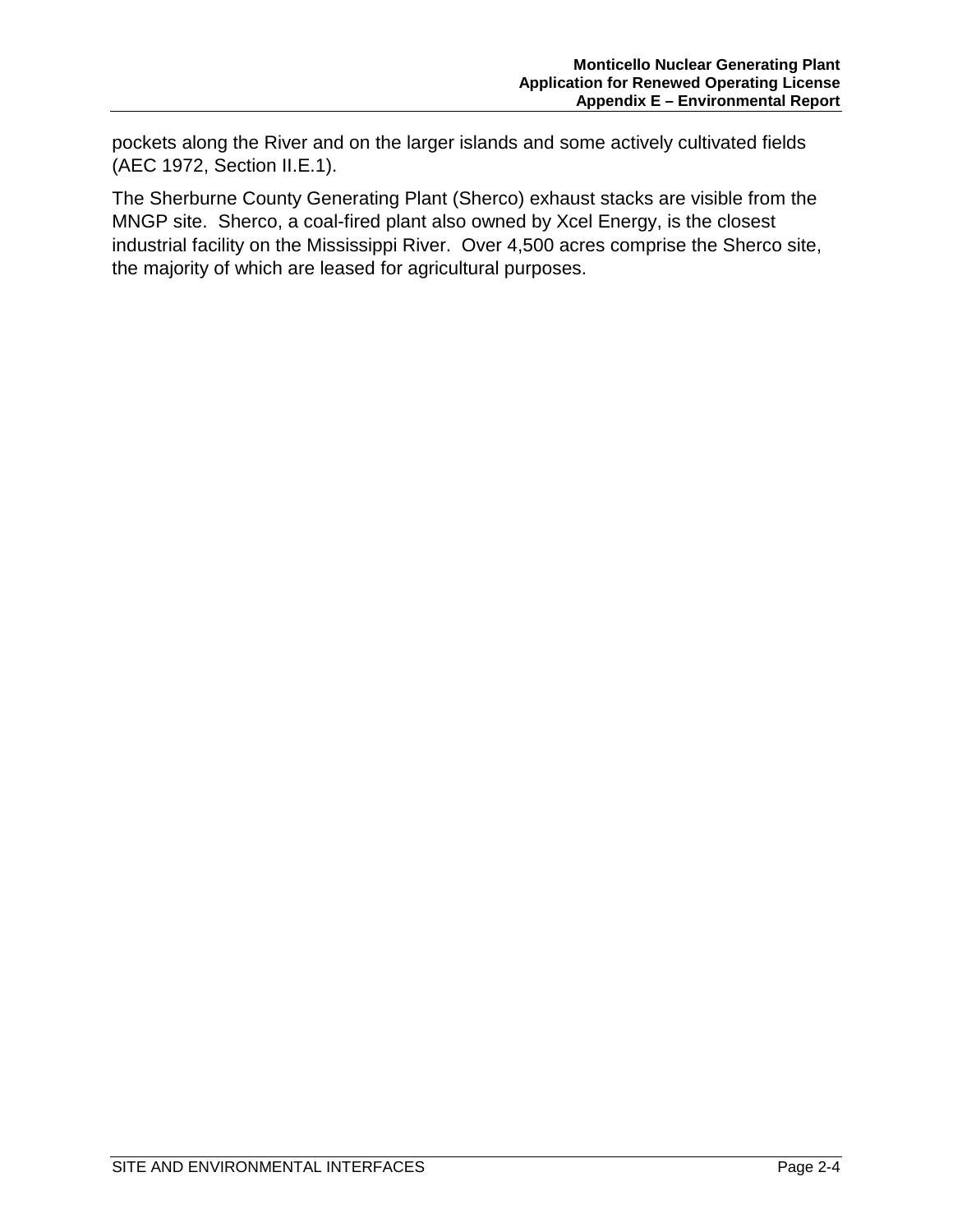pockets along the River and on the larger islands and some actively cultivated fields (AEC 1972, Section II.E.1).

The Sherburne County Generating Plant (Sherco) exhaust stacks are visible from the MNGP site. Sherco, a coal-fired plant also owned by Xcel Energy, is the closest industrial facility on the Mississippi River. Over 4,500 acres comprise the Sherco site, the majority of which are leased for agricultural purposes.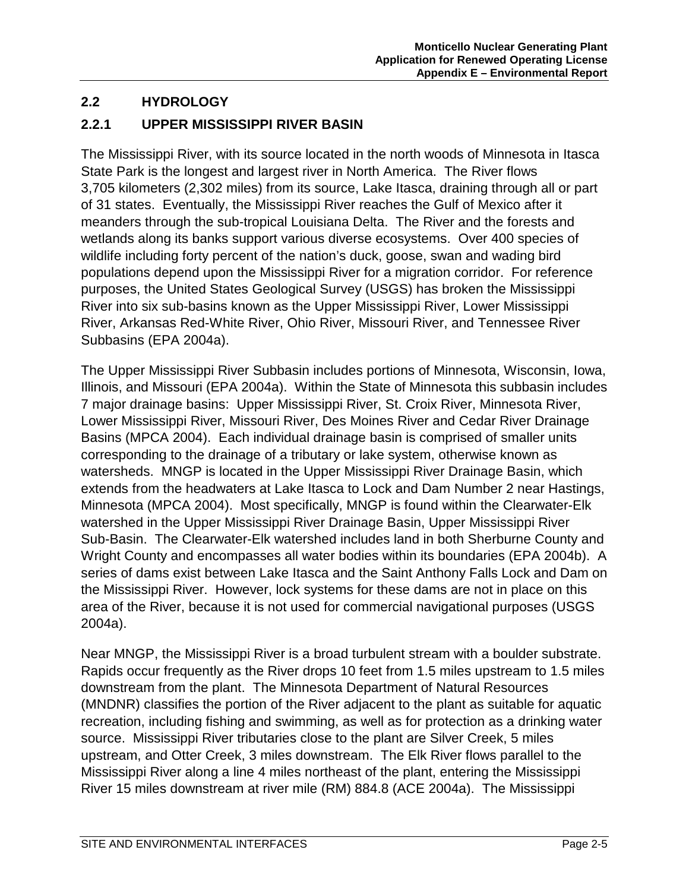## 2.2 HYDROLOGY

### 2.2.1 UPPER MISSISSIPPI RIVER BASIN

The Mississippi River, with its source located in the north woods of Minnesota in Itasca State Park is the longest and largest river in North America. The River flows 3,705 kilometers (2,302 miles) from its source, Lake Itasca, draining through all or part of 31 states. Eventually, the Mississippi River reaches the Gulf of Mexico after it meanders through the sub-tropical Louisiana Delta. The River and the forests and wetlands along its banks support various diverse ecosystems. Over 400 species of wildlife including forty percent of the nation's duck, goose, swan and wading bird populations depend upon the Mississippi River for a migration corridor. For reference purposes, the United States Geological Survey (USGS) has broken the Mississippi River into six sub-basins known as the Upper Mississippi River, Lower Mississippi River, Arkansas Red-White River, Ohio River, Missouri River, and Tennessee River Subbasins (EPA 2004a).

The Upper Mississippi River Subbasin includes portions of Minnesota, Wisconsin, Iowa, Illinois, and Missouri (EPA 2004a). Within the State of Minnesota this subbasin includes 7 major drainage basins: Upper Mississippi River, St. Croix River, Minnesota River, Lower Mississippi River, Missouri River, Des Moines River and Cedar River Drainage Basins (MPCA 2004). Each individual drainage basin is comprised of smaller units corresponding to the drainage of a tributary or lake system, otherwise known as watersheds. MNGP is located in the Upper Mississippi River Drainage Basin, which extends from the headwaters at Lake Itasca to Lock and Dam Number 2 near Hastings, Minnesota (MPCA 2004). Most specifically, MNGP is found within the Clearwater-Elk watershed in the Upper Mississippi River Drainage Basin, Upper Mississippi River Sub-Basin. The Clearwater-Elk watershed includes land in both Sherburne County and Wright County and encompasses all water bodies within its boundaries (EPA 2004b). A series of dams exist between Lake Itasca and the Saint Anthony Falls Lock and Dam on the Mississippi River. However, lock systems for these dams are not in place on this area of the River, because it is not used for commercial navigational purposes (USGS 2004a).

Near MNGP, the Mississippi River is a broad turbulent stream with a boulder substrate. Rapids occur frequently as the River drops 10 feet from 1.5 miles upstream to 1.5 miles downstream from the plant. The Minnesota Department of Natural Resources (MNDNR) classifies the portion of the River adjacent to the plant as suitable for aquatic recreation, including fishing and swimming, as well as for protection as a drinking water source. Mississippi River tributaries close to the plant are Silver Creek, 5 miles upstream, and Otter Creek, 3 miles downstream. The Elk River flows parallel to the Mississippi River along a line 4 miles northeast of the plant, entering the Mississippi River 15 miles downstream at river mile (RM) 884.8 (ACE 2004a). The Mississippi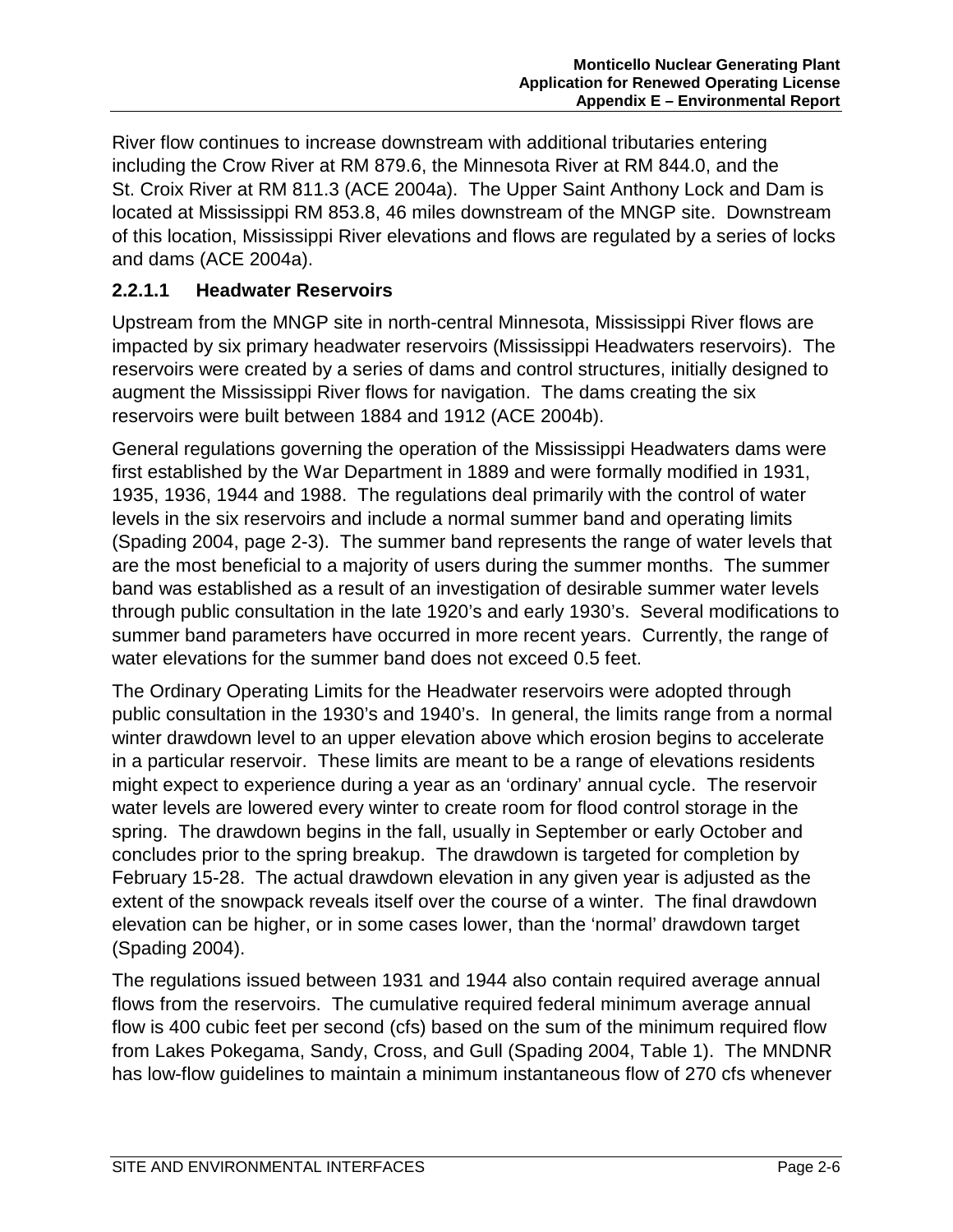River flow continues to increase downstream with additional tributaries entering including the Crow River at RM 879.6, the Minnesota River at RM 844.0, and the St. Croix River at RM 811.3 (ACE 2004a). The Upper Saint Anthony Lock and Dam is located at Mississippi RM 853.8, 46 miles downstream of the MNGP site. Downstream of this location, Mississippi River elevations and flows are regulated by a series of locks and dams (ACE 2004a).

#### 2.2.1.1 Headwater Reservoirs

Upstream from the MNGP site in north-central Minnesota, Mississippi River flows are impacted by six primary headwater reservoirs (Mississippi Headwaters reservoirs). The reservoirs were created by a series of dams and control structures, initially designed to augment the Mississippi River flows for navigation. The dams creating the six reservoirs were built between 1884 and 1912 (ACE 2004b).

General regulations governing the operation of the Mississippi Headwaters dams were first established by the War Department in 1889 and were formally modified in 1931, 1935, 1936, 1944 and 1988. The regulations deal primarily with the control of water levels in the six reservoirs and include a normal summer band and operating limits (Spading 2004, page 2-3). The summer band represents the range of water levels that are the most beneficial to a majority of users during the summer months. The summer band was established as a result of an investigation of desirable summer water levels through public consultation in the late 1920's and early 1930's. Several modifications to summer band parameters have occurred in more recent years. Currently, the range of water elevations for the summer band does not exceed 0.5 feet.

The Ordinary Operating Limits for the Headwater reservoirs were adopted through public consultation in the 1930's and 1940's. In general, the limits range from a normal winter drawdown level to an upper elevation above which erosion begins to accelerate in a particular reservoir. These limits are meant to be a range of elevations residents might expect to experience during a year as an 'ordinary' annual cycle. The reservoir water levels are lowered every winter to create room for flood control storage in the spring. The drawdown begins in the fall, usually in September or early October and concludes prior to the spring breakup. The drawdown is targeted for completion by February 15-28. The actual drawdown elevation in any given year is adjusted as the extent of the snowpack reveals itself over the course of a winter. The final drawdown elevation can be higher, or in some cases lower, than the 'normal' drawdown target (Spading 2004).

The regulations issued between 1931 and 1944 also contain required average annual flows from the reservoirs. The cumulative required federal minimum average annual flow is 400 cubic feet per second (cfs) based on the sum of the minimum required flow from Lakes Pokegama, Sandy, Cross, and Gull (Spading 2004, Table 1). The MNDNR has low-flow guidelines to maintain a minimum instantaneous flow of 270 cfs whenever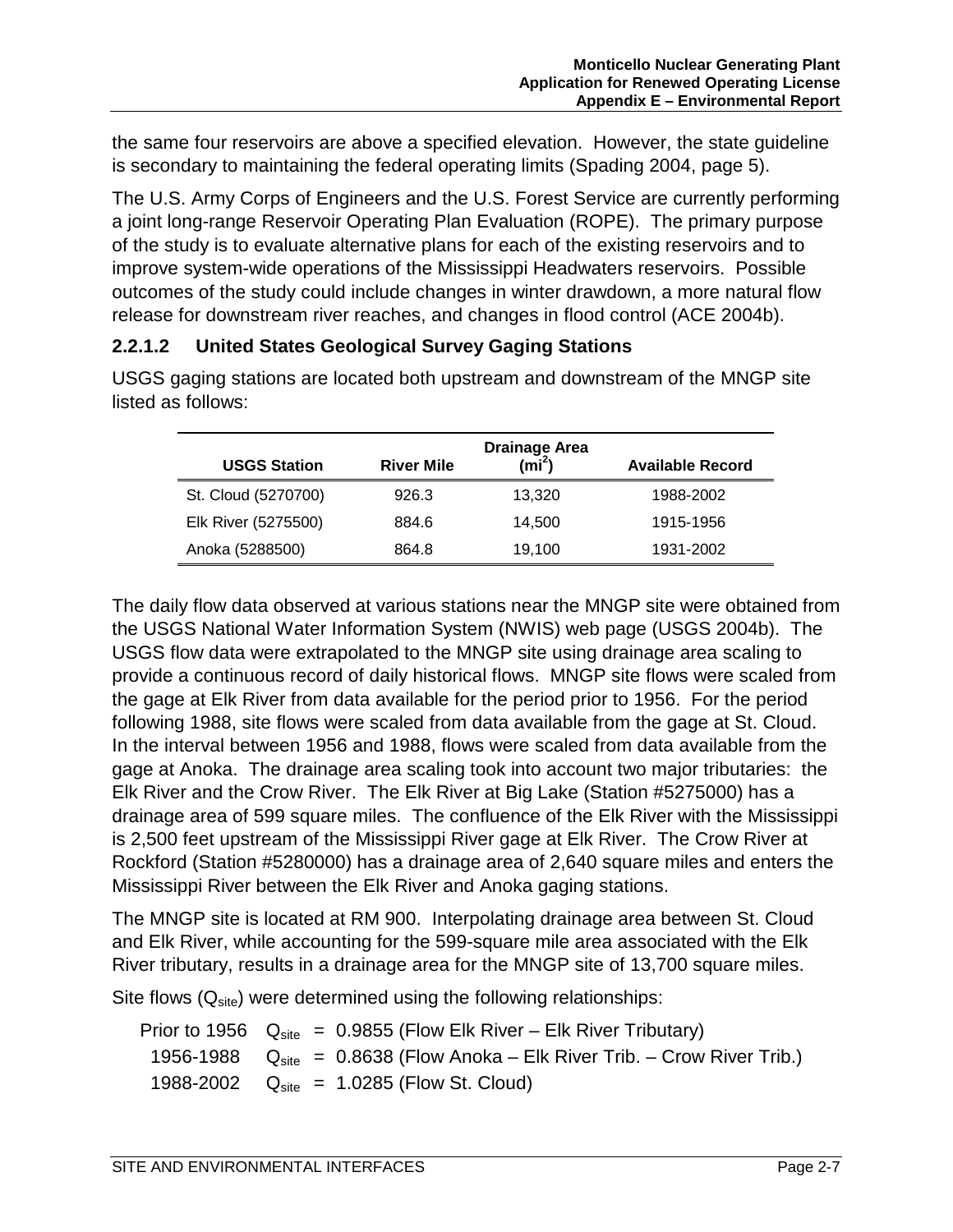the same four reservoirs are above a specified elevation. However, the state guideline is secondary to maintaining the federal operating limits (Spading 2004, page 5).

The U.S. Army Corps of Engineers and the U.S. Forest Service are currently performing a joint long-range Reservoir Operating Plan Evaluation (ROPE). The primary purpose of the study is to evaluate alternative plans for each of the existing reservoirs and to improve system-wide operations of the Mississippi Headwaters reservoirs. Possible outcomes of the study could include changes in winter drawdown, a more natural flow release for downstream river reaches, and changes in flood control (ACE 2004b).

### 2.2.1.2 United States Geological Survey Gaging Stations

USGS gaging stations are located both upstream and downstream of the MNGP site listed as follows:

| USGS Station | River Mile | Drainage Area ($mi^2$) | Available Record |
|---|---|---|---|
| St. Cloud (5270700) | 926.3 | 13,320 | 1988-2002 |
| Elk River (5275500) | 884.6 | 14,500 | 1915-1956 |
| Anoka (5288500) | 864.8 | 19,100 | 1931-2002 |

The daily flow data observed at various stations near the MNGP site were obtained from the USGS National Water Information System (NWIS) web page (USGS 2004b). The USGS flow data were extrapolated to the MNGP site using drainage area scaling to provide a continuous record of daily historical flows. MNGP site flows were scaled from the gage at Elk River from data available for the period prior to 1956. For the period following 1988, site flows were scaled from data available from the gage at St. Cloud. In the interval between 1956 and 1988, flows were scaled from data available from the gage at Anoka. The drainage area scaling took into account two major tributaries: the Elk River and the Crow River. The Elk River at Big Lake (Station #5275000) has a drainage area of 599 square miles. The confluence of the Elk River with the Mississippi is 2,500 feet upstream of the Mississippi River gage at Elk River. The Crow River at Rockford (Station #5280000) has a drainage area of 2,640 square miles and enters the Mississippi River between the Elk River and Anoka gaging stations.

The MNGP site is located at RM 900. Interpolating drainage area between St. Cloud and Elk River, while accounting for the 599-square mile area associated with the Elk River tributary, results in a drainage area for the MNGP site of 13,700 square miles.

Site flows ($Q_{site}$) were determined using the following relationships:

Prior to 1956 $Q_{site}$ = 0.9855 (Flow Elk River – Elk River Tributary)

1956-1988 $Q_{site}$ = 0.8638 (Flow Anoka – Elk River Trib. – Crow River Trib.)

1988-2002 $Q_{site}$ = 1.0285 (Flow St. Cloud)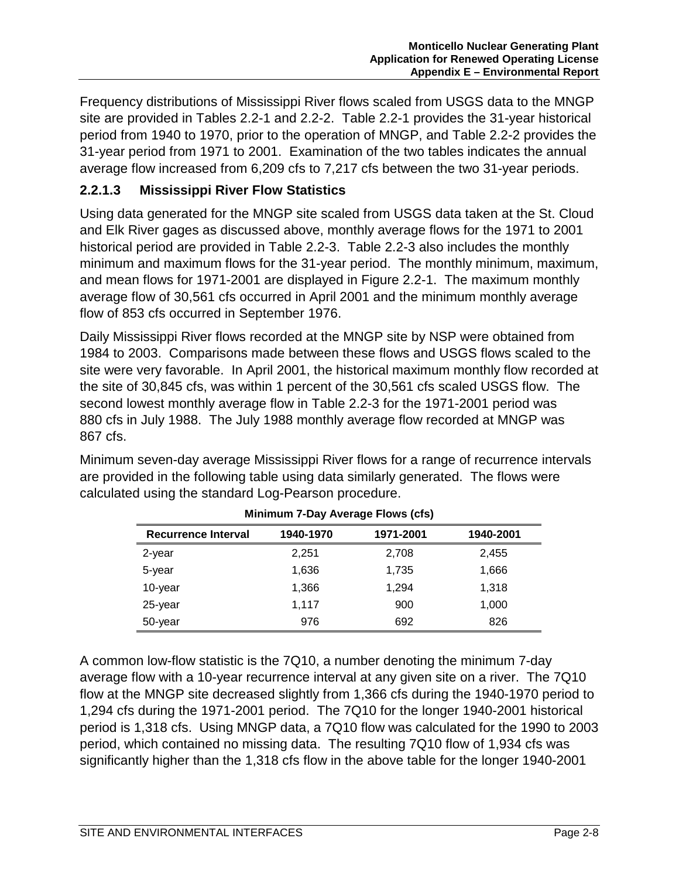Frequency distributions of Mississippi River flows scaled from USGS data to the MNGP site are provided in Tables 2.2-1 and 2.2-2. Table 2.2-1 provides the 31-year historical period from 1940 to 1970, prior to the operation of MNGP, and Table 2.2-2 provides the 31-year period from 1971 to 2001. Examination of the two tables indicates the annual average flow increased from 6,209 cfs to 7,217 cfs between the two 31-year periods.

### 2.2.1.3 Mississippi River Flow Statistics

Using data generated for the MNGP site scaled from USGS data taken at the St. Cloud and Elk River gages as discussed above, monthly average flows for the 1971 to 2001 historical period are provided in Table 2.2-3. Table 2.2-3 also includes the monthly minimum and maximum flows for the 31-year period. The monthly minimum, maximum, and mean flows for 1971-2001 are displayed in Figure 2.2-1. The maximum monthly average flow of 30,561 cfs occurred in April 2001 and the minimum monthly average flow of 853 cfs occurred in September 1976.

Daily Mississippi River flows recorded at the MNGP site by NSP were obtained from 1984 to 2003. Comparisons made between these flows and USGS flows scaled to the site were very favorable. In April 2001, the historical maximum monthly flow recorded at the site of 30,845 cfs, was within 1 percent of the 30,561 cfs scaled USGS flow. The second lowest monthly average flow in Table 2.2-3 for the 1971-2001 period was 880 cfs in July 1988. The July 1988 monthly average flow recorded at MNGP was 867 cfs.

Minimum seven-day average Mississippi River flows for a range of recurrence intervals are provided in the following table using data similarly generated. The flows were calculated using the standard Log-Pearson procedure.

**Minimum 7-Day Average Flows (cfs)**

| Recurrence Interval | 1940-1970 | 1971-2001 | 1940-2001 |
|---|---|---|---|
| 2-year | 2,251 | 2,708 | 2,455 |
| 5-year | 1,636 | 1,735 | 1,666 |
| 10-year | 1,366 | 1,294 | 1,318 |
| 25-year | 1,117 | 900 | 1,000 |
| 50-year | 976 | 692 | 826 |

A common low-flow statistic is the 7Q10, a number denoting the minimum 7-day average flow with a 10-year recurrence interval at any given site on a river. The 7Q10 flow at the MNGP site decreased slightly from 1,366 cfs during the 1940-1970 period to 1,294 cfs during the 1971-2001 period. The 7Q10 for the longer 1940-2001 historical period is 1,318 cfs. Using MNGP data, a 7Q10 flow was calculated for the 1990 to 2003 period, which contained no missing data. The resulting 7Q10 flow of 1,934 cfs was significantly higher than the 1,318 cfs flow in the above table for the longer 1940-2001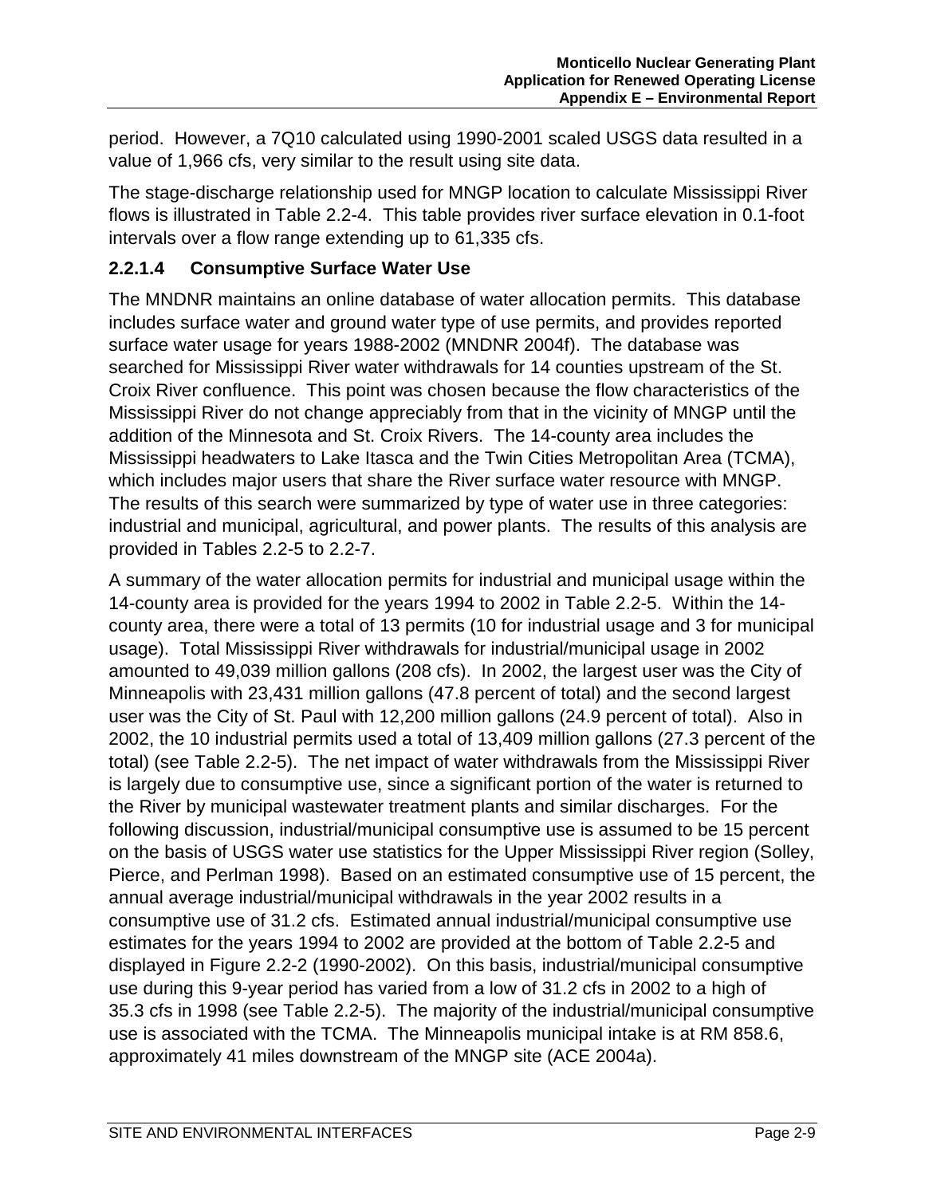period. However, a 7Q10 calculated using 1990-2001 scaled USGS data resulted in a value of 1,966 cfs, very similar to the result using site data.

The stage-discharge relationship used for MNGP location to calculate Mississippi River flows is illustrated in Table 2.2-4. This table provides river surface elevation in 0.1-foot intervals over a flow range extending up to 61,335 cfs.

### 2.2.1.4 Consumptive Surface Water Use

The MNDNR maintains an online database of water allocation permits. This database includes surface water and ground water type of use permits, and provides reported surface water usage for years 1988-2002 (MNDNR 2004f). The database was searched for Mississippi River water withdrawals for 14 counties upstream of the St. Croix River confluence. This point was chosen because the flow characteristics of the Mississippi River do not change appreciably from that in the vicinity of MNGP until the addition of the Minnesota and St. Croix Rivers. The 14-county area includes the Mississippi headwaters to Lake Itasca and the Twin Cities Metropolitan Area (TCMA), which includes major users that share the River surface water resource with MNGP. The results of this search were summarized by type of water use in three categories: industrial and municipal, agricultural, and power plants. The results of this analysis are provided in Tables 2.2-5 to 2.2-7.

A summary of the water allocation permits for industrial and municipal usage within the 14-county area is provided for the years 1994 to 2002 in Table 2.2-5. Within the 14-county area, there were a total of 13 permits (10 for industrial usage and 3 for municipal usage). Total Mississippi River withdrawals for industrial/municipal usage in 2002 amounted to 49,039 million gallons (208 cfs). In 2002, the largest user was the City of Minneapolis with 23,431 million gallons (47.8 percent of total) and the second largest user was the City of St. Paul with 12,200 million gallons (24.9 percent of total). Also in 2002, the 10 industrial permits used a total of 13,409 million gallons (27.3 percent of the total) (see Table 2.2-5). The net impact of water withdrawals from the Mississippi River is largely due to consumptive use, since a significant portion of the water is returned to the River by municipal wastewater treatment plants and similar discharges. For the following discussion, industrial/municipal consumptive use is assumed to be 15 percent on the basis of USGS water use statistics for the Upper Mississippi River region (Solley, Pierce, and Perlman 1998). Based on an estimated consumptive use of 15 percent, the annual average industrial/municipal withdrawals in the year 2002 results in a consumptive use of 31.2 cfs. Estimated annual industrial/municipal consumptive use estimates for the years 1994 to 2002 are provided at the bottom of Table 2.2-5 and displayed in Figure 2.2-2 (1990-2002). On this basis, industrial/municipal consumptive use during this 9-year period has varied from a low of 31.2 cfs in 2002 to a high of 35.3 cfs in 1998 (see Table 2.2-5). The majority of the industrial/municipal consumptive use is associated with the TCMA. The Minneapolis municipal intake is at RM 858.6, approximately 41 miles downstream of the MNGP site (ACE 2004a).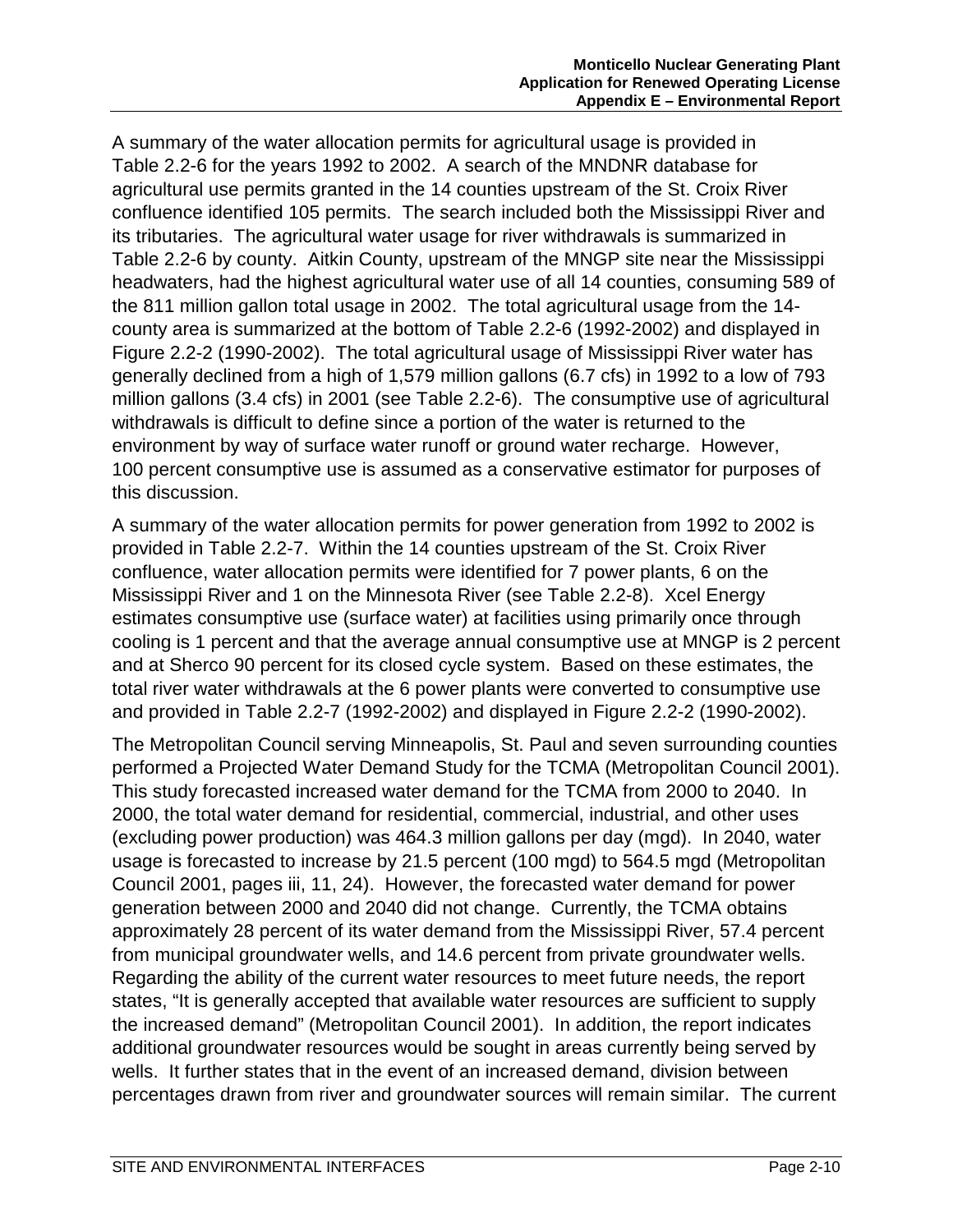A summary of the water allocation permits for agricultural usage is provided in Table 2.2-6 for the years 1992 to 2002. A search of the MNDNR database for agricultural use permits granted in the 14 counties upstream of the St. Croix River confluence identified 105 permits. The search included both the Mississippi River and its tributaries. The agricultural water usage for river withdrawals is summarized in Table 2.2-6 by county. Aitkin County, upstream of the MNGP site near the Mississippi headwaters, had the highest agricultural water use of all 14 counties, consuming 589 of the 811 million gallon total usage in 2002. The total agricultural usage from the 14-county area is summarized at the bottom of Table 2.2-6 (1992-2002) and displayed in Figure 2.2-2 (1990-2002). The total agricultural usage of Mississippi River water has generally declined from a high of 1,579 million gallons (6.7 cfs) in 1992 to a low of 793 million gallons (3.4 cfs) in 2001 (see Table 2.2-6). The consumptive use of agricultural withdrawals is difficult to define since a portion of the water is returned to the environment by way of surface water runoff or ground water recharge. However, 100 percent consumptive use is assumed as a conservative estimator for purposes of this discussion.

A summary of the water allocation permits for power generation from 1992 to 2002 is provided in Table 2.2-7. Within the 14 counties upstream of the St. Croix River confluence, water allocation permits were identified for 7 power plants, 6 on the Mississippi River and 1 on the Minnesota River (see Table 2.2-8). Xcel Energy estimates consumptive use (surface water) at facilities using primarily once through cooling is 1 percent and that the average annual consumptive use at MNGP is 2 percent and at Sherco 90 percent for its closed cycle system. Based on these estimates, the total river water withdrawals at the 6 power plants were converted to consumptive use and provided in Table 2.2-7 (1992-2002) and displayed in Figure 2.2-2 (1990-2002).

The Metropolitan Council serving Minneapolis, St. Paul and seven surrounding counties performed a Projected Water Demand Study for the TCMA (Metropolitan Council 2001). This study forecasted increased water demand for the TCMA from 2000 to 2040. In 2000, the total water demand for residential, commercial, industrial, and other uses (excluding power production) was 464.3 million gallons per day (mgd). In 2040, water usage is forecasted to increase by 21.5 percent (100 mgd) to 564.5 mgd (Metropolitan Council 2001, pages iii, 11, 24). However, the forecasted water demand for power generation between 2000 and 2040 did not change. Currently, the TCMA obtains approximately 28 percent of its water demand from the Mississippi River, 57.4 percent from municipal groundwater wells, and 14.6 percent from private groundwater wells. Regarding the ability of the current water resources to meet future needs, the report states, "It is generally accepted that available water resources are sufficient to supply the increased demand" (Metropolitan Council 2001). In addition, the report indicates additional groundwater resources would be sought in areas currently being served by wells. It further states that in the event of an increased demand, division between percentages drawn from river and groundwater sources will remain similar. The current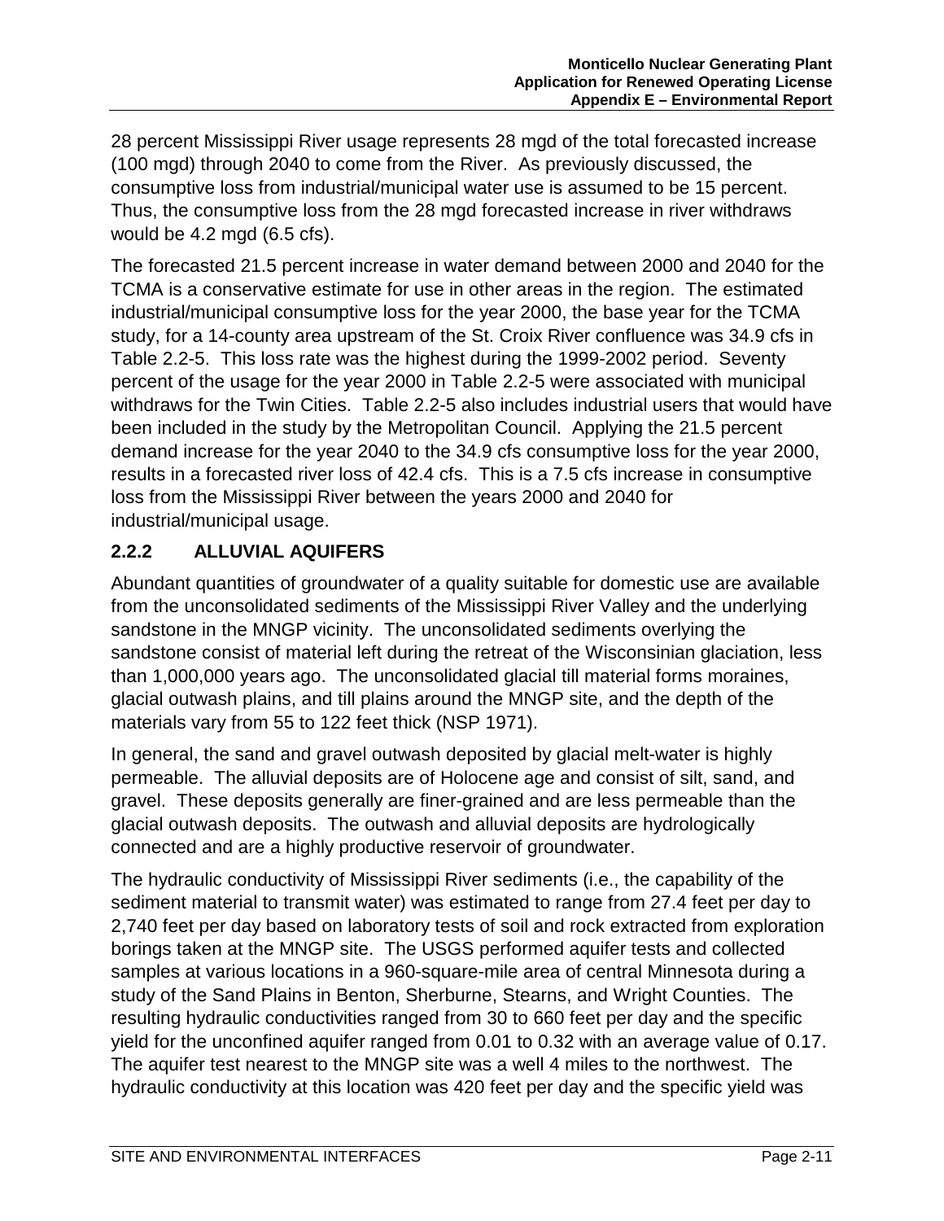28 percent Mississippi River usage represents 28 mgd of the total forecasted increase (100 mgd) through 2040 to come from the River. As previously discussed, the consumptive loss from industrial/municipal water use is assumed to be 15 percent. Thus, the consumptive loss from the 28 mgd forecasted increase in river withdraws would be 4.2 mgd (6.5 cfs).

The forecasted 21.5 percent increase in water demand between 2000 and 2040 for the TCMA is a conservative estimate for use in other areas in the region. The estimated industrial/municipal consumptive loss for the year 2000, the base year for the TCMA study, for a 14-county area upstream of the St. Croix River confluence was 34.9 cfs in Table 2.2-5. This loss rate was the highest during the 1999-2002 period. Seventy percent of the usage for the year 2000 in Table 2.2-5 were associated with municipal withdraws for the Twin Cities. Table 2.2-5 also includes industrial users that would have been included in the study by the Metropolitan Council. Applying the 21.5 percent demand increase for the year 2040 to the 34.9 cfs consumptive loss for the year 2000, results in a forecasted river loss of 42.4 cfs. This is a 7.5 cfs increase in consumptive loss from the Mississippi River between the years 2000 and 2040 for industrial/municipal usage.

### 2.2.2 ALLUVIAL AQUIFERS

Abundant quantities of groundwater of a quality suitable for domestic use are available from the unconsolidated sediments of the Mississippi River Valley and the underlying sandstone in the MNGP vicinity. The unconsolidated sediments overlying the sandstone consist of material left during the retreat of the Wisconsinian glaciation, less than 1,000,000 years ago. The unconsolidated glacial till material forms moraines, glacial outwash plains, and till plains around the MNGP site, and the depth of the materials vary from 55 to 122 feet thick (NSP 1971).

In general, the sand and gravel outwash deposited by glacial melt-water is highly permeable. The alluvial deposits are of Holocene age and consist of silt, sand, and gravel. These deposits generally are finer-grained and are less permeable than the glacial outwash deposits. The outwash and alluvial deposits are hydrologically connected and are a highly productive reservoir of groundwater.

The hydraulic conductivity of Mississippi River sediments (i.e., the capability of the sediment material to transmit water) was estimated to range from 27.4 feet per day to 2,740 feet per day based on laboratory tests of soil and rock extracted from exploration borings taken at the MNGP site. The USGS performed aquifer tests and collected samples at various locations in a 960-square-mile area of central Minnesota during a study of the Sand Plains in Benton, Sherburne, Stearns, and Wright Counties. The resulting hydraulic conductivities ranged from 30 to 660 feet per day and the specific yield for the unconfined aquifer ranged from 0.01 to 0.32 with an average value of 0.17. The aquifer test nearest to the MNGP site was a well 4 miles to the northwest. The hydraulic conductivity at this location was 420 feet per day and the specific yield was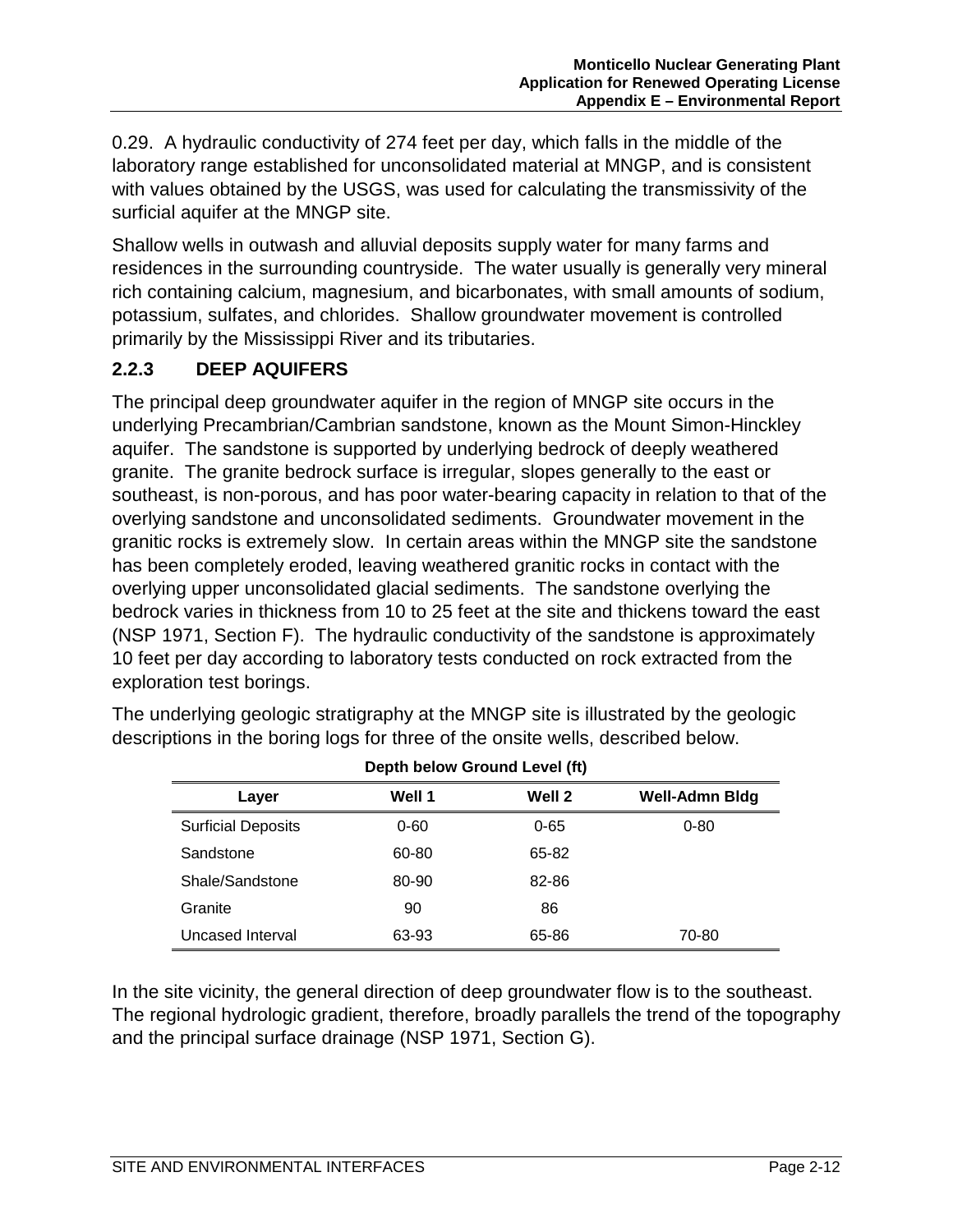0.29. A hydraulic conductivity of 274 feet per day, which falls in the middle of the laboratory range established for unconsolidated material at MNGP, and is consistent with values obtained by the USGS, was used for calculating the transmissivity of the surficial aquifer at the MNGP site.

Shallow wells in outwash and alluvial deposits supply water for many farms and residences in the surrounding countryside. The water usually is generally very mineral rich containing calcium, magnesium, and bicarbonates, with small amounts of sodium, potassium, sulfates, and chlorides. Shallow groundwater movement is controlled primarily by the Mississippi River and its tributaries.

### 2.2.3 DEEP AQUIFERS

The principal deep groundwater aquifer in the region of MNGP site occurs in the underlying Precambrian/Cambrian sandstone, known as the Mount Simon-Hinckley aquifer. The sandstone is supported by underlying bedrock of deeply weathered granite. The granite bedrock surface is irregular, slopes generally to the east or southeast, is non-porous, and has poor water-bearing capacity in relation to that of the overlying sandstone and unconsolidated sediments. Groundwater movement in the granitic rocks is extremely slow. In certain areas within the MNGP site the sandstone has been completely eroded, leaving weathered granitic rocks in contact with the overlying upper unconsolidated glacial sediments. The sandstone overlying the bedrock varies in thickness from 10 to 25 feet at the site and thickens toward the east (NSP 1971, Section F). The hydraulic conductivity of the sandstone is approximately 10 feet per day according to laboratory tests conducted on rock extracted from the exploration test borings.

The underlying geologic stratigraphy at the MNGP site is illustrated by the geologic descriptions in the boring logs for three of the onsite wells, described below.

**Depth below Ground Level (ft)**

| Layer | Well 1 | Well 2 | Well-Admn Bldg |
|---|---|---|---|
| Surficial Deposits | 0-60 | 0-65 | 0-80 |
| Sandstone | 60-80 | 65-82 | |
| Shale/Sandstone | 80-90 | 82-86 | |
| Granite | 90 | 86 | |
| Uncased Interval | 63-93 | 65-86 | 70-80 |

In the site vicinity, the general direction of deep groundwater flow is to the southeast. The regional hydrologic gradient, therefore, broadly parallels the trend of the topography and the principal surface drainage (NSP 1971, Section G).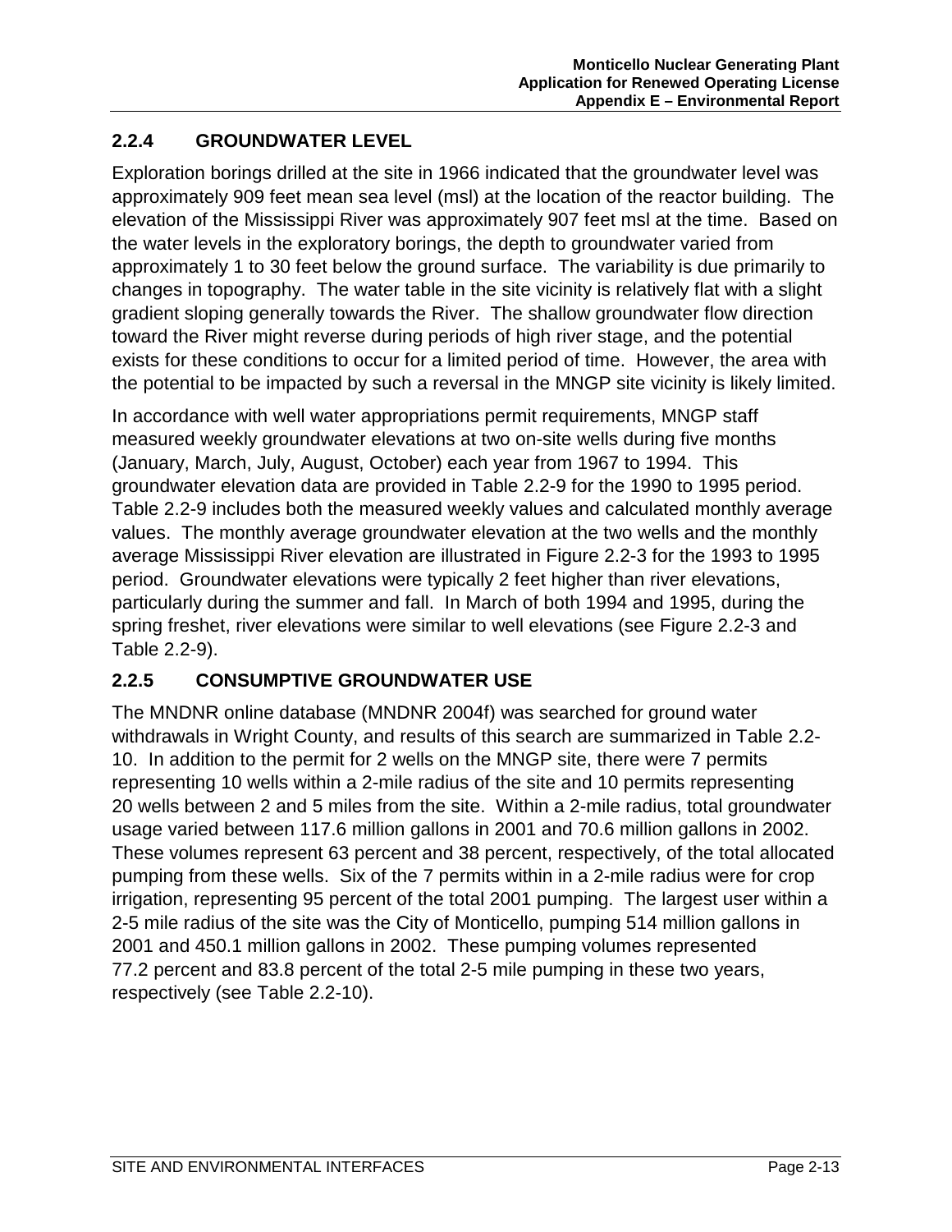### 2.2.4 GROUNDWATER LEVEL

Exploration borings drilled at the site in 1966 indicated that the groundwater level was approximately 909 feet mean sea level (msl) at the location of the reactor building. The elevation of the Mississippi River was approximately 907 feet msl at the time. Based on the water levels in the exploratory borings, the depth to groundwater varied from approximately 1 to 30 feet below the ground surface. The variability is due primarily to changes in topography. The water table in the site vicinity is relatively flat with a slight gradient sloping generally towards the River. The shallow groundwater flow direction toward the River might reverse during periods of high river stage, and the potential exists for these conditions to occur for a limited period of time. However, the area with the potential to be impacted by such a reversal in the MNGP site vicinity is likely limited.

In accordance with well water appropriations permit requirements, MNGP staff measured weekly groundwater elevations at two on-site wells during five months (January, March, July, August, October) each year from 1967 to 1994. This groundwater elevation data are provided in Table 2.2-9 for the 1990 to 1995 period. Table 2.2-9 includes both the measured weekly values and calculated monthly average values. The monthly average groundwater elevation at the two wells and the monthly average Mississippi River elevation are illustrated in Figure 2.2-3 for the 1993 to 1995 period. Groundwater elevations were typically 2 feet higher than river elevations, particularly during the summer and fall. In March of both 1994 and 1995, during the spring freshet, river elevations were similar to well elevations (see Figure 2.2-3 and Table 2.2-9).

### 2.2.5 CONSUMPTIVE GROUNDWATER USE

The MNDNR online database (MNDNR 2004f) was searched for ground water withdrawals in Wright County, and results of this search are summarized in Table 2.2-10. In addition to the permit for 2 wells on the MNGP site, there were 7 permits representing 10 wells within a 2-mile radius of the site and 10 permits representing 20 wells between 2 and 5 miles from the site. Within a 2-mile radius, total groundwater usage varied between 117.6 million gallons in 2001 and 70.6 million gallons in 2002. These volumes represent 63 percent and 38 percent, respectively, of the total allocated pumping from these wells. Six of the 7 permits within in a 2-mile radius were for crop irrigation, representing 95 percent of the total 2001 pumping. The largest user within a 2-5 mile radius of the site was the City of Monticello, pumping 514 million gallons in 2001 and 450.1 million gallons in 2002. These pumping volumes represented 77.2 percent and 83.8 percent of the total 2-5 mile pumping in these two years, respectively (see Table 2.2-10).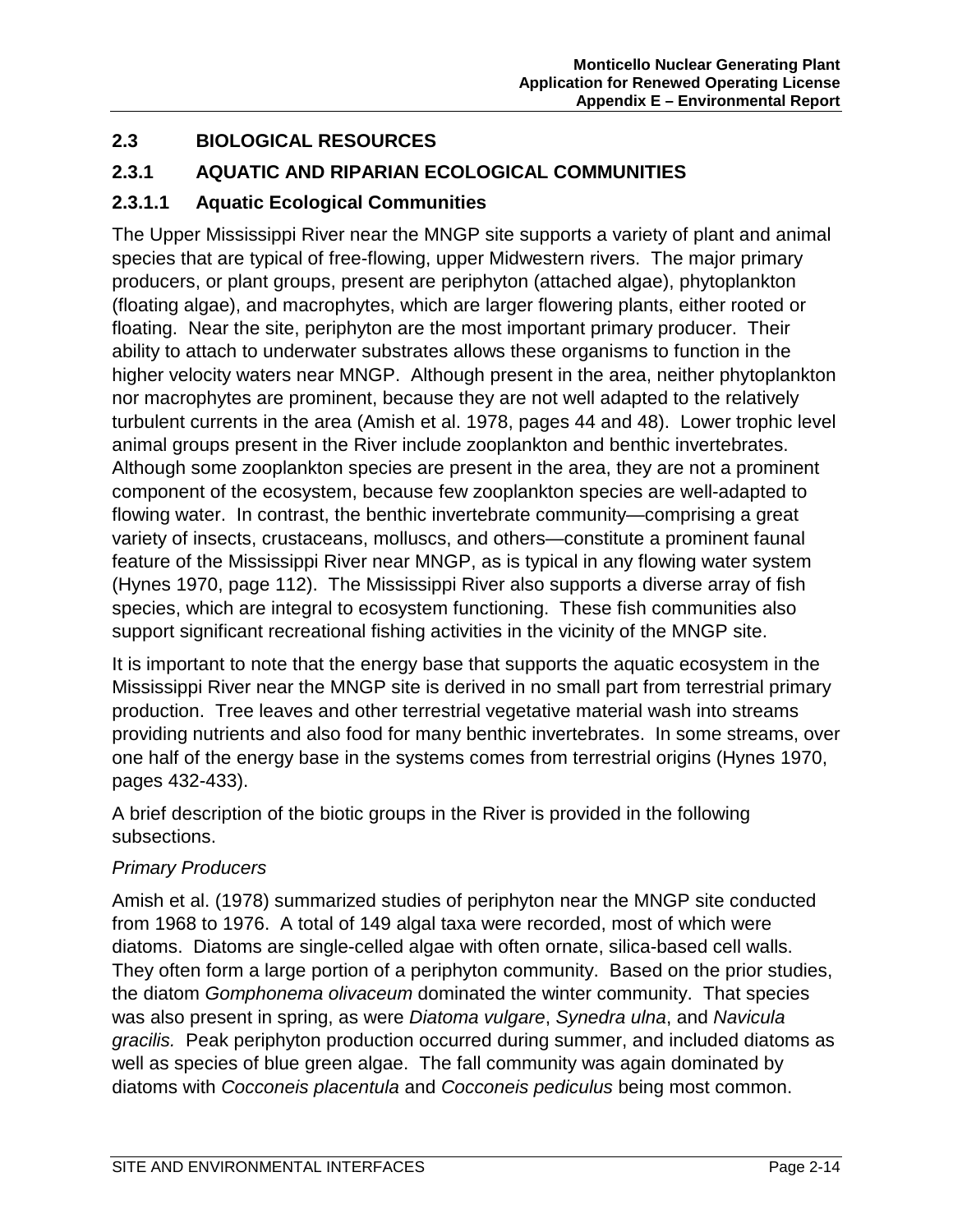## 2.3 BIOLOGICAL RESOURCES

### 2.3.1 AQUATIC AND RIPARIAN ECOLOGICAL COMMUNITIES

#### 2.3.1.1 Aquatic Ecological Communities

The Upper Mississippi River near the MNGP site supports a variety of plant and animal species that are typical of free-flowing, upper Midwestern rivers. The major primary producers, or plant groups, present are periphyton (attached algae), phytoplankton (floating algae), and macrophytes, which are larger flowering plants, either rooted or floating. Near the site, periphyton are the most important primary producer. Their ability to attach to underwater substrates allows these organisms to function in the higher velocity waters near MNGP. Although present in the area, neither phytoplankton nor macrophytes are prominent, because they are not well adapted to the relatively turbulent currents in the area (Amish et al. 1978, pages 44 and 48). Lower trophic level animal groups present in the River include zooplankton and benthic invertebrates. Although some zooplankton species are present in the area, they are not a prominent component of the ecosystem, because few zooplankton species are well-adapted to flowing water. In contrast, the benthic invertebrate community—comprising a great variety of insects, crustaceans, molluscs, and others—constitute a prominent faunal feature of the Mississippi River near MNGP, as is typical in any flowing water system (Hynes 1970, page 112). The Mississippi River also supports a diverse array of fish species, which are integral to ecosystem functioning. These fish communities also support significant recreational fishing activities in the vicinity of the MNGP site.

It is important to note that the energy base that supports the aquatic ecosystem in the Mississippi River near the MNGP site is derived in no small part from terrestrial primary production. Tree leaves and other terrestrial vegetative material wash into streams providing nutrients and also food for many benthic invertebrates. In some streams, over one half of the energy base in the systems comes from terrestrial origins (Hynes 1970, pages 432-433).

A brief description of the biotic groups in the River is provided in the following subsections.

*Primary Producers*

Amish et al. (1978) summarized studies of periphyton near the MNGP site conducted from 1968 to 1976. A total of 149 algal taxa were recorded, most of which were diatoms. Diatoms are single-celled algae with often ornate, silica-based cell walls. They often form a large portion of a periphyton community. Based on the prior studies, the diatom *Gomphonema olivaceum* dominated the winter community. That species was also present in spring, as were *Diatoma vulgare*, *Synedra ulna*, and *Navicula gracilis.* Peak periphyton production occurred during summer, and included diatoms as well as species of blue green algae. The fall community was again dominated by diatoms with *Cocconeis placentula* and *Cocconeis pediculus* being most common.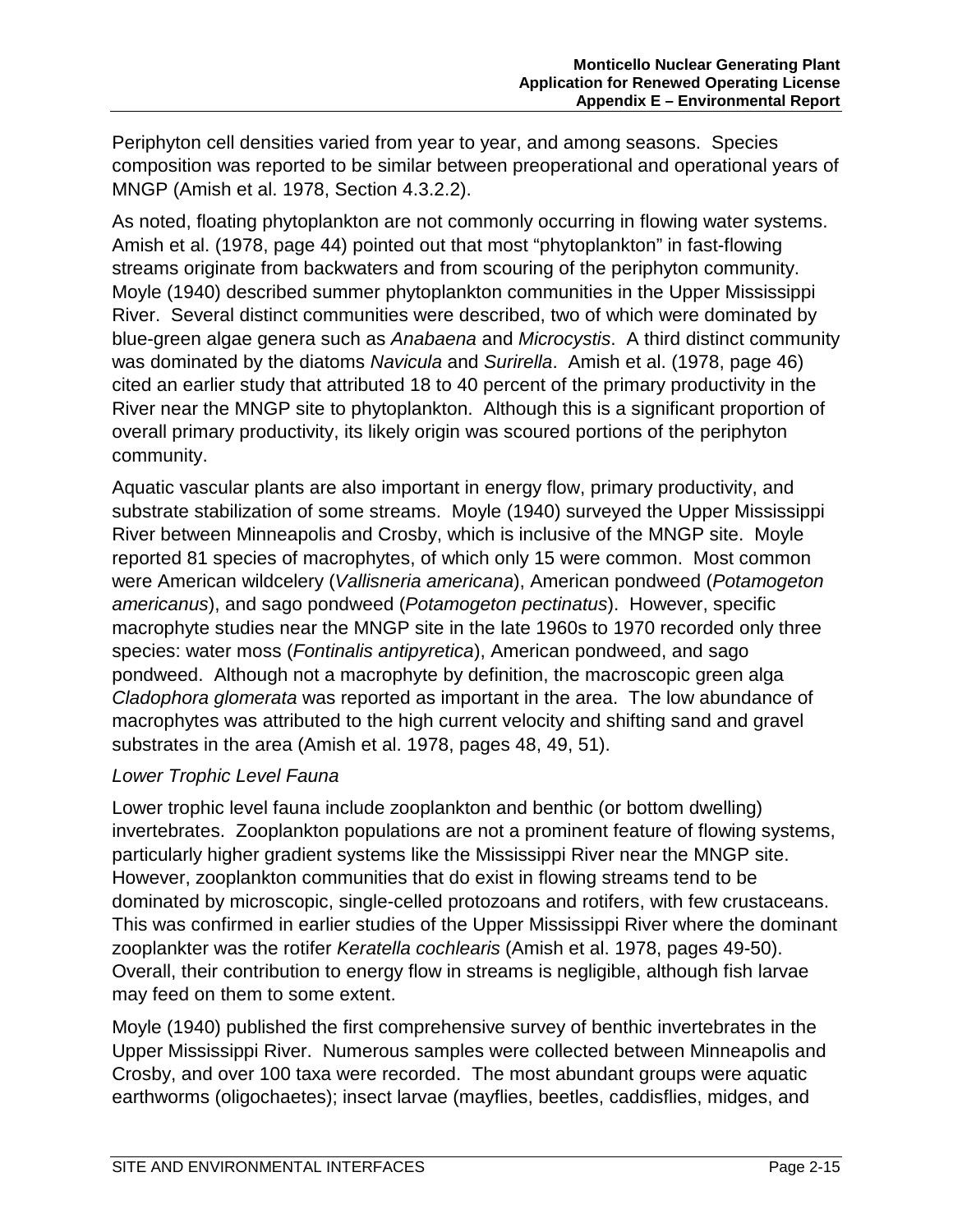Periphyton cell densities varied from year to year, and among seasons. Species composition was reported to be similar between preoperational and operational years of MNGP (Amish et al. 1978, Section 4.3.2.2).

As noted, floating phytoplankton are not commonly occurring in flowing water systems. Amish et al. (1978, page 44) pointed out that most "phytoplankton" in fast-flowing streams originate from backwaters and from scouring of the periphyton community. Moyle (1940) described summer phytoplankton communities in the Upper Mississippi River. Several distinct communities were described, two of which were dominated by blue-green algae genera such as *Anabaena* and *Microcystis*. A third distinct community was dominated by the diatoms *Navicula* and *Surirella*. Amish et al. (1978, page 46) cited an earlier study that attributed 18 to 40 percent of the primary productivity in the River near the MNGP site to phytoplankton. Although this is a significant proportion of overall primary productivity, its likely origin was scoured portions of the periphyton community.

Aquatic vascular plants are also important in energy flow, primary productivity, and substrate stabilization of some streams. Moyle (1940) surveyed the Upper Mississippi River between Minneapolis and Crosby, which is inclusive of the MNGP site. Moyle reported 81 species of macrophytes, of which only 15 were common. Most common were American wildcelery (*Vallisneria americana*), American pondweed (*Potamogeton americanus*), and sago pondweed (*Potamogeton pectinatus*). However, specific macrophyte studies near the MNGP site in the late 1960s to 1970 recorded only three species: water moss (*Fontinalis antipyretica*), American pondweed, and sago pondweed. Although not a macrophyte by definition, the macroscopic green alga *Cladophora glomerata* was reported as important in the area. The low abundance of macrophytes was attributed to the high current velocity and shifting sand and gravel substrates in the area (Amish et al. 1978, pages 48, 49, 51).

*Lower Trophic Level Fauna*

Lower trophic level fauna include zooplankton and benthic (or bottom dwelling) invertebrates. Zooplankton populations are not a prominent feature of flowing systems, particularly higher gradient systems like the Mississippi River near the MNGP site. However, zooplankton communities that do exist in flowing streams tend to be dominated by microscopic, single-celled protozoans and rotifers, with few crustaceans. This was confirmed in earlier studies of the Upper Mississippi River where the dominant zooplankter was the rotifer *Keratella cochlearis* (Amish et al. 1978, pages 49-50). Overall, their contribution to energy flow in streams is negligible, although fish larvae may feed on them to some extent.

Moyle (1940) published the first comprehensive survey of benthic invertebrates in the Upper Mississippi River. Numerous samples were collected between Minneapolis and Crosby, and over 100 taxa were recorded. The most abundant groups were aquatic earthworms (oligochaetes); insect larvae (mayflies, beetles, caddisflies, midges, and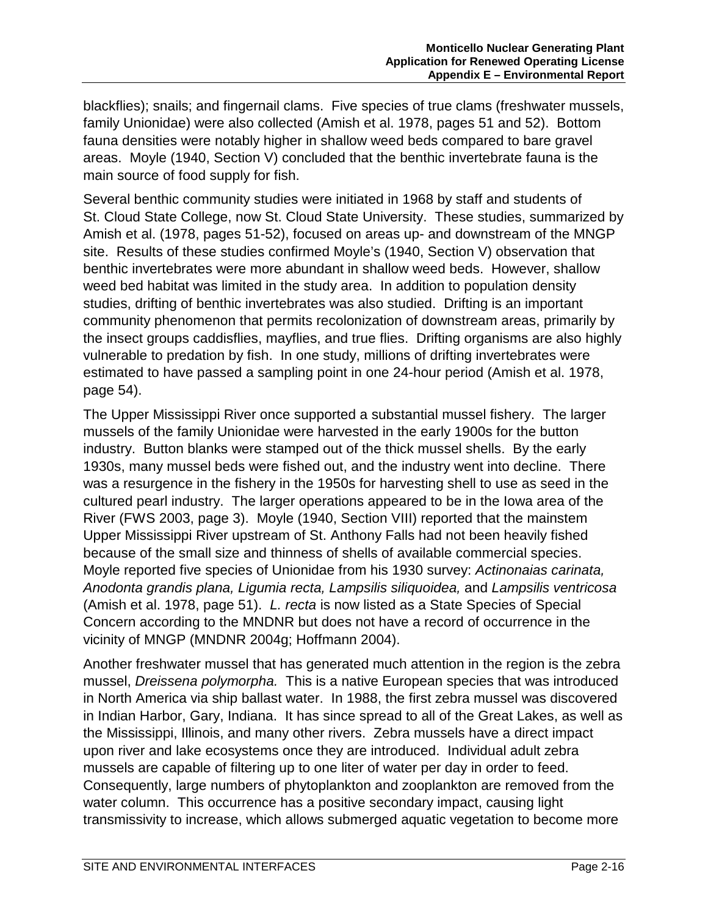blackflies); snails; and fingernail clams. Five species of true clams (freshwater mussels, family Unionidae) were also collected (Amish et al. 1978, pages 51 and 52). Bottom fauna densities were notably higher in shallow weed beds compared to bare gravel areas. Moyle (1940, Section V) concluded that the benthic invertebrate fauna is the main source of food supply for fish.

Several benthic community studies were initiated in 1968 by staff and students of St. Cloud State College, now St. Cloud State University. These studies, summarized by Amish et al. (1978, pages 51-52), focused on areas up- and downstream of the MNGP site. Results of these studies confirmed Moyle's (1940, Section V) observation that benthic invertebrates were more abundant in shallow weed beds. However, shallow weed bed habitat was limited in the study area. In addition to population density studies, drifting of benthic invertebrates was also studied. Drifting is an important community phenomenon that permits recolonization of downstream areas, primarily by the insect groups caddisflies, mayflies, and true flies. Drifting organisms are also highly vulnerable to predation by fish. In one study, millions of drifting invertebrates were estimated to have passed a sampling point in one 24-hour period (Amish et al. 1978, page 54).

The Upper Mississippi River once supported a substantial mussel fishery. The larger mussels of the family Unionidae were harvested in the early 1900s for the button industry. Button blanks were stamped out of the thick mussel shells. By the early 1930s, many mussel beds were fished out, and the industry went into decline. There was a resurgence in the fishery in the 1950s for harvesting shell to use as seed in the cultured pearl industry. The larger operations appeared to be in the Iowa area of the River (FWS 2003, page 3). Moyle (1940, Section VIII) reported that the mainstem Upper Mississippi River upstream of St. Anthony Falls had not been heavily fished because of the small size and thinness of shells of available commercial species. Moyle reported five species of Unionidae from his 1930 survey: *Actinonaias carinata, Anodonta grandis plana, Ligumia recta, Lampsilis siliquoidea,* and *Lampsilis ventricosa* (Amish et al. 1978, page 51). *L. recta* is now listed as a State Species of Special Concern according to the MNDNR but does not have a record of occurrence in the vicinity of MNGP (MNDNR 2004g; Hoffmann 2004).

Another freshwater mussel that has generated much attention in the region is the zebra mussel, *Dreissena polymorpha.* This is a native European species that was introduced in North America via ship ballast water. In 1988, the first zebra mussel was discovered in Indian Harbor, Gary, Indiana. It has since spread to all of the Great Lakes, as well as the Mississippi, Illinois, and many other rivers. Zebra mussels have a direct impact upon river and lake ecosystems once they are introduced. Individual adult zebra mussels are capable of filtering up to one liter of water per day in order to feed. Consequently, large numbers of phytoplankton and zooplankton are removed from the water column. This occurrence has a positive secondary impact, causing light transmissivity to increase, which allows submerged aquatic vegetation to become more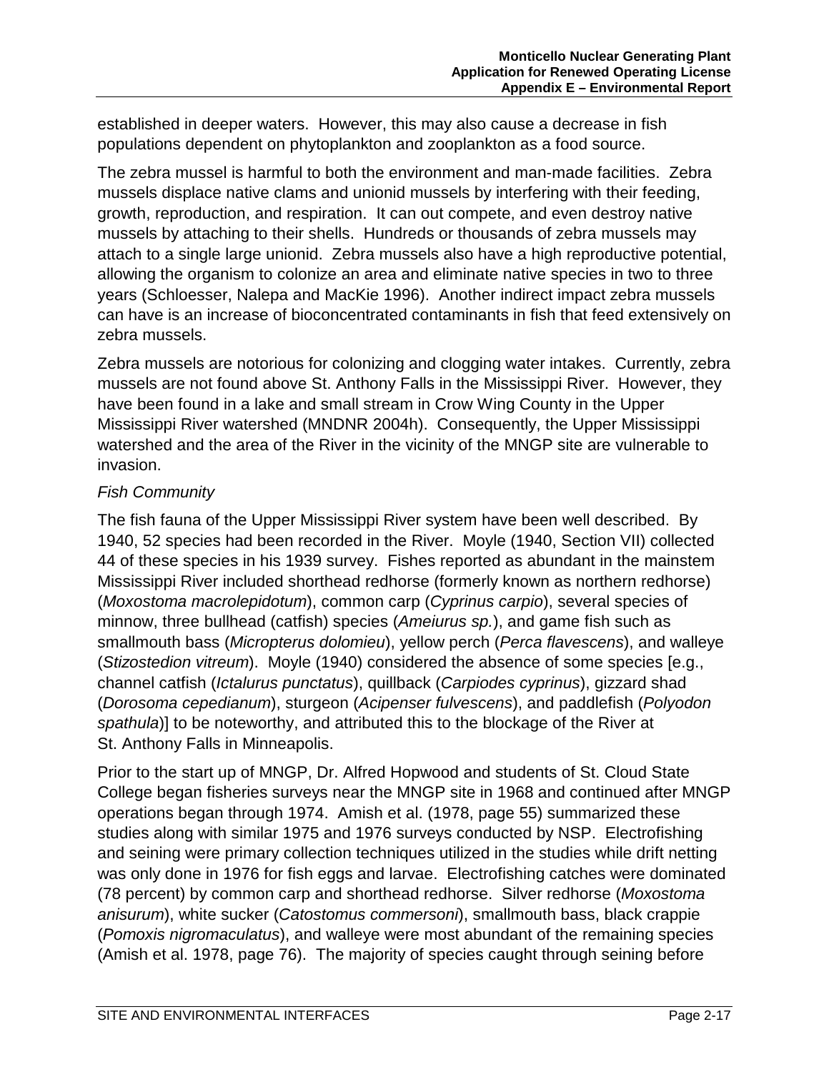established in deeper waters. However, this may also cause a decrease in fish populations dependent on phytoplankton and zooplankton as a food source.

The zebra mussel is harmful to both the environment and man-made facilities. Zebra mussels displace native clams and unionid mussels by interfering with their feeding, growth, reproduction, and respiration. It can out compete, and even destroy native mussels by attaching to their shells. Hundreds or thousands of zebra mussels may attach to a single large unionid. Zebra mussels also have a high reproductive potential, allowing the organism to colonize an area and eliminate native species in two to three years (Schloesser, Nalepa and MacKie 1996). Another indirect impact zebra mussels can have is an increase of bioconcentrated contaminants in fish that feed extensively on zebra mussels.

Zebra mussels are notorious for colonizing and clogging water intakes. Currently, zebra mussels are not found above St. Anthony Falls in the Mississippi River. However, they have been found in a lake and small stream in Crow Wing County in the Upper Mississippi River watershed (MNDNR 2004h). Consequently, the Upper Mississippi watershed and the area of the River in the vicinity of the MNGP site are vulnerable to invasion.

*Fish Community*

The fish fauna of the Upper Mississippi River system have been well described. By 1940, 52 species had been recorded in the River. Moyle (1940, Section VII) collected 44 of these species in his 1939 survey. Fishes reported as abundant in the mainstem Mississippi River included shorthead redhorse (formerly known as northern redhorse) (*Moxostoma macrolepidotum*), common carp (*Cyprinus carpio*), several species of minnow, three bullhead (catfish) species (*Ameiurus sp.*), and game fish such as smallmouth bass (*Micropterus dolomieu*), yellow perch (*Perca flavescens*), and walleye (*Stizostedion vitreum*). Moyle (1940) considered the absence of some species [e.g., channel catfish (*Ictalurus punctatus*), quillback (*Carpiodes cyprinus*), gizzard shad (*Dorosoma cepedianum*), sturgeon (*Acipenser fulvescens*), and paddlefish (*Polyodon spathula*)] to be noteworthy, and attributed this to the blockage of the River at St. Anthony Falls in Minneapolis.

Prior to the start up of MNGP, Dr. Alfred Hopwood and students of St. Cloud State College began fisheries surveys near the MNGP site in 1968 and continued after MNGP operations began through 1974. Amish et al. (1978, page 55) summarized these studies along with similar 1975 and 1976 surveys conducted by NSP. Electrofishing and seining were primary collection techniques utilized in the studies while drift netting was only done in 1976 for fish eggs and larvae. Electrofishing catches were dominated (78 percent) by common carp and shorthead redhorse. Silver redhorse (*Moxostoma anisurum*), white sucker (*Catostomus commersoni*), smallmouth bass, black crappie (*Pomoxis nigromaculatus*), and walleye were most abundant of the remaining species (Amish et al. 1978, page 76). The majority of species caught through seining before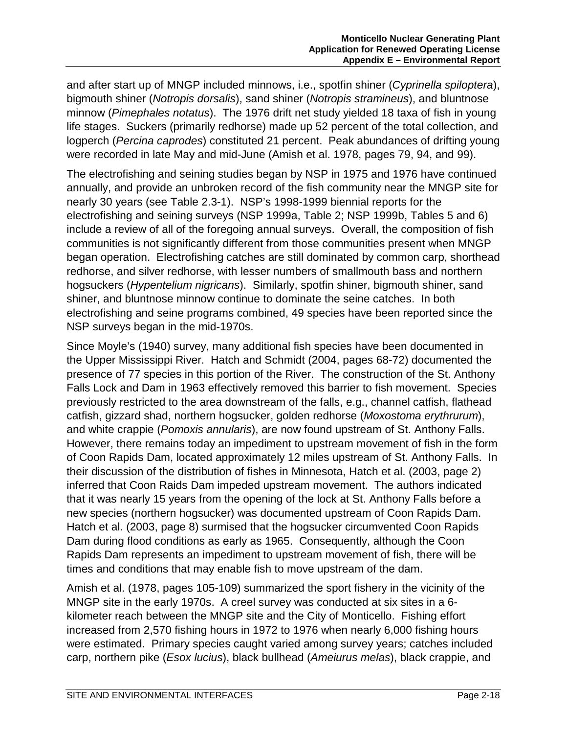and after start up of MNGP included minnows, i.e., spotfin shiner (*Cyprinella spiloptera*), bigmouth shiner (*Notropis dorsalis*), sand shiner (*Notropis stramineus*), and bluntnose minnow (*Pimephales notatus*). The 1976 drift net study yielded 18 taxa of fish in young life stages. Suckers (primarily redhorse) made up 52 percent of the total collection, and logperch (*Percina caprodes*) constituted 21 percent. Peak abundances of drifting young were recorded in late May and mid-June (Amish et al. 1978, pages 79, 94, and 99).

The electrofishing and seining studies began by NSP in 1975 and 1976 have continued annually, and provide an unbroken record of the fish community near the MNGP site for nearly 30 years (see Table 2.3-1). NSP's 1998-1999 biennial reports for the electrofishing and seining surveys (NSP 1999a, Table 2; NSP 1999b, Tables 5 and 6) include a review of all of the foregoing annual surveys. Overall, the composition of fish communities is not significantly different from those communities present when MNGP began operation. Electrofishing catches are still dominated by common carp, shorthead redhorse, and silver redhorse, with lesser numbers of smallmouth bass and northern hogsuckers (*Hypentelium nigricans*). Similarly, spotfin shiner, bigmouth shiner, sand shiner, and bluntnose minnow continue to dominate the seine catches. In both electrofishing and seine programs combined, 49 species have been reported since the NSP surveys began in the mid-1970s.

Since Moyle's (1940) survey, many additional fish species have been documented in the Upper Mississippi River. Hatch and Schmidt (2004, pages 68-72) documented the presence of 77 species in this portion of the River. The construction of the St. Anthony Falls Lock and Dam in 1963 effectively removed this barrier to fish movement. Species previously restricted to the area downstream of the falls, e.g., channel catfish, flathead catfish, gizzard shad, northern hogsucker, golden redhorse (*Moxostoma erythrurum*), and white crappie (*Pomoxis annularis*), are now found upstream of St. Anthony Falls. However, there remains today an impediment to upstream movement of fish in the form of Coon Rapids Dam, located approximately 12 miles upstream of St. Anthony Falls. In their discussion of the distribution of fishes in Minnesota, Hatch et al. (2003, page 2) inferred that Coon Raids Dam impeded upstream movement. The authors indicated that it was nearly 15 years from the opening of the lock at St. Anthony Falls before a new species (northern hogsucker) was documented upstream of Coon Rapids Dam. Hatch et al. (2003, page 8) surmised that the hogsucker circumvented Coon Rapids Dam during flood conditions as early as 1965. Consequently, although the Coon Rapids Dam represents an impediment to upstream movement of fish, there will be times and conditions that may enable fish to move upstream of the dam.

Amish et al. (1978, pages 105-109) summarized the sport fishery in the vicinity of the MNGP site in the early 1970s. A creel survey was conducted at six sites in a 6-kilometer reach between the MNGP site and the City of Monticello. Fishing effort increased from 2,570 fishing hours in 1972 to 1976 when nearly 6,000 fishing hours were estimated. Primary species caught varied among survey years; catches included carp, northern pike (*Esox lucius*), black bullhead (*Ameiurus melas*), black crappie, and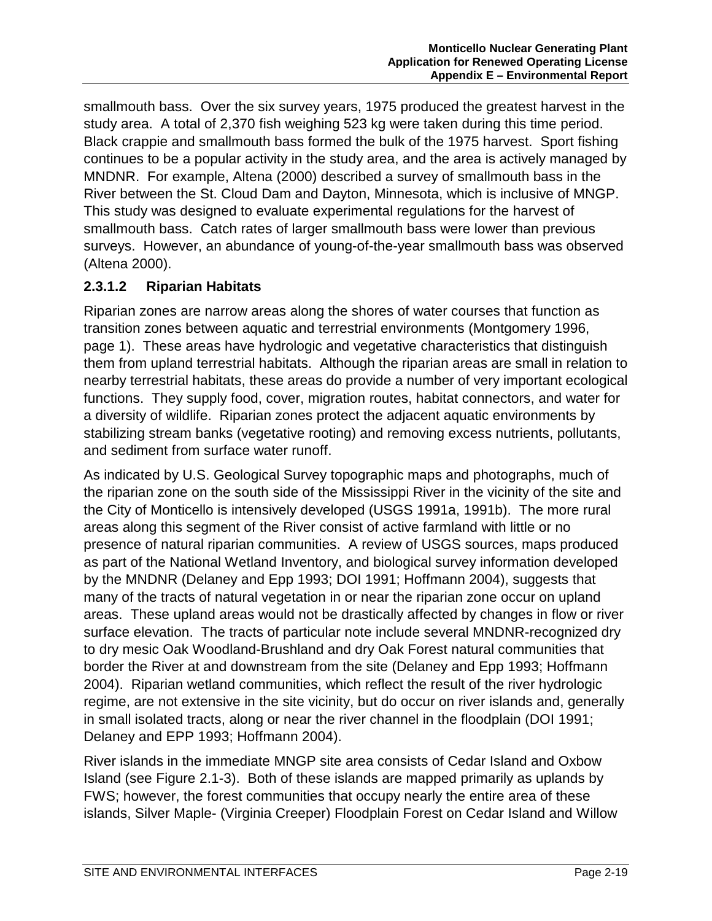smallmouth bass. Over the six survey years, 1975 produced the greatest harvest in the study area. A total of 2,370 fish weighing 523 kg were taken during this time period. Black crappie and smallmouth bass formed the bulk of the 1975 harvest. Sport fishing continues to be a popular activity in the study area, and the area is actively managed by MNDNR. For example, Altena (2000) described a survey of smallmouth bass in the River between the St. Cloud Dam and Dayton, Minnesota, which is inclusive of MNGP. This study was designed to evaluate experimental regulations for the harvest of smallmouth bass. Catch rates of larger smallmouth bass were lower than previous surveys. However, an abundance of young-of-the-year smallmouth bass was observed (Altena 2000).

#### 2.3.1.2 Riparian Habitats

Riparian zones are narrow areas along the shores of water courses that function as transition zones between aquatic and terrestrial environments (Montgomery 1996, page 1). These areas have hydrologic and vegetative characteristics that distinguish them from upland terrestrial habitats. Although the riparian areas are small in relation to nearby terrestrial habitats, these areas do provide a number of very important ecological functions. They supply food, cover, migration routes, habitat connectors, and water for a diversity of wildlife. Riparian zones protect the adjacent aquatic environments by stabilizing stream banks (vegetative rooting) and removing excess nutrients, pollutants, and sediment from surface water runoff.

As indicated by U.S. Geological Survey topographic maps and photographs, much of the riparian zone on the south side of the Mississippi River in the vicinity of the site and the City of Monticello is intensively developed (USGS 1991a, 1991b). The more rural areas along this segment of the River consist of active farmland with little or no presence of natural riparian communities. A review of USGS sources, maps produced as part of the National Wetland Inventory, and biological survey information developed by the MNDNR (Delaney and Epp 1993; DOI 1991; Hoffmann 2004), suggests that many of the tracts of natural vegetation in or near the riparian zone occur on upland areas. These upland areas would not be drastically affected by changes in flow or river surface elevation. The tracts of particular note include several MNDNR-recognized dry to dry mesic Oak Woodland-Brushland and dry Oak Forest natural communities that border the River at and downstream from the site (Delaney and Epp 1993; Hoffmann 2004). Riparian wetland communities, which reflect the result of the river hydrologic regime, are not extensive in the site vicinity, but do occur on river islands and, generally in small isolated tracts, along or near the river channel in the floodplain (DOI 1991; Delaney and EPP 1993; Hoffmann 2004).

River islands in the immediate MNGP site area consists of Cedar Island and Oxbow Island (see Figure 2.1-3). Both of these islands are mapped primarily as uplands by FWS; however, the forest communities that occupy nearly the entire area of these islands, Silver Maple- (Virginia Creeper) Floodplain Forest on Cedar Island and Willow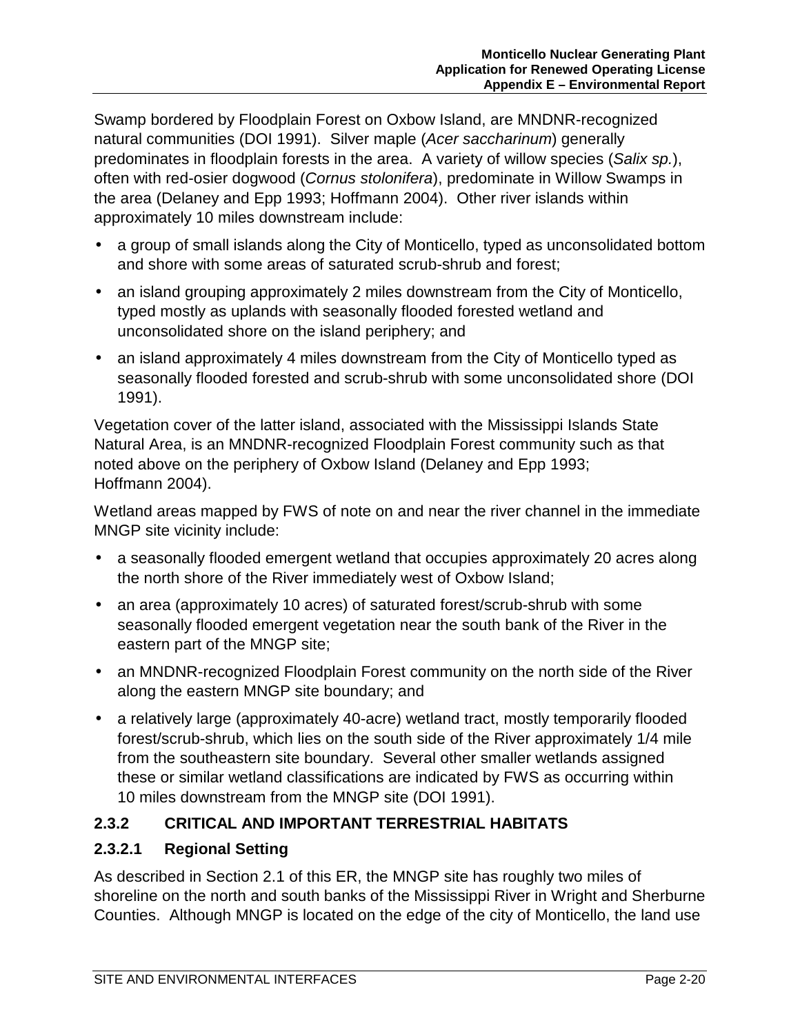Swamp bordered by Floodplain Forest on Oxbow Island, are MNDNR-recognized natural communities (DOI 1991). Silver maple (*Acer saccharinum*) generally predominates in floodplain forests in the area. A variety of willow species (*Salix sp.*), often with red-osier dogwood (*Cornus stolonifera*), predominate in Willow Swamps in the area (Delaney and Epp 1993; Hoffmann 2004). Other river islands within approximately 10 miles downstream include:

- a group of small islands along the City of Monticello, typed as unconsolidated bottom and shore with some areas of saturated scrub-shrub and forest;
- an island grouping approximately 2 miles downstream from the City of Monticello, typed mostly as uplands with seasonally flooded forested wetland and unconsolidated shore on the island periphery; and
- an island approximately 4 miles downstream from the City of Monticello typed as seasonally flooded forested and scrub-shrub with some unconsolidated shore (DOI 1991).

Vegetation cover of the latter island, associated with the Mississippi Islands State Natural Area, is an MNDNR-recognized Floodplain Forest community such as that noted above on the periphery of Oxbow Island (Delaney and Epp 1993; Hoffmann 2004).

Wetland areas mapped by FWS of note on and near the river channel in the immediate MNGP site vicinity include:

- a seasonally flooded emergent wetland that occupies approximately 20 acres along the north shore of the River immediately west of Oxbow Island;
- an area (approximately 10 acres) of saturated forest/scrub-shrub with some seasonally flooded emergent vegetation near the south bank of the River in the eastern part of the MNGP site;
- an MNDNR-recognized Floodplain Forest community on the north side of the River along the eastern MNGP site boundary; and
- a relatively large (approximately 40-acre) wetland tract, mostly temporarily flooded forest/scrub-shrub, which lies on the south side of the River approximately 1/4 mile from the southeastern site boundary. Several other smaller wetlands assigned these or similar wetland classifications are indicated by FWS as occurring within 10 miles downstream from the MNGP site (DOI 1991).

### 2.3.2 CRITICAL AND IMPORTANT TERRESTRIAL HABITATS

#### 2.3.2.1 Regional Setting

As described in Section 2.1 of this ER, the MNGP site has roughly two miles of shoreline on the north and south banks of the Mississippi River in Wright and Sherburne Counties. Although MNGP is located on the edge of the city of Monticello, the land use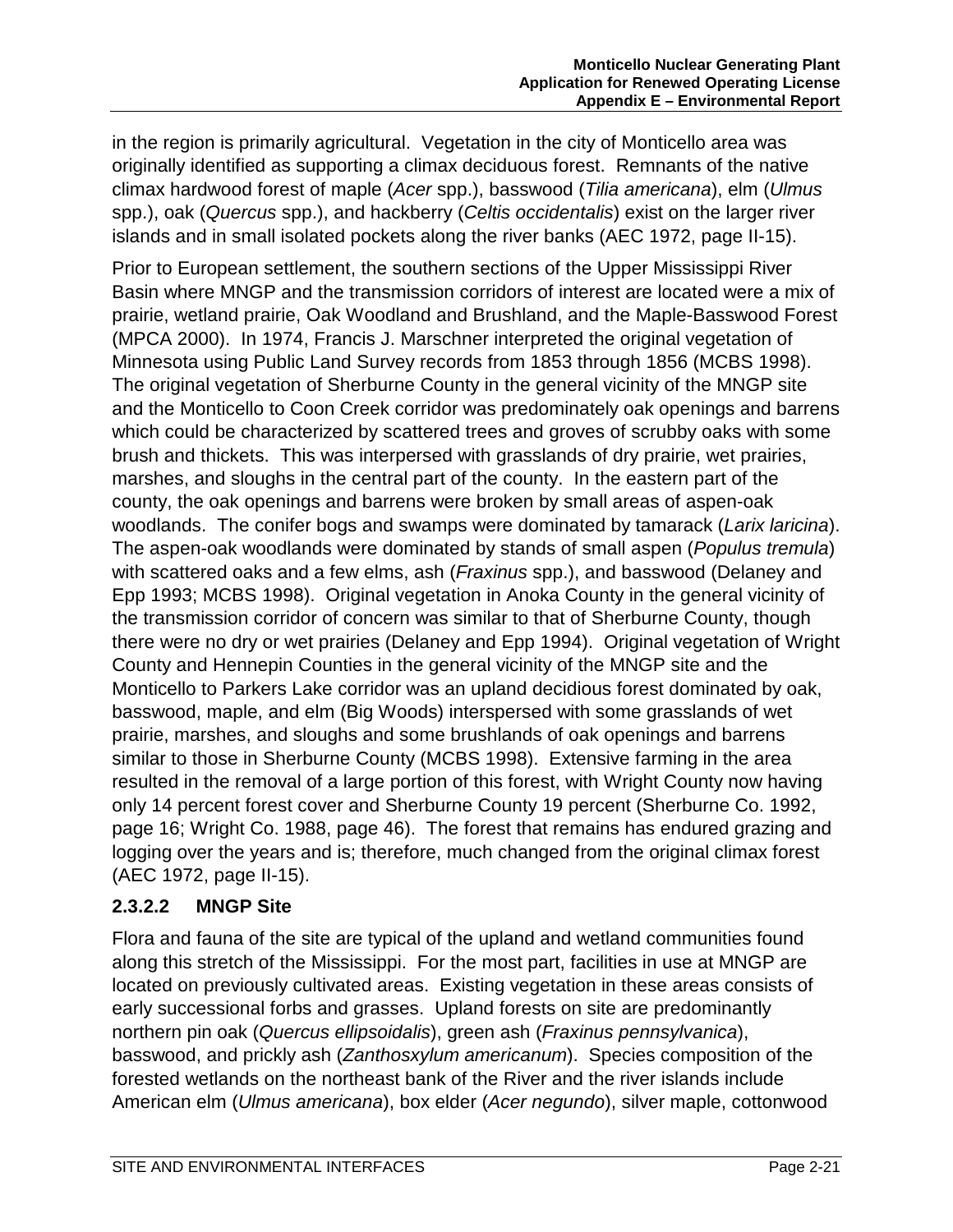in the region is primarily agricultural. Vegetation in the city of Monticello area was originally identified as supporting a climax deciduous forest. Remnants of the native climax hardwood forest of maple (*Acer* spp.), basswood (*Tilia americana*), elm (*Ulmus* spp.), oak (*Quercus* spp.), and hackberry (*Celtis occidentalis*) exist on the larger river islands and in small isolated pockets along the river banks (AEC 1972, page II-15).

Prior to European settlement, the southern sections of the Upper Mississippi River Basin where MNGP and the transmission corridors of interest are located were a mix of prairie, wetland prairie, Oak Woodland and Brushland, and the Maple-Basswood Forest (MPCA 2000). In 1974, Francis J. Marschner interpreted the original vegetation of Minnesota using Public Land Survey records from 1853 through 1856 (MCBS 1998). The original vegetation of Sherburne County in the general vicinity of the MNGP site and the Monticello to Coon Creek corridor was predominately oak openings and barrens which could be characterized by scattered trees and groves of scrubby oaks with some brush and thickets. This was interpersed with grasslands of dry prairie, wet prairies, marshes, and sloughs in the central part of the county. In the eastern part of the county, the oak openings and barrens were broken by small areas of aspen-oak woodlands. The conifer bogs and swamps were dominated by tamarack (*Larix laricina*). The aspen-oak woodlands were dominated by stands of small aspen (*Populus tremula*) with scattered oaks and a few elms, ash (*Fraxinus* spp.), and basswood (Delaney and Epp 1993; MCBS 1998). Original vegetation in Anoka County in the general vicinity of the transmission corridor of concern was similar to that of Sherburne County, though there were no dry or wet prairies (Delaney and Epp 1994). Original vegetation of Wright County and Hennepin Counties in the general vicinity of the MNGP site and the Monticello to Parkers Lake corridor was an upland decidious forest dominated by oak, basswood, maple, and elm (Big Woods) interspersed with some grasslands of wet prairie, marshes, and sloughs and some brushlands of oak openings and barrens similar to those in Sherburne County (MCBS 1998). Extensive farming in the area resulted in the removal of a large portion of this forest, with Wright County now having only 14 percent forest cover and Sherburne County 19 percent (Sherburne Co. 1992, page 16; Wright Co. 1988, page 46). The forest that remains has endured grazing and logging over the years and is; therefore, much changed from the original climax forest (AEC 1972, page II-15).

### 2.3.2.2 MNGP Site

Flora and fauna of the site are typical of the upland and wetland communities found along this stretch of the Mississippi. For the most part, facilities in use at MNGP are located on previously cultivated areas. Existing vegetation in these areas consists of early successional forbs and grasses. Upland forests on site are predominantly northern pin oak (*Quercus ellipsoidalis*), green ash (*Fraxinus pennsylvanica*), basswood, and prickly ash (*Zanthosxylum americanum*). Species composition of the forested wetlands on the northeast bank of the River and the river islands include American elm (*Ulmus americana*), box elder (*Acer negundo*), silver maple, cottonwood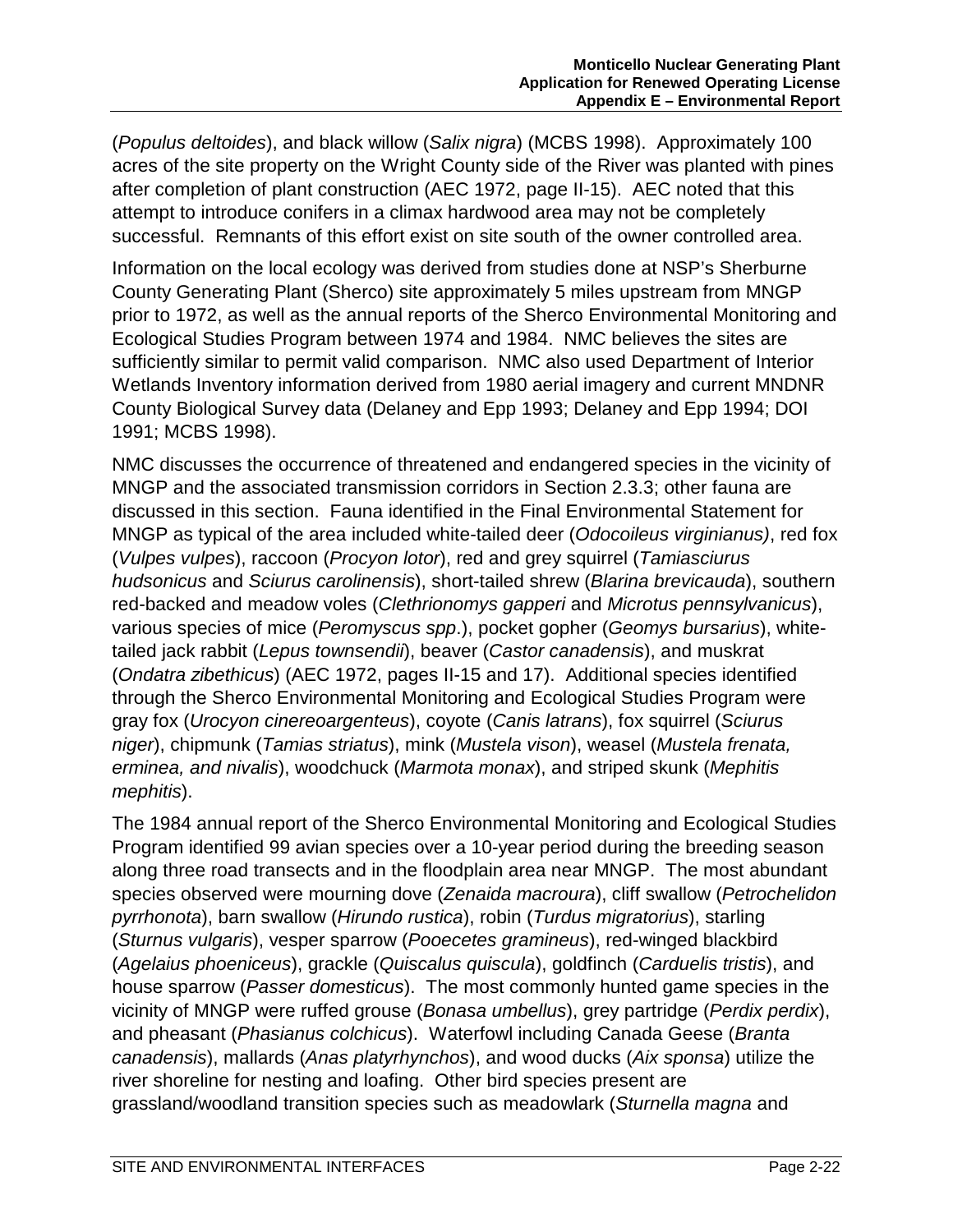(*Populus deltoides*), and black willow (*Salix nigra*) (MCBS 1998). Approximately 100 acres of the site property on the Wright County side of the River was planted with pines after completion of plant construction (AEC 1972, page II-15). AEC noted that this attempt to introduce conifers in a climax hardwood area may not be completely successful. Remnants of this effort exist on site south of the owner controlled area.

Information on the local ecology was derived from studies done at NSP's Sherburne County Generating Plant (Sherco) site approximately 5 miles upstream from MNGP prior to 1972, as well as the annual reports of the Sherco Environmental Monitoring and Ecological Studies Program between 1974 and 1984. NMC believes the sites are sufficiently similar to permit valid comparison. NMC also used Department of Interior Wetlands Inventory information derived from 1980 aerial imagery and current MNDNR County Biological Survey data (Delaney and Epp 1993; Delaney and Epp 1994; DOI 1991; MCBS 1998).

NMC discusses the occurrence of threatened and endangered species in the vicinity of MNGP and the associated transmission corridors in Section 2.3.3; other fauna are discussed in this section. Fauna identified in the Final Environmental Statement for MNGP as typical of the area included white-tailed deer (*Odocoileus virginianus)*, red fox (*Vulpes vulpes*), raccoon (*Procyon lotor*), red and grey squirrel (*Tamiasciurus hudsonicus* and *Sciurus carolinensis*), short-tailed shrew (*Blarina brevicauda*), southern red-backed and meadow voles (*Clethrionomys gapperi* and *Microtus pennsylvanicus*), various species of mice (*Peromyscus spp*.), pocket gopher (*Geomys bursarius*), white-tailed jack rabbit (*Lepus townsendii*), beaver (*Castor canadensis*), and muskrat (*Ondatra zibethicus*) (AEC 1972, pages II-15 and 17). Additional species identified through the Sherco Environmental Monitoring and Ecological Studies Program were gray fox (*Urocyon cinereoargenteus*), coyote (*Canis latrans*), fox squirrel (*Sciurus niger*), chipmunk (*Tamias striatus*), mink (*Mustela vison*), weasel (*Mustela frenata, erminea, and nivalis*), woodchuck (*Marmota monax*), and striped skunk (*Mephitis mephitis*).

The 1984 annual report of the Sherco Environmental Monitoring and Ecological Studies Program identified 99 avian species over a 10-year period during the breeding season along three road transects and in the floodplain area near MNGP. The most abundant species observed were mourning dove (*Zenaida macroura*), cliff swallow (*Petrochelidon pyrrhonota*), barn swallow (*Hirundo rustica*), robin (*Turdus migratorius*), starling (*Sturnus vulgaris*), vesper sparrow (*Pooecetes gramineus*), red-winged blackbird (*Agelaius phoeniceus*), grackle (*Quiscalus quiscula*), goldfinch (*Carduelis tristis*), and house sparrow (*Passer domesticus*). The most commonly hunted game species in the vicinity of MNGP were ruffed grouse (*Bonasa umbellus*), grey partridge (*Perdix perdix*), and pheasant (*Phasianus colchicus*). Waterfowl including Canada Geese (*Branta canadensis*), mallards (*Anas platyrhynchos*), and wood ducks (*Aix sponsa*) utilize the river shoreline for nesting and loafing. Other bird species present are grassland/woodland transition species such as meadowlark (*Sturnella magna* and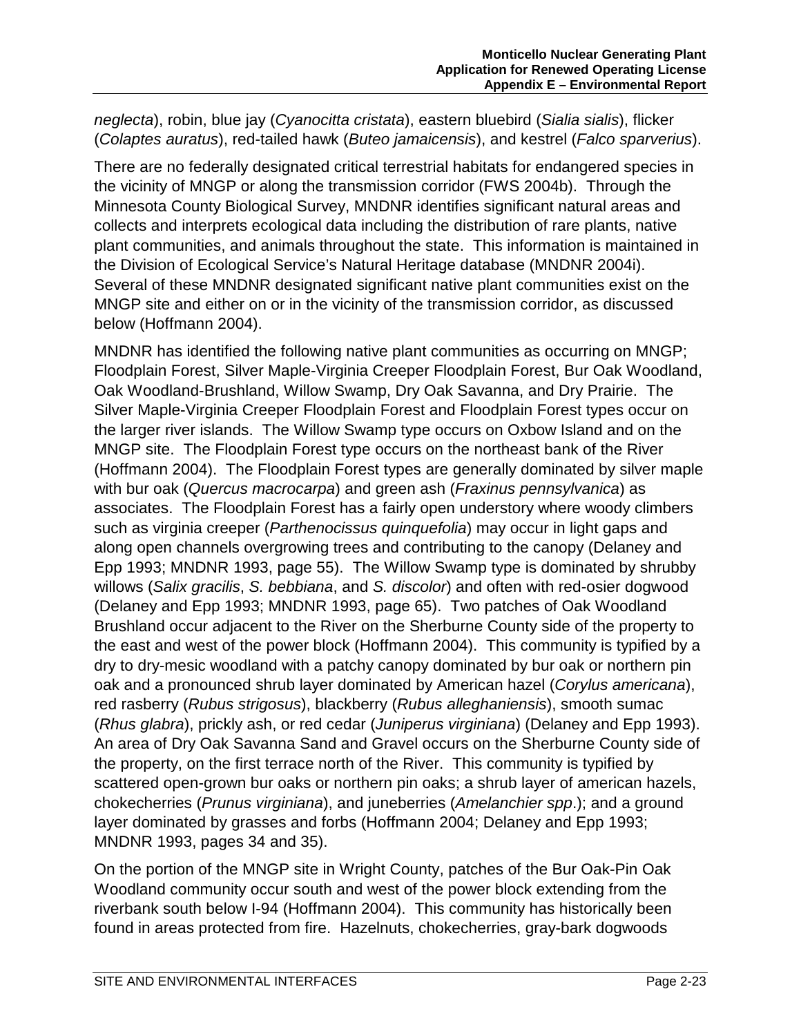*neglecta*), robin, blue jay (*Cyanocitta cristata*), eastern bluebird (*Sialia sialis*), flicker (*Colaptes auratus*), red-tailed hawk (*Buteo jamaicensis*), and kestrel (*Falco sparverius*).

There are no federally designated critical terrestrial habitats for endangered species in the vicinity of MNGP or along the transmission corridor (FWS 2004b). Through the Minnesota County Biological Survey, MNDNR identifies significant natural areas and collects and interprets ecological data including the distribution of rare plants, native plant communities, and animals throughout the state. This information is maintained in the Division of Ecological Service's Natural Heritage database (MNDNR 2004i). Several of these MNDNR designated significant native plant communities exist on the MNGP site and either on or in the vicinity of the transmission corridor, as discussed below (Hoffmann 2004).

MNDNR has identified the following native plant communities as occurring on MNGP; Floodplain Forest, Silver Maple-Virginia Creeper Floodplain Forest, Bur Oak Woodland, Oak Woodland-Brushland, Willow Swamp, Dry Oak Savanna, and Dry Prairie. The Silver Maple-Virginia Creeper Floodplain Forest and Floodplain Forest types occur on the larger river islands. The Willow Swamp type occurs on Oxbow Island and on the MNGP site. The Floodplain Forest type occurs on the northeast bank of the River (Hoffmann 2004). The Floodplain Forest types are generally dominated by silver maple with bur oak (*Quercus macrocarpa*) and green ash (*Fraxinus pennsylvanica*) as associates. The Floodplain Forest has a fairly open understory where woody climbers such as virginia creeper (*Parthenocissus quinquefolia*) may occur in light gaps and along open channels overgrowing trees and contributing to the canopy (Delaney and Epp 1993; MNDNR 1993, page 55). The Willow Swamp type is dominated by shrubby willows (*Salix gracilis*, *S. bebbiana*, and *S. discolor*) and often with red-osier dogwood (Delaney and Epp 1993; MNDNR 1993, page 65). Two patches of Oak Woodland Brushland occur adjacent to the River on the Sherburne County side of the property to the east and west of the power block (Hoffmann 2004). This community is typified by a dry to dry-mesic woodland with a patchy canopy dominated by bur oak or northern pin oak and a pronounced shrub layer dominated by American hazel (*Corylus americana*), red rasberry (*Rubus strigosus*), blackberry (*Rubus alleghaniensis*), smooth sumac (*Rhus glabra*), prickly ash, or red cedar (*Juniperus virginiana*) (Delaney and Epp 1993). An area of Dry Oak Savanna Sand and Gravel occurs on the Sherburne County side of the property, on the first terrace north of the River. This community is typified by scattered open-grown bur oaks or northern pin oaks; a shrub layer of american hazels, chokecherries (*Prunus virginiana*), and juneberries (*Amelanchier spp*.); and a ground layer dominated by grasses and forbs (Hoffmann 2004; Delaney and Epp 1993; MNDNR 1993, pages 34 and 35).

On the portion of the MNGP site in Wright County, patches of the Bur Oak-Pin Oak Woodland community occur south and west of the power block extending from the riverbank south below I-94 (Hoffmann 2004). This community has historically been found in areas protected from fire. Hazelnuts, chokecherries, gray-bark dogwoods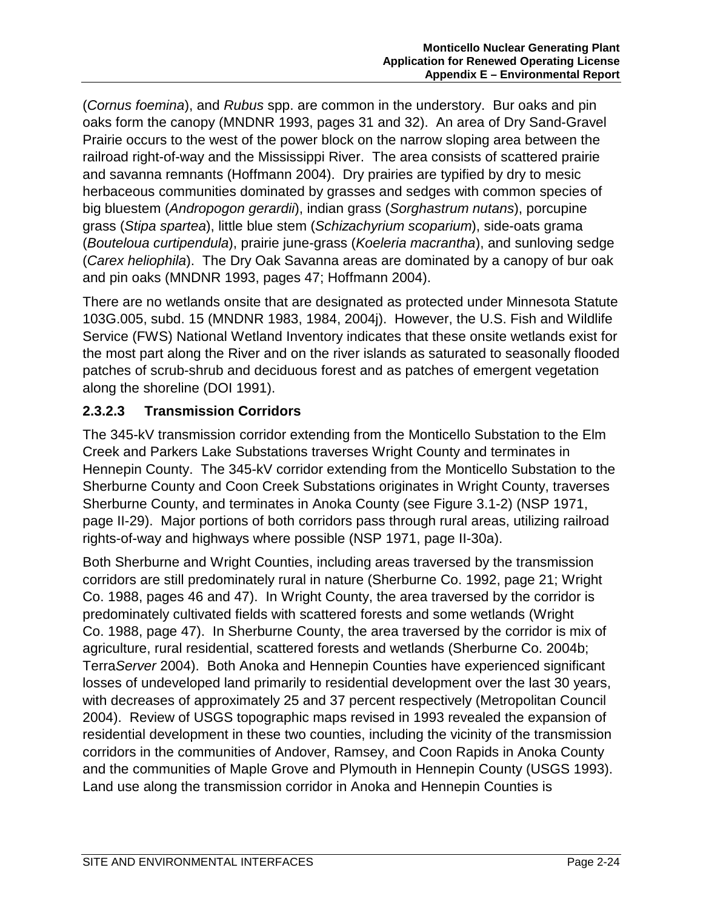(*Cornus foemina*), and *Rubus* spp. are common in the understory. Bur oaks and pin oaks form the canopy (MNDNR 1993, pages 31 and 32). An area of Dry Sand-Gravel Prairie occurs to the west of the power block on the narrow sloping area between the railroad right-of-way and the Mississippi River. The area consists of scattered prairie and savanna remnants (Hoffmann 2004). Dry prairies are typified by dry to mesic herbaceous communities dominated by grasses and sedges with common species of big bluestem (*Andropogon gerardii*), indian grass (*Sorghastrum nutans*), porcupine grass (*Stipa spartea*), little blue stem (*Schizachyrium scoparium*), side-oats grama (*Bouteloua curtipendula*), prairie june-grass (*Koeleria macrantha*), and sunloving sedge (*Carex heliophila*). The Dry Oak Savanna areas are dominated by a canopy of bur oak and pin oaks (MNDNR 1993, pages 47; Hoffmann 2004).

There are no wetlands onsite that are designated as protected under Minnesota Statute 103G.005, subd. 15 (MNDNR 1983, 1984, 2004j). However, the U.S. Fish and Wildlife Service (FWS) National Wetland Inventory indicates that these onsite wetlands exist for the most part along the River and on the river islands as saturated to seasonally flooded patches of scrub-shrub and deciduous forest and as patches of emergent vegetation along the shoreline (DOI 1991).

### 2.3.2.3 Transmission Corridors

The 345-kV transmission corridor extending from the Monticello Substation to the Elm Creek and Parkers Lake Substations traverses Wright County and terminates in Hennepin County. The 345-kV corridor extending from the Monticello Substation to the Sherburne County and Coon Creek Substations originates in Wright County, traverses Sherburne County, and terminates in Anoka County (see Figure 3.1-2) (NSP 1971, page II-29). Major portions of both corridors pass through rural areas, utilizing railroad rights-of-way and highways where possible (NSP 1971, page II-30a).

Both Sherburne and Wright Counties, including areas traversed by the transmission corridors are still predominately rural in nature (Sherburne Co. 1992, page 21; Wright Co. 1988, pages 46 and 47). In Wright County, the area traversed by the corridor is predominately cultivated fields with scattered forests and some wetlands (Wright Co. 1988, page 47). In Sherburne County, the area traversed by the corridor is mix of agriculture, rural residential, scattered forests and wetlands (Sherburne Co. 2004b; Terra*Server* 2004). Both Anoka and Hennepin Counties have experienced significant losses of undeveloped land primarily to residential development over the last 30 years, with decreases of approximately 25 and 37 percent respectively (Metropolitan Council 2004). Review of USGS topographic maps revised in 1993 revealed the expansion of residential development in these two counties, including the vicinity of the transmission corridors in the communities of Andover, Ramsey, and Coon Rapids in Anoka County and the communities of Maple Grove and Plymouth in Hennepin County (USGS 1993). Land use along the transmission corridor in Anoka and Hennepin Counties is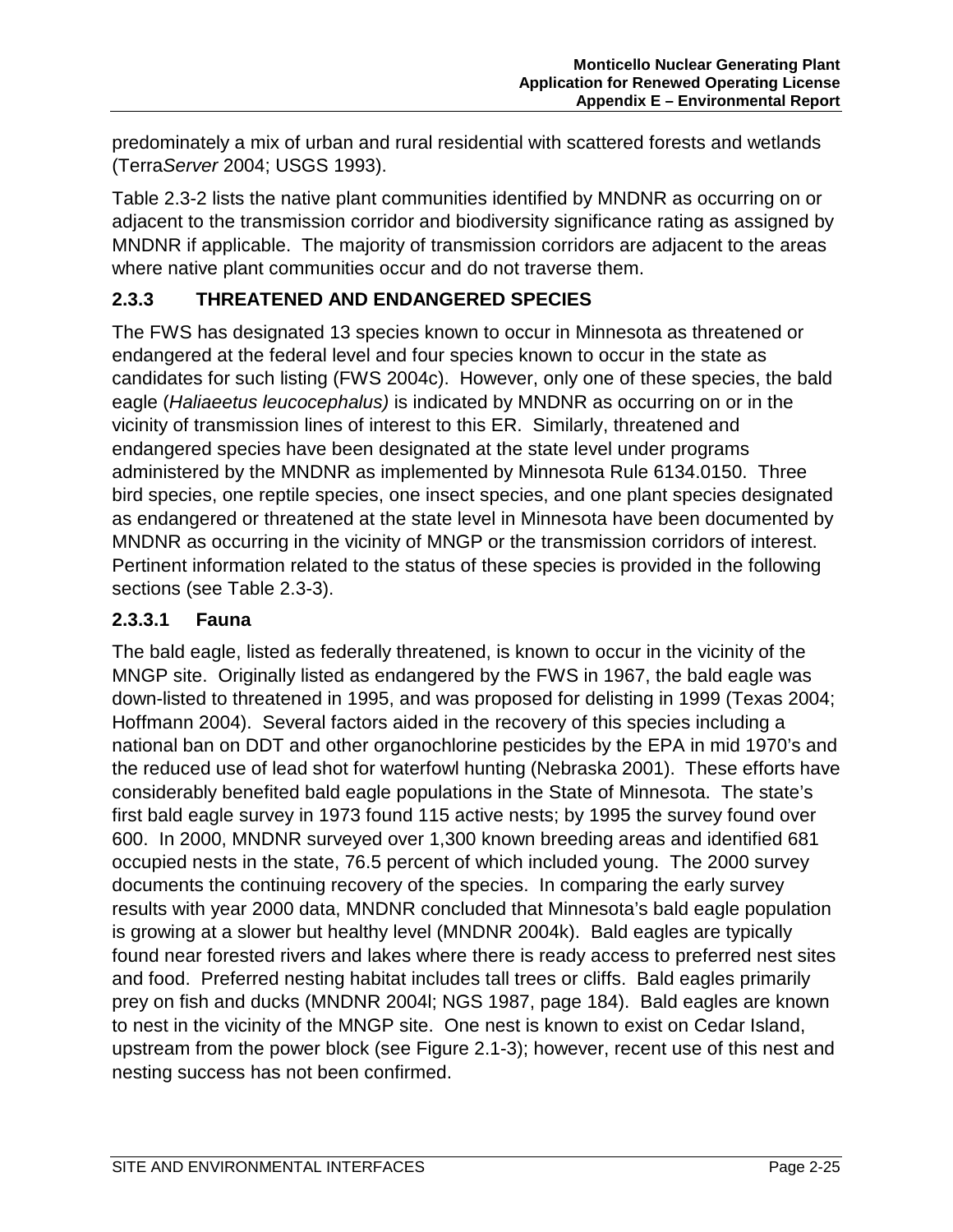predominately a mix of urban and rural residential with scattered forests and wetlands (Terra*Server* 2004; USGS 1993).

Table 2.3-2 lists the native plant communities identified by MNDNR as occurring on or adjacent to the transmission corridor and biodiversity significance rating as assigned by MNDNR if applicable. The majority of transmission corridors are adjacent to the areas where native plant communities occur and do not traverse them.

### 2.3.3 THREATENED AND ENDANGERED SPECIES

The FWS has designated 13 species known to occur in Minnesota as threatened or endangered at the federal level and four species known to occur in the state as candidates for such listing (FWS 2004c). However, only one of these species, the bald eagle (*Haliaeetus leucocephalus)* is indicated by MNDNR as occurring on or in the vicinity of transmission lines of interest to this ER. Similarly, threatened and endangered species have been designated at the state level under programs administered by the MNDNR as implemented by Minnesota Rule 6134.0150. Three bird species, one reptile species, one insect species, and one plant species designated as endangered or threatened at the state level in Minnesota have been documented by MNDNR as occurring in the vicinity of MNGP or the transmission corridors of interest. Pertinent information related to the status of these species is provided in the following sections (see Table 2.3-3).

#### 2.3.3.1 Fauna

The bald eagle, listed as federally threatened, is known to occur in the vicinity of the MNGP site. Originally listed as endangered by the FWS in 1967, the bald eagle was down-listed to threatened in 1995, and was proposed for delisting in 1999 (Texas 2004; Hoffmann 2004). Several factors aided in the recovery of this species including a national ban on DDT and other organochlorine pesticides by the EPA in mid 1970's and the reduced use of lead shot for waterfowl hunting (Nebraska 2001). These efforts have considerably benefited bald eagle populations in the State of Minnesota. The state's first bald eagle survey in 1973 found 115 active nests; by 1995 the survey found over 600. In 2000, MNDNR surveyed over 1,300 known breeding areas and identified 681 occupied nests in the state, 76.5 percent of which included young. The 2000 survey documents the continuing recovery of the species. In comparing the early survey results with year 2000 data, MNDNR concluded that Minnesota's bald eagle population is growing at a slower but healthy level (MNDNR 2004k). Bald eagles are typically found near forested rivers and lakes where there is ready access to preferred nest sites and food. Preferred nesting habitat includes tall trees or cliffs. Bald eagles primarily prey on fish and ducks (MNDNR 2004l; NGS 1987, page 184). Bald eagles are known to nest in the vicinity of the MNGP site. One nest is known to exist on Cedar Island, upstream from the power block (see Figure 2.1-3); however, recent use of this nest and nesting success has not been confirmed.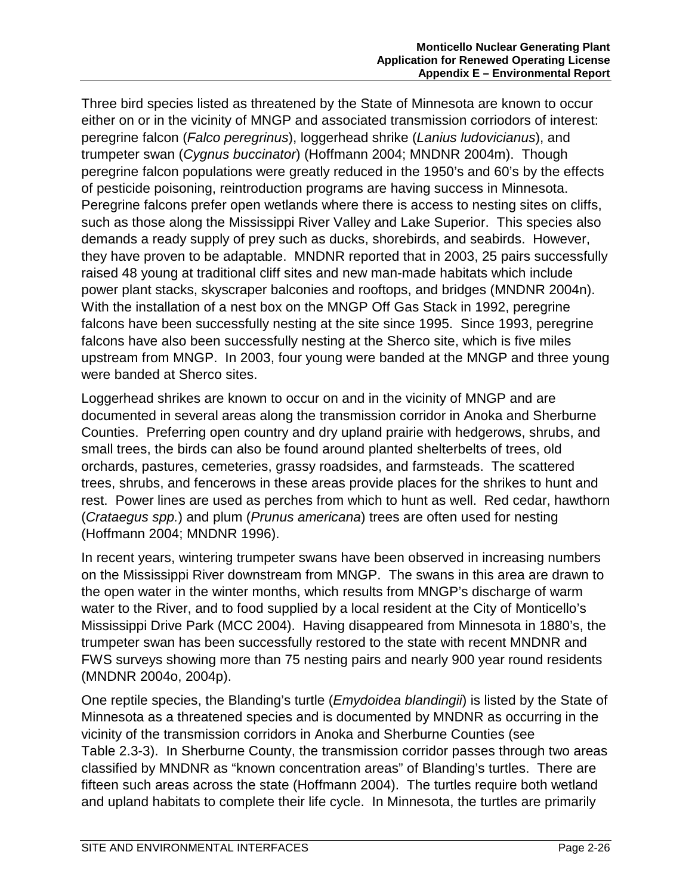Three bird species listed as threatened by the State of Minnesota are known to occur either on or in the vicinity of MNGP and associated transmission corriodors of interest: peregrine falcon (*Falco peregrinus*), loggerhead shrike (*Lanius ludovicianus*), and trumpeter swan (*Cygnus buccinator*) (Hoffmann 2004; MNDNR 2004m). Though peregrine falcon populations were greatly reduced in the 1950's and 60's by the effects of pesticide poisoning, reintroduction programs are having success in Minnesota. Peregrine falcons prefer open wetlands where there is access to nesting sites on cliffs, such as those along the Mississippi River Valley and Lake Superior. This species also demands a ready supply of prey such as ducks, shorebirds, and seabirds. However, they have proven to be adaptable. MNDNR reported that in 2003, 25 pairs successfully raised 48 young at traditional cliff sites and new man-made habitats which include power plant stacks, skyscraper balconies and rooftops, and bridges (MNDNR 2004n). With the installation of a nest box on the MNGP Off Gas Stack in 1992, peregrine falcons have been successfully nesting at the site since 1995. Since 1993, peregrine falcons have also been successfully nesting at the Sherco site, which is five miles upstream from MNGP. In 2003, four young were banded at the MNGP and three young were banded at Sherco sites.

Loggerhead shrikes are known to occur on and in the vicinity of MNGP and are documented in several areas along the transmission corridor in Anoka and Sherburne Counties. Preferring open country and dry upland prairie with hedgerows, shrubs, and small trees, the birds can also be found around planted shelterbelts of trees, old orchards, pastures, cemeteries, grassy roadsides, and farmsteads. The scattered trees, shrubs, and fencerows in these areas provide places for the shrikes to hunt and rest. Power lines are used as perches from which to hunt as well. Red cedar, hawthorn (*Crataegus spp.*) and plum (*Prunus americana*) trees are often used for nesting (Hoffmann 2004; MNDNR 1996).

In recent years, wintering trumpeter swans have been observed in increasing numbers on the Mississippi River downstream from MNGP. The swans in this area are drawn to the open water in the winter months, which results from MNGP's discharge of warm water to the River, and to food supplied by a local resident at the City of Monticello's Mississippi Drive Park (MCC 2004). Having disappeared from Minnesota in 1880's, the trumpeter swan has been successfully restored to the state with recent MNDNR and FWS surveys showing more than 75 nesting pairs and nearly 900 year round residents (MNDNR 2004o, 2004p).

One reptile species, the Blanding's turtle (*Emydoidea blandingii*) is listed by the State of Minnesota as a threatened species and is documented by MNDNR as occurring in the vicinity of the transmission corridors in Anoka and Sherburne Counties (see Table 2.3-3). In Sherburne County, the transmission corridor passes through two areas classified by MNDNR as "known concentration areas" of Blanding's turtles. There are fifteen such areas across the state (Hoffmann 2004). The turtles require both wetland and upland habitats to complete their life cycle. In Minnesota, the turtles are primarily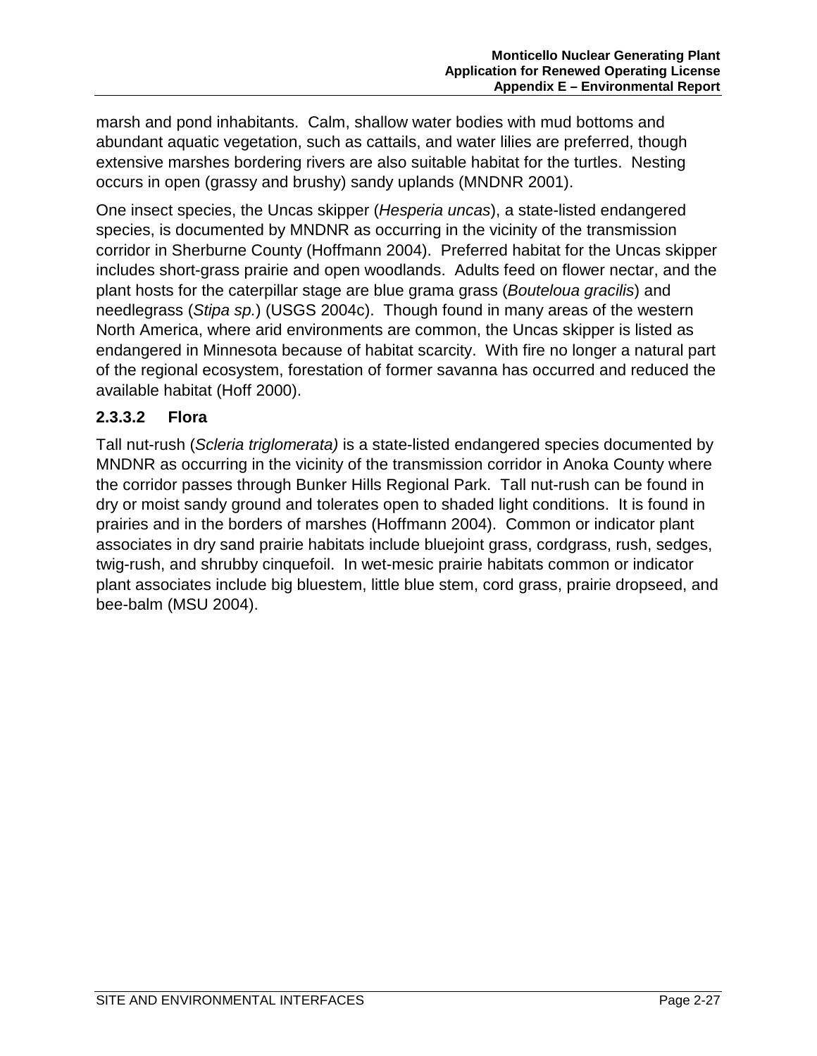marsh and pond inhabitants. Calm, shallow water bodies with mud bottoms and abundant aquatic vegetation, such as cattails, and water lilies are preferred, though extensive marshes bordering rivers are also suitable habitat for the turtles. Nesting occurs in open (grassy and brushy) sandy uplands (MNDNR 2001).

One insect species, the Uncas skipper (*Hesperia uncas*), a state-listed endangered species, is documented by MNDNR as occurring in the vicinity of the transmission corridor in Sherburne County (Hoffmann 2004). Preferred habitat for the Uncas skipper includes short-grass prairie and open woodlands. Adults feed on flower nectar, and the plant hosts for the caterpillar stage are blue grama grass (*Bouteloua gracilis*) and needlegrass (*Stipa sp.*) (USGS 2004c). Though found in many areas of the western North America, where arid environments are common, the Uncas skipper is listed as endangered in Minnesota because of habitat scarcity. With fire no longer a natural part of the regional ecosystem, forestation of former savanna has occurred and reduced the available habitat (Hoff 2000).

#### 2.3.3.2 Flora

Tall nut-rush (*Scleria triglomerata)* is a state-listed endangered species documented by MNDNR as occurring in the vicinity of the transmission corridor in Anoka County where the corridor passes through Bunker Hills Regional Park. Tall nut-rush can be found in dry or moist sandy ground and tolerates open to shaded light conditions. It is found in prairies and in the borders of marshes (Hoffmann 2004). Common or indicator plant associates in dry sand prairie habitats include bluejoint grass, cordgrass, rush, sedges, twig-rush, and shrubby cinquefoil. In wet-mesic prairie habitats common or indicator plant associates include big bluestem, little blue stem, cord grass, prairie dropseed, and bee-balm (MSU 2004).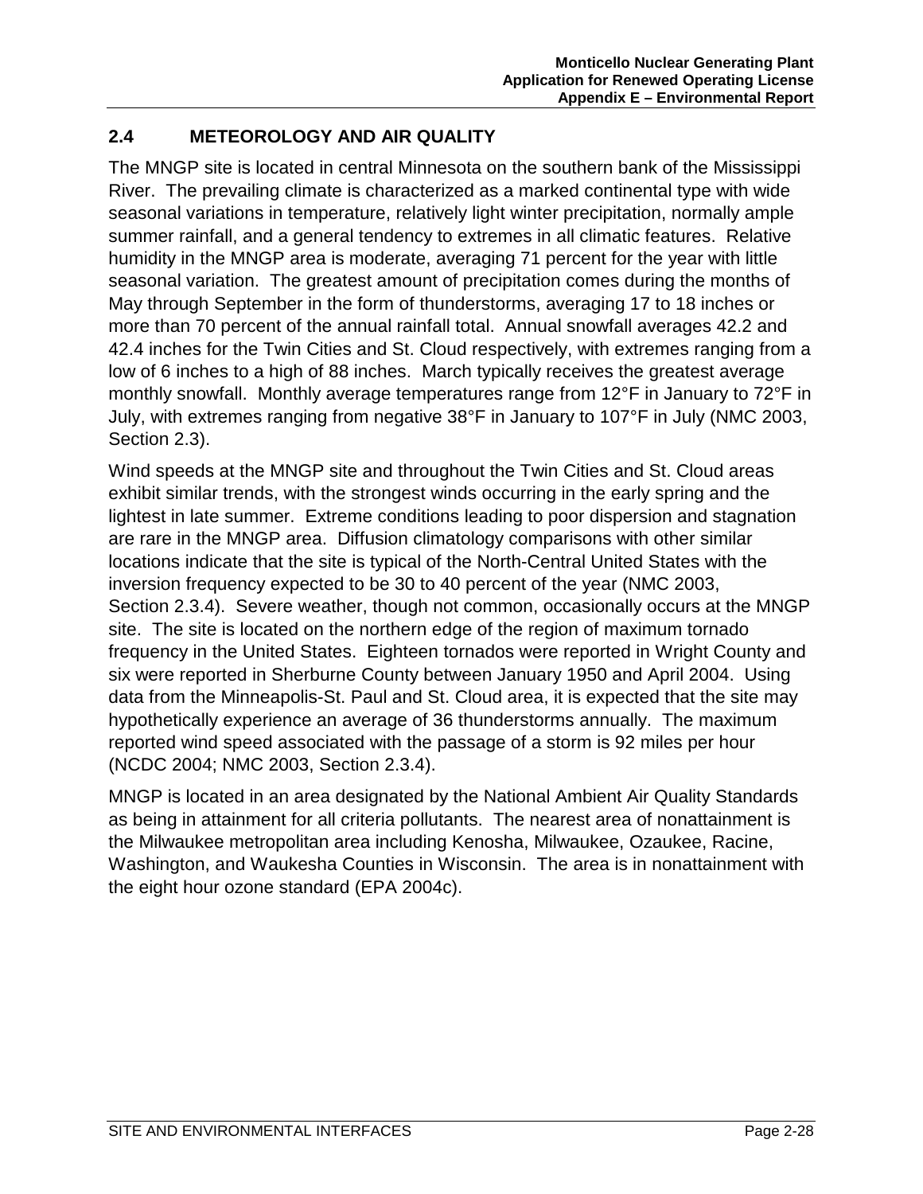## 2.4 METEOROLOGY AND AIR QUALITY

The MNGP site is located in central Minnesota on the southern bank of the Mississippi River. The prevailing climate is characterized as a marked continental type with wide seasonal variations in temperature, relatively light winter precipitation, normally ample summer rainfall, and a general tendency to extremes in all climatic features. Relative humidity in the MNGP area is moderate, averaging 71 percent for the year with little seasonal variation. The greatest amount of precipitation comes during the months of May through September in the form of thunderstorms, averaging 17 to 18 inches or more than 70 percent of the annual rainfall total. Annual snowfall averages 42.2 and 42.4 inches for the Twin Cities and St. Cloud respectively, with extremes ranging from a low of 6 inches to a high of 88 inches. March typically receives the greatest average monthly snowfall. Monthly average temperatures range from 12°F in January to 72°F in July, with extremes ranging from negative 38°F in January to 107°F in July (NMC 2003, Section 2.3).

Wind speeds at the MNGP site and throughout the Twin Cities and St. Cloud areas exhibit similar trends, with the strongest winds occurring in the early spring and the lightest in late summer. Extreme conditions leading to poor dispersion and stagnation are rare in the MNGP area. Diffusion climatology comparisons with other similar locations indicate that the site is typical of the North-Central United States with the inversion frequency expected to be 30 to 40 percent of the year (NMC 2003, Section 2.3.4). Severe weather, though not common, occasionally occurs at the MNGP site. The site is located on the northern edge of the region of maximum tornado frequency in the United States. Eighteen tornados were reported in Wright County and six were reported in Sherburne County between January 1950 and April 2004. Using data from the Minneapolis-St. Paul and St. Cloud area, it is expected that the site may hypothetically experience an average of 36 thunderstorms annually. The maximum reported wind speed associated with the passage of a storm is 92 miles per hour (NCDC 2004; NMC 2003, Section 2.3.4).

MNGP is located in an area designated by the National Ambient Air Quality Standards as being in attainment for all criteria pollutants. The nearest area of nonattainment is the Milwaukee metropolitan area including Kenosha, Milwaukee, Ozaukee, Racine, Washington, and Waukesha Counties in Wisconsin. The area is in nonattainment with the eight hour ozone standard (EPA 2004c).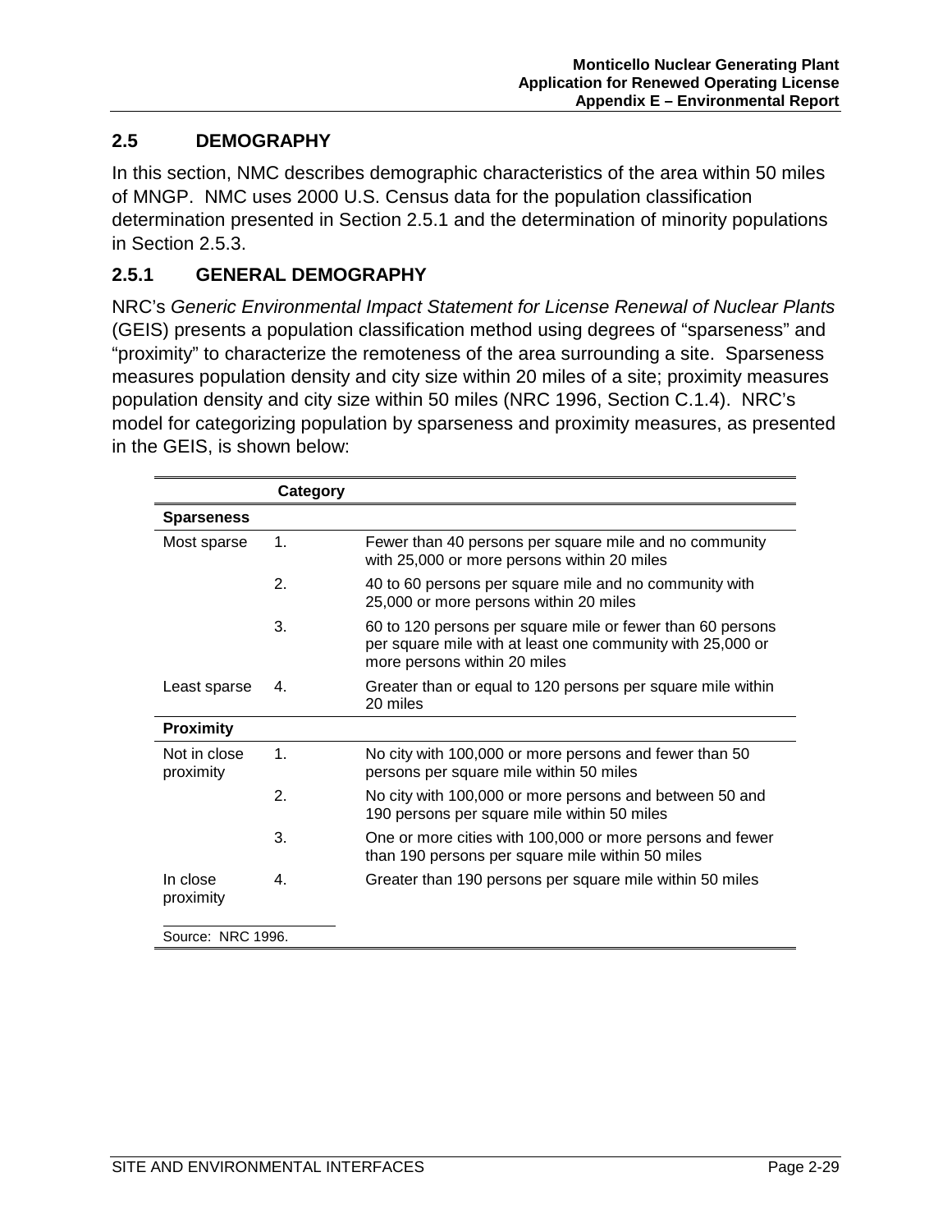## 2.5 DEMOGRAPHY

In this section, NMC describes demographic characteristics of the area within 50 miles of MNGP. NMC uses 2000 U.S. Census data for the population classification determination presented in Section 2.5.1 and the determination of minority populations in Section 2.5.3.

### 2.5.1 GENERAL DEMOGRAPHY

NRC's *Generic Environmental Impact Statement for License Renewal of Nuclear Plants* (GEIS) presents a population classification method using degrees of "sparseness" and "proximity" to characterize the remoteness of the area surrounding a site. Sparseness measures population density and city size within 20 miles of a site; proximity measures population density and city size within 50 miles (NRC 1996, Section C.1.4). NRC's model for categorizing population by sparseness and proximity measures, as presented in the GEIS, is shown below:

| Category | | |
|---|---|---|
| **Sparseness** | | |
| Most sparse | 1. | Fewer than 40 persons per square mile and no community with 25,000 or more persons within 20 miles |
| | 2. | 40 to 60 persons per square mile and no community with 25,000 or more persons within 20 miles |
| | 3. | 60 to 120 persons per square mile or fewer than 60 persons per square mile with at least one community with 25,000 or more persons within 20 miles |
| Least sparse | 4. | Greater than or equal to 120 persons per square mile within 20 miles |
| **Proximity** | | |
| Not in close proximity | 1. | No city with 100,000 or more persons and fewer than 50 persons per square mile within 50 miles |
| | 2. | No city with 100,000 or more persons and between 50 and 190 persons per square mile within 50 miles |
| | 3. | One or more cities with 100,000 or more persons and fewer than 190 persons per square mile within 50 miles |
| In close proximity | 4. | Greater than 190 persons per square mile within 50 miles |

Source: NRC 1996.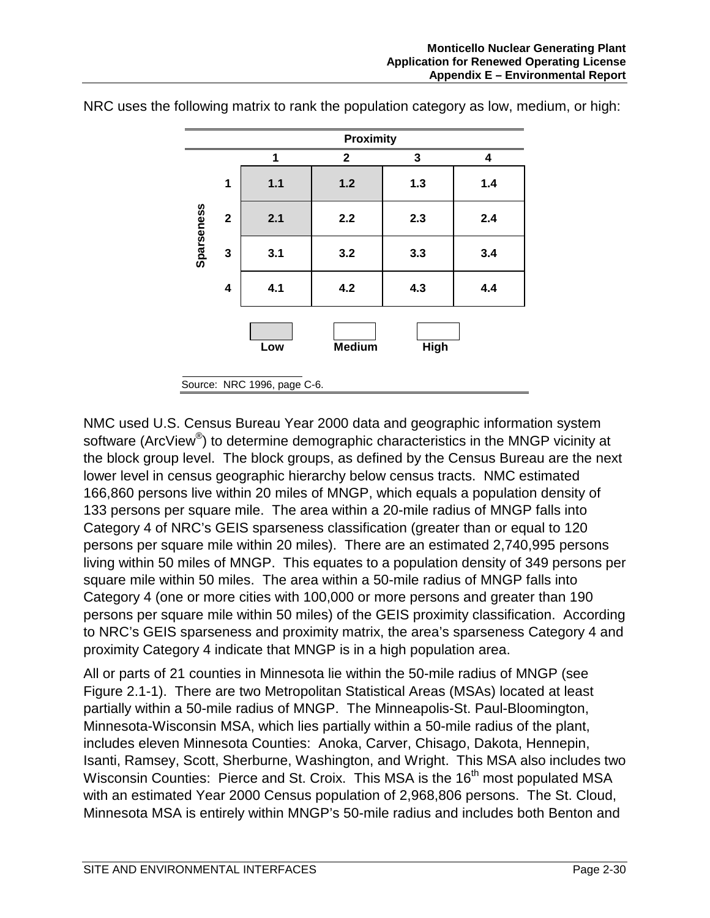NRC uses the following matrix to rank the population category as low, medium, or high:

| | | Proximity | | | |
|---|---|---|---|---|---|
| | | 1 | 2 | 3 | 4 |
| Sparseness | 1 | 1.1 | 1.2 | 1.3 | 1.4 |
| | 2 | 2.1 | 2.2 | 2.3 | 2.4 |
| | 3 | 3.1 | 3.2 | 3.3 | 3.4 |
| | 4 | 4.1 | 4.2 | 4.3 | 4.4 |

Legend: Low (shaded: 1.1, 1.2, 2.1), Medium, High

Source: NRC 1996, page C-6.

NMC used U.S. Census Bureau Year 2000 data and geographic information system software (ArcView®) to determine demographic characteristics in the MNGP vicinity at the block group level. The block groups, as defined by the Census Bureau are the next lower level in census geographic hierarchy below census tracts. NMC estimated 166,860 persons live within 20 miles of MNGP, which equals a population density of 133 persons per square mile. The area within a 20-mile radius of MNGP falls into Category 4 of NRC's GEIS sparseness classification (greater than or equal to 120 persons per square mile within 20 miles). There are an estimated 2,740,995 persons living within 50 miles of MNGP. This equates to a population density of 349 persons per square mile within 50 miles. The area within a 50-mile radius of MNGP falls into Category 4 (one or more cities with 100,000 or more persons and greater than 190 persons per square mile within 50 miles) of the GEIS proximity classification. According to NRC's GEIS sparseness and proximity matrix, the area's sparseness Category 4 and proximity Category 4 indicate that MNGP is in a high population area.

All or parts of 21 counties in Minnesota lie within the 50-mile radius of MNGP (see Figure 2.1-1). There are two Metropolitan Statistical Areas (MSAs) located at least partially within a 50-mile radius of MNGP. The Minneapolis-St. Paul-Bloomington, Minnesota-Wisconsin MSA, which lies partially within a 50-mile radius of the plant, includes eleven Minnesota Counties: Anoka, Carver, Chisago, Dakota, Hennepin, Isanti, Ramsey, Scott, Sherburne, Washington, and Wright. This MSA also includes two Wisconsin Counties: Pierce and St. Croix. This MSA is the 16th most populated MSA with an estimated Year 2000 Census population of 2,968,806 persons. The St. Cloud, Minnesota MSA is entirely within MNGP's 50-mile radius and includes both Benton and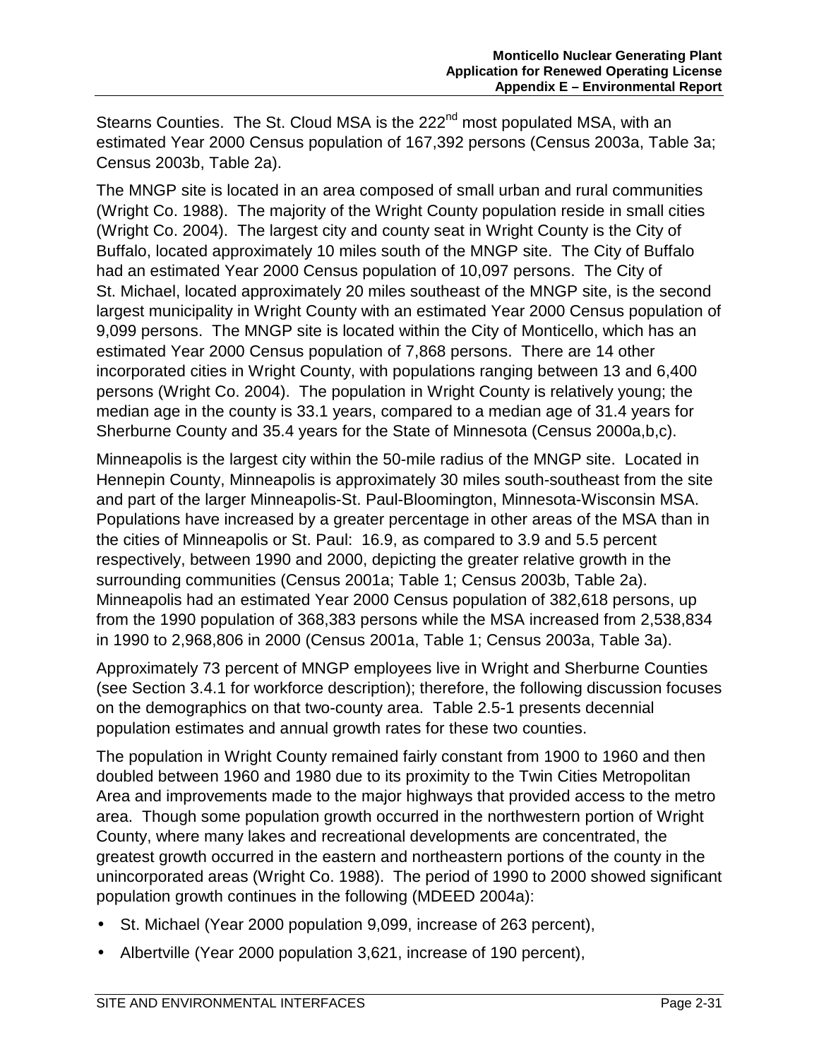Stearns Counties. The St. Cloud MSA is the 222nd most populated MSA, with an estimated Year 2000 Census population of 167,392 persons (Census 2003a, Table 3a; Census 2003b, Table 2a).

The MNGP site is located in an area composed of small urban and rural communities (Wright Co. 1988). The majority of the Wright County population reside in small cities (Wright Co. 2004). The largest city and county seat in Wright County is the City of Buffalo, located approximately 10 miles south of the MNGP site. The City of Buffalo had an estimated Year 2000 Census population of 10,097 persons. The City of St. Michael, located approximately 20 miles southeast of the MNGP site, is the second largest municipality in Wright County with an estimated Year 2000 Census population of 9,099 persons. The MNGP site is located within the City of Monticello, which has an estimated Year 2000 Census population of 7,868 persons. There are 14 other incorporated cities in Wright County, with populations ranging between 13 and 6,400 persons (Wright Co. 2004). The population in Wright County is relatively young; the median age in the county is 33.1 years, compared to a median age of 31.4 years for Sherburne County and 35.4 years for the State of Minnesota (Census 2000a,b,c).

Minneapolis is the largest city within the 50-mile radius of the MNGP site. Located in Hennepin County, Minneapolis is approximately 30 miles south-southeast from the site and part of the larger Minneapolis-St. Paul-Bloomington, Minnesota-Wisconsin MSA. Populations have increased by a greater percentage in other areas of the MSA than in the cities of Minneapolis or St. Paul: 16.9, as compared to 3.9 and 5.5 percent respectively, between 1990 and 2000, depicting the greater relative growth in the surrounding communities (Census 2001a; Table 1; Census 2003b, Table 2a). Minneapolis had an estimated Year 2000 Census population of 382,618 persons, up from the 1990 population of 368,383 persons while the MSA increased from 2,538,834 in 1990 to 2,968,806 in 2000 (Census 2001a, Table 1; Census 2003a, Table 3a).

Approximately 73 percent of MNGP employees live in Wright and Sherburne Counties (see Section 3.4.1 for workforce description); therefore, the following discussion focuses on the demographics on that two-county area. Table 2.5-1 presents decennial population estimates and annual growth rates for these two counties.

The population in Wright County remained fairly constant from 1900 to 1960 and then doubled between 1960 and 1980 due to its proximity to the Twin Cities Metropolitan Area and improvements made to the major highways that provided access to the metro area. Though some population growth occurred in the northwestern portion of Wright County, where many lakes and recreational developments are concentrated, the greatest growth occurred in the eastern and northeastern portions of the county in the unincorporated areas (Wright Co. 1988). The period of 1990 to 2000 showed significant population growth continues in the following (MDEED 2004a):

- St. Michael (Year 2000 population 9,099, increase of 263 percent),
- Albertville (Year 2000 population 3,621, increase of 190 percent),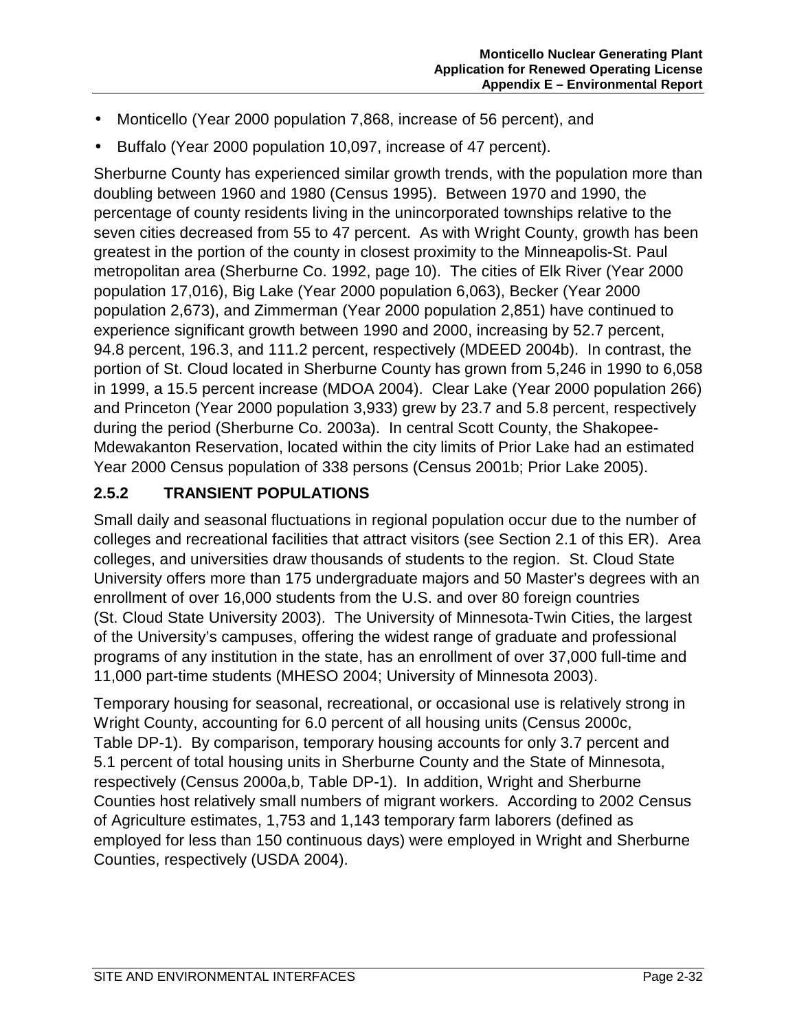- Monticello (Year 2000 population 7,868, increase of 56 percent), and
- Buffalo (Year 2000 population 10,097, increase of 47 percent).

Sherburne County has experienced similar growth trends, with the population more than doubling between 1960 and 1980 (Census 1995). Between 1970 and 1990, the percentage of county residents living in the unincorporated townships relative to the seven cities decreased from 55 to 47 percent. As with Wright County, growth has been greatest in the portion of the county in closest proximity to the Minneapolis-St. Paul metropolitan area (Sherburne Co. 1992, page 10). The cities of Elk River (Year 2000 population 17,016), Big Lake (Year 2000 population 6,063), Becker (Year 2000 population 2,673), and Zimmerman (Year 2000 population 2,851) have continued to experience significant growth between 1990 and 2000, increasing by 52.7 percent, 94.8 percent, 196.3, and 111.2 percent, respectively (MDEED 2004b). In contrast, the portion of St. Cloud located in Sherburne County has grown from 5,246 in 1990 to 6,058 in 1999, a 15.5 percent increase (MDOA 2004). Clear Lake (Year 2000 population 266) and Princeton (Year 2000 population 3,933) grew by 23.7 and 5.8 percent, respectively during the period (Sherburne Co. 2003a). In central Scott County, the Shakopee-Mdewakanton Reservation, located within the city limits of Prior Lake had an estimated Year 2000 Census population of 338 persons (Census 2001b; Prior Lake 2005).

### 2.5.2 TRANSIENT POPULATIONS

Small daily and seasonal fluctuations in regional population occur due to the number of colleges and recreational facilities that attract visitors (see Section 2.1 of this ER). Area colleges, and universities draw thousands of students to the region. St. Cloud State University offers more than 175 undergraduate majors and 50 Master's degrees with an enrollment of over 16,000 students from the U.S. and over 80 foreign countries (St. Cloud State University 2003). The University of Minnesota-Twin Cities, the largest of the University's campuses, offering the widest range of graduate and professional programs of any institution in the state, has an enrollment of over 37,000 full-time and 11,000 part-time students (MHESO 2004; University of Minnesota 2003).

Temporary housing for seasonal, recreational, or occasional use is relatively strong in Wright County, accounting for 6.0 percent of all housing units (Census 2000c, Table DP-1). By comparison, temporary housing accounts for only 3.7 percent and 5.1 percent of total housing units in Sherburne County and the State of Minnesota, respectively (Census 2000a,b, Table DP-1). In addition, Wright and Sherburne Counties host relatively small numbers of migrant workers. According to 2002 Census of Agriculture estimates, 1,753 and 1,143 temporary farm laborers (defined as employed for less than 150 continuous days) were employed in Wright and Sherburne Counties, respectively (USDA 2004).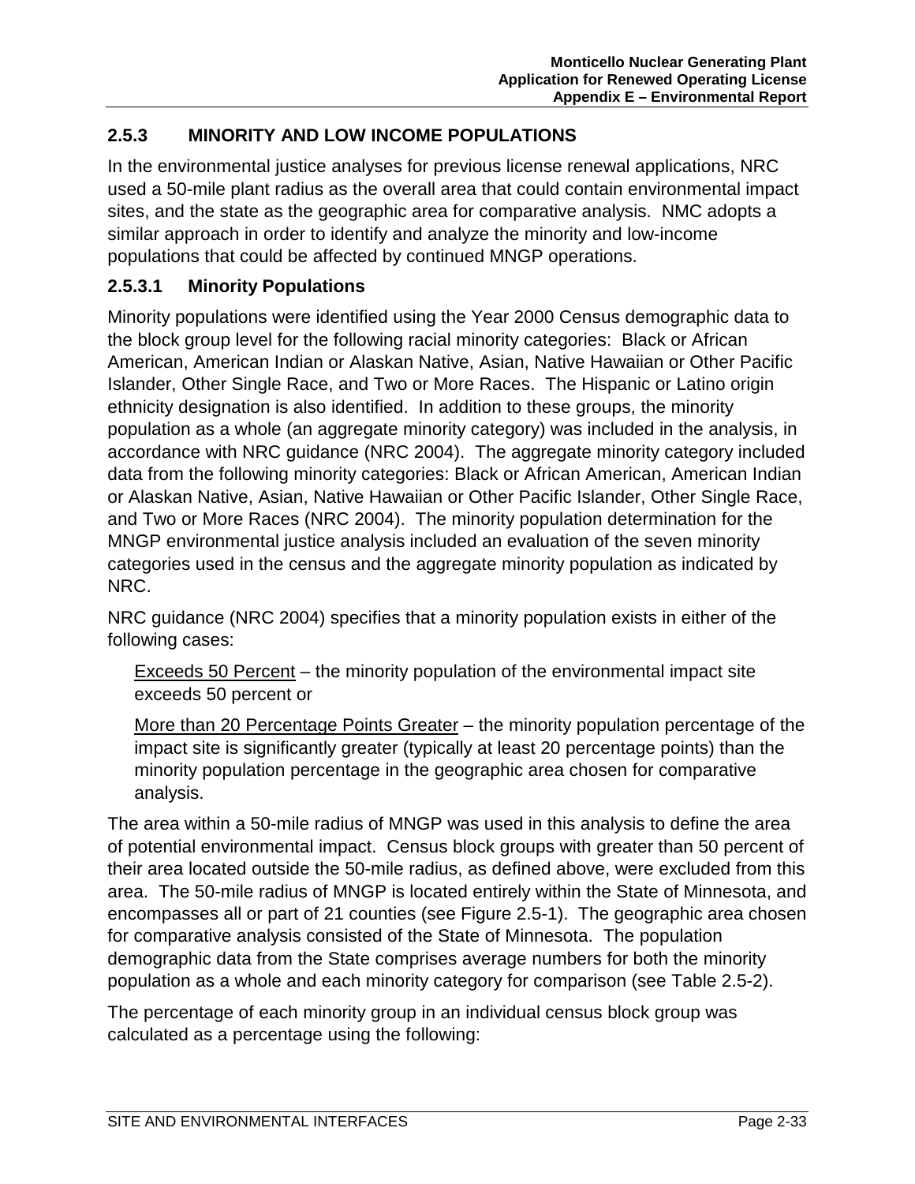### 2.5.3 MINORITY AND LOW INCOME POPULATIONS

In the environmental justice analyses for previous license renewal applications, NRC used a 50-mile plant radius as the overall area that could contain environmental impact sites, and the state as the geographic area for comparative analysis. NMC adopts a similar approach in order to identify and analyze the minority and low-income populations that could be affected by continued MNGP operations.

#### 2.5.3.1 Minority Populations

Minority populations were identified using the Year 2000 Census demographic data to the block group level for the following racial minority categories: Black or African American, American Indian or Alaskan Native, Asian, Native Hawaiian or Other Pacific Islander, Other Single Race, and Two or More Races. The Hispanic or Latino origin ethnicity designation is also identified. In addition to these groups, the minority population as a whole (an aggregate minority category) was included in the analysis, in accordance with NRC guidance (NRC 2004). The aggregate minority category included data from the following minority categories: Black or African American, American Indian or Alaskan Native, Asian, Native Hawaiian or Other Pacific Islander, Other Single Race, and Two or More Races (NRC 2004). The minority population determination for the MNGP environmental justice analysis included an evaluation of the seven minority categories used in the census and the aggregate minority population as indicated by NRC.

NRC guidance (NRC 2004) specifies that a minority population exists in either of the following cases:

<u>Exceeds 50 Percent</u> – the minority population of the environmental impact site exceeds 50 percent or

<u>More than 20 Percentage Points Greater</u> – the minority population percentage of the impact site is significantly greater (typically at least 20 percentage points) than the minority population percentage in the geographic area chosen for comparative analysis.

The area within a 50-mile radius of MNGP was used in this analysis to define the area of potential environmental impact. Census block groups with greater than 50 percent of their area located outside the 50-mile radius, as defined above, were excluded from this area. The 50-mile radius of MNGP is located entirely within the State of Minnesota, and encompasses all or part of 21 counties (see Figure 2.5-1). The geographic area chosen for comparative analysis consisted of the State of Minnesota. The population demographic data from the State comprises average numbers for both the minority population as a whole and each minority category for comparison (see Table 2.5-2).

The percentage of each minority group in an individual census block group was calculated as a percentage using the following: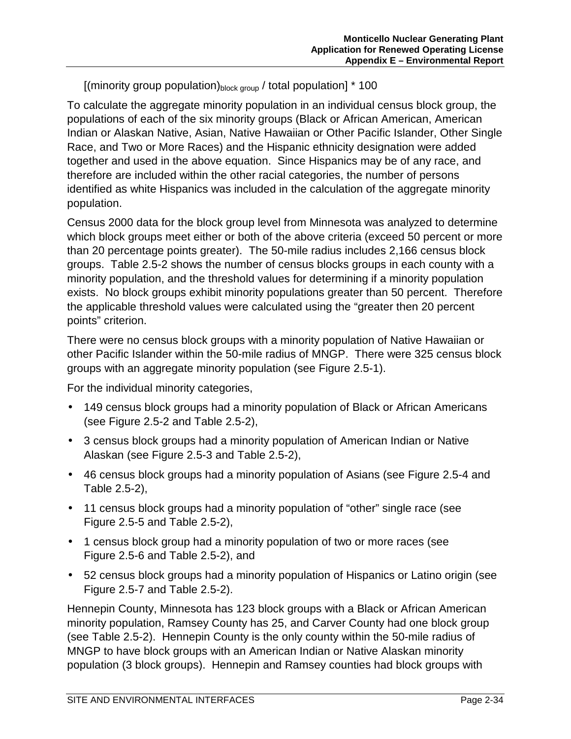$$[(\text{minority group population})_{\text{block group}} / \text{total population}] * 100$$

To calculate the aggregate minority population in an individual census block group, the populations of each of the six minority groups (Black or African American, American Indian or Alaskan Native, Asian, Native Hawaiian or Other Pacific Islander, Other Single Race, and Two or More Races) and the Hispanic ethnicity designation were added together and used in the above equation. Since Hispanics may be of any race, and therefore are included within the other racial categories, the number of persons identified as white Hispanics was included in the calculation of the aggregate minority population.

Census 2000 data for the block group level from Minnesota was analyzed to determine which block groups meet either or both of the above criteria (exceed 50 percent or more than 20 percentage points greater). The 50-mile radius includes 2,166 census block groups. Table 2.5-2 shows the number of census blocks groups in each county with a minority population, and the threshold values for determining if a minority population exists. No block groups exhibit minority populations greater than 50 percent. Therefore the applicable threshold values were calculated using the "greater then 20 percent points" criterion.

There were no census block groups with a minority population of Native Hawaiian or other Pacific Islander within the 50-mile radius of MNGP. There were 325 census block groups with an aggregate minority population (see Figure 2.5-1).

For the individual minority categories,

- 149 census block groups had a minority population of Black or African Americans (see Figure 2.5-2 and Table 2.5-2),
- 3 census block groups had a minority population of American Indian or Native Alaskan (see Figure 2.5-3 and Table 2.5-2),
- 46 census block groups had a minority population of Asians (see Figure 2.5-4 and Table 2.5-2),
- 11 census block groups had a minority population of "other" single race (see Figure 2.5-5 and Table 2.5-2),
- 1 census block group had a minority population of two or more races (see Figure 2.5-6 and Table 2.5-2), and
- 52 census block groups had a minority population of Hispanics or Latino origin (see Figure 2.5-7 and Table 2.5-2).

Hennepin County, Minnesota has 123 block groups with a Black or African American minority population, Ramsey County has 25, and Carver County had one block group (see Table 2.5-2). Hennepin County is the only county within the 50-mile radius of MNGP to have block groups with an American Indian or Native Alaskan minority population (3 block groups). Hennepin and Ramsey counties had block groups with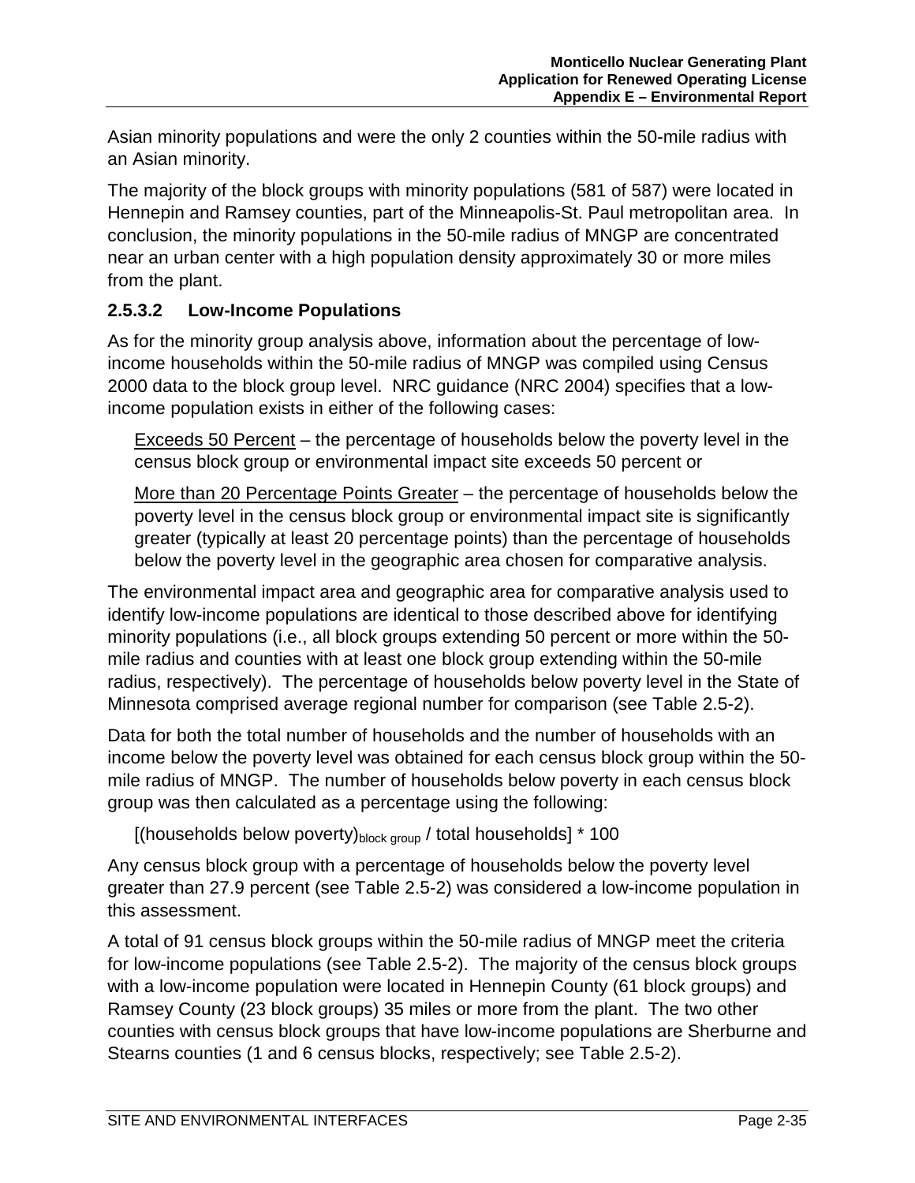Asian minority populations and were the only 2 counties within the 50-mile radius with an Asian minority.

The majority of the block groups with minority populations (581 of 587) were located in Hennepin and Ramsey counties, part of the Minneapolis-St. Paul metropolitan area. In conclusion, the minority populations in the 50-mile radius of MNGP are concentrated near an urban center with a high population density approximately 30 or more miles from the plant.

### 2.5.3.2 Low-Income Populations

As for the minority group analysis above, information about the percentage of low-income households within the 50-mile radius of MNGP was compiled using Census 2000 data to the block group level. NRC guidance (NRC 2004) specifies that a low-income population exists in either of the following cases:

> Exceeds 50 Percent – the percentage of households below the poverty level in the census block group or environmental impact site exceeds 50 percent or
>
> More than 20 Percentage Points Greater – the percentage of households below the poverty level in the census block group or environmental impact site is significantly greater (typically at least 20 percentage points) than the percentage of households below the poverty level in the geographic area chosen for comparative analysis.

The environmental impact area and geographic area for comparative analysis used to identify low-income populations are identical to those described above for identifying minority populations (i.e., all block groups extending 50 percent or more within the 50-mile radius and counties with at least one block group extending within the 50-mile radius, respectively). The percentage of households below poverty level in the State of Minnesota comprised average regional number for comparison (see Table 2.5-2).

Data for both the total number of households and the number of households with an income below the poverty level was obtained for each census block group within the 50-mile radius of MNGP. The number of households below poverty in each census block group was then calculated as a percentage using the following:

$$[(\text{households below poverty})_{\text{block group}} / \text{total households}] * 100$$

Any census block group with a percentage of households below the poverty level greater than 27.9 percent (see Table 2.5-2) was considered a low-income population in this assessment.

A total of 91 census block groups within the 50-mile radius of MNGP meet the criteria for low-income populations (see Table 2.5-2). The majority of the census block groups with a low-income population were located in Hennepin County (61 block groups) and Ramsey County (23 block groups) 35 miles or more from the plant. The two other counties with census block groups that have low-income populations are Sherburne and Stearns counties (1 and 6 census blocks, respectively; see Table 2.5-2).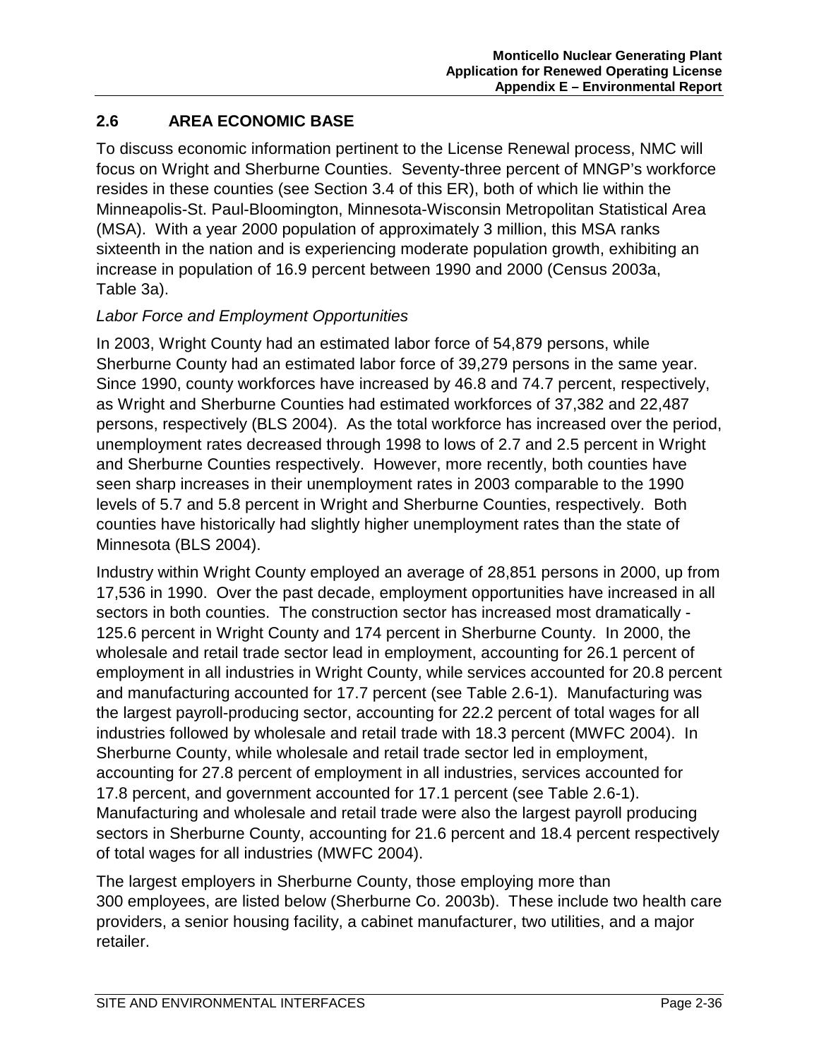## 2.6 AREA ECONOMIC BASE

To discuss economic information pertinent to the License Renewal process, NMC will focus on Wright and Sherburne Counties. Seventy-three percent of MNGP's workforce resides in these counties (see Section 3.4 of this ER), both of which lie within the Minneapolis-St. Paul-Bloomington, Minnesota-Wisconsin Metropolitan Statistical Area (MSA). With a year 2000 population of approximately 3 million, this MSA ranks sixteenth in the nation and is experiencing moderate population growth, exhibiting an increase in population of 16.9 percent between 1990 and 2000 (Census 2003a, Table 3a).

*Labor Force and Employment Opportunities*

In 2003, Wright County had an estimated labor force of 54,879 persons, while Sherburne County had an estimated labor force of 39,279 persons in the same year. Since 1990, county workforces have increased by 46.8 and 74.7 percent, respectively, as Wright and Sherburne Counties had estimated workforces of 37,382 and 22,487 persons, respectively (BLS 2004). As the total workforce has increased over the period, unemployment rates decreased through 1998 to lows of 2.7 and 2.5 percent in Wright and Sherburne Counties respectively. However, more recently, both counties have seen sharp increases in their unemployment rates in 2003 comparable to the 1990 levels of 5.7 and 5.8 percent in Wright and Sherburne Counties, respectively. Both counties have historically had slightly higher unemployment rates than the state of Minnesota (BLS 2004).

Industry within Wright County employed an average of 28,851 persons in 2000, up from 17,536 in 1990. Over the past decade, employment opportunities have increased in all sectors in both counties. The construction sector has increased most dramatically - 125.6 percent in Wright County and 174 percent in Sherburne County. In 2000, the wholesale and retail trade sector lead in employment, accounting for 26.1 percent of employment in all industries in Wright County, while services accounted for 20.8 percent and manufacturing accounted for 17.7 percent (see Table 2.6-1). Manufacturing was the largest payroll-producing sector, accounting for 22.2 percent of total wages for all industries followed by wholesale and retail trade with 18.3 percent (MWFC 2004). In Sherburne County, while wholesale and retail trade sector led in employment, accounting for 27.8 percent of employment in all industries, services accounted for 17.8 percent, and government accounted for 17.1 percent (see Table 2.6-1). Manufacturing and wholesale and retail trade were also the largest payroll producing sectors in Sherburne County, accounting for 21.6 percent and 18.4 percent respectively of total wages for all industries (MWFC 2004).

The largest employers in Sherburne County, those employing more than 300 employees, are listed below (Sherburne Co. 2003b). These include two health care providers, a senior housing facility, a cabinet manufacturer, two utilities, and a major retailer.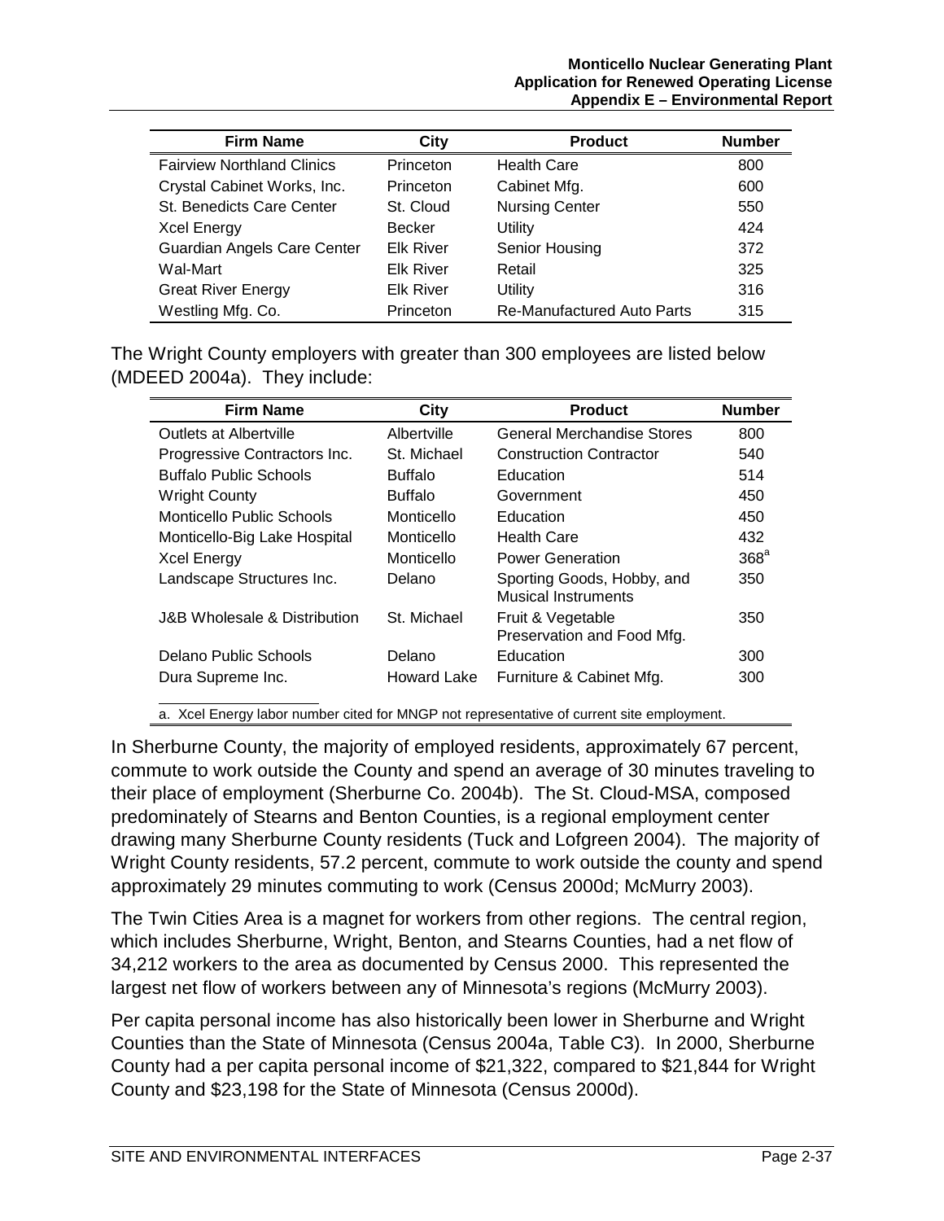| Firm Name | City | Product | Number |
|---|---|---|---|
| Fairview Northland Clinics | Princeton | Health Care | 800 |
| Crystal Cabinet Works, Inc. | Princeton | Cabinet Mfg. | 600 |
| St. Benedicts Care Center | St. Cloud | Nursing Center | 550 |
| Xcel Energy | Becker | Utility | 424 |
| Guardian Angels Care Center | Elk River | Senior Housing | 372 |
| Wal-Mart | Elk River | Retail | 325 |
| Great River Energy | Elk River | Utility | 316 |
| Westling Mfg. Co. | Princeton | Re-Manufactured Auto Parts | 315 |

The Wright County employers with greater than 300 employees are listed below (MDEED 2004a). They include:

| Firm Name | City | Product | Number |
|---|---|---|---|
| Outlets at Albertville | Albertville | General Merchandise Stores | 800 |
| Progressive Contractors Inc. | St. Michael | Construction Contractor | 540 |
| Buffalo Public Schools | Buffalo | Education | 514 |
| Wright County | Buffalo | Government | 450 |
| Monticello Public Schools | Monticello | Education | 450 |
| Monticello-Big Lake Hospital | Monticello | Health Care | 432 |
| Xcel Energy | Monticello | Power Generation | 368[a] |
| Landscape Structures Inc. | Delano | Sporting Goods, Hobby, and Musical Instruments | 350 |
| J&B Wholesale & Distribution | St. Michael | Fruit & Vegetable Preservation and Food Mfg. | 350 |
| Delano Public Schools | Delano | Education | 300 |
| Dura Supreme Inc. | Howard Lake | Furniture & Cabinet Mfg. | 300 |

a. Xcel Energy labor number cited for MNGP not representative of current site employment.

In Sherburne County, the majority of employed residents, approximately 67 percent, commute to work outside the County and spend an average of 30 minutes traveling to their place of employment (Sherburne Co. 2004b). The St. Cloud-MSA, composed predominately of Stearns and Benton Counties, is a regional employment center drawing many Sherburne County residents (Tuck and Lofgreen 2004). The majority of Wright County residents, 57.2 percent, commute to work outside the county and spend approximately 29 minutes commuting to work (Census 2000d; McMurry 2003).

The Twin Cities Area is a magnet for workers from other regions. The central region, which includes Sherburne, Wright, Benton, and Stearns Counties, had a net flow of 34,212 workers to the area as documented by Census 2000. This represented the largest net flow of workers between any of Minnesota's regions (McMurry 2003).

Per capita personal income has also historically been lower in Sherburne and Wright Counties than the State of Minnesota (Census 2004a, Table C3). In 2000, Sherburne County had a per capita personal income of $21,322, compared to $21,844 for Wright County and $23,198 for the State of Minnesota (Census 2000d).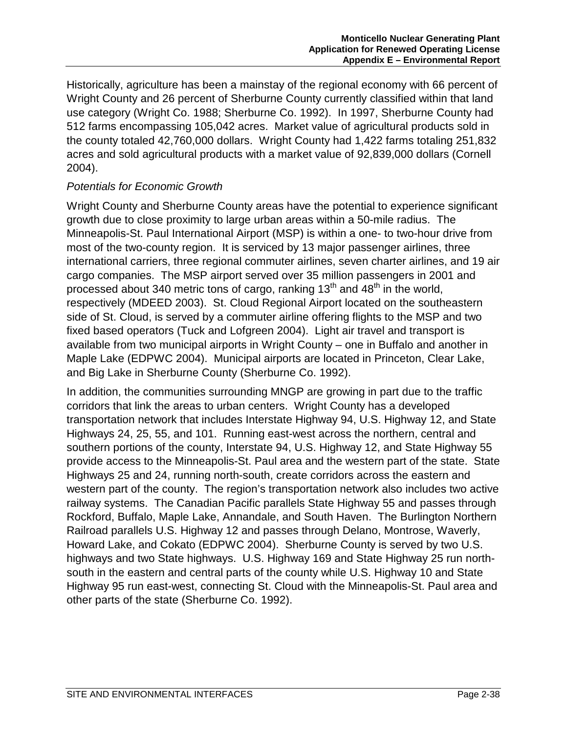Historically, agriculture has been a mainstay of the regional economy with 66 percent of Wright County and 26 percent of Sherburne County currently classified within that land use category (Wright Co. 1988; Sherburne Co. 1992). In 1997, Sherburne County had 512 farms encompassing 105,042 acres. Market value of agricultural products sold in the county totaled 42,760,000 dollars. Wright County had 1,422 farms totaling 251,832 acres and sold agricultural products with a market value of 92,839,000 dollars (Cornell 2004).

*Potentials for Economic Growth*

Wright County and Sherburne County areas have the potential to experience significant growth due to close proximity to large urban areas within a 50-mile radius. The Minneapolis-St. Paul International Airport (MSP) is within a one- to two-hour drive from most of the two-county region. It is serviced by 13 major passenger airlines, three international carriers, three regional commuter airlines, seven charter airlines, and 19 air cargo companies. The MSP airport served over 35 million passengers in 2001 and processed about 340 metric tons of cargo, ranking 13th and 48th in the world, respectively (MDEED 2003). St. Cloud Regional Airport located on the southeastern side of St. Cloud, is served by a commuter airline offering flights to the MSP and two fixed based operators (Tuck and Lofgreen 2004). Light air travel and transport is available from two municipal airports in Wright County – one in Buffalo and another in Maple Lake (EDPWC 2004). Municipal airports are located in Princeton, Clear Lake, and Big Lake in Sherburne County (Sherburne Co. 1992).

In addition, the communities surrounding MNGP are growing in part due to the traffic corridors that link the areas to urban centers. Wright County has a developed transportation network that includes Interstate Highway 94, U.S. Highway 12, and State Highways 24, 25, 55, and 101. Running east-west across the northern, central and southern portions of the county, Interstate 94, U.S. Highway 12, and State Highway 55 provide access to the Minneapolis-St. Paul area and the western part of the state. State Highways 25 and 24, running north-south, create corridors across the eastern and western part of the county. The region's transportation network also includes two active railway systems. The Canadian Pacific parallels State Highway 55 and passes through Rockford, Buffalo, Maple Lake, Annandale, and South Haven. The Burlington Northern Railroad parallels U.S. Highway 12 and passes through Delano, Montrose, Waverly, Howard Lake, and Cokato (EDPWC 2004). Sherburne County is served by two U.S. highways and two State highways. U.S. Highway 169 and State Highway 25 run north-south in the eastern and central parts of the county while U.S. Highway 10 and State Highway 95 run east-west, connecting St. Cloud with the Minneapolis-St. Paul area and other parts of the state (Sherburne Co. 1992).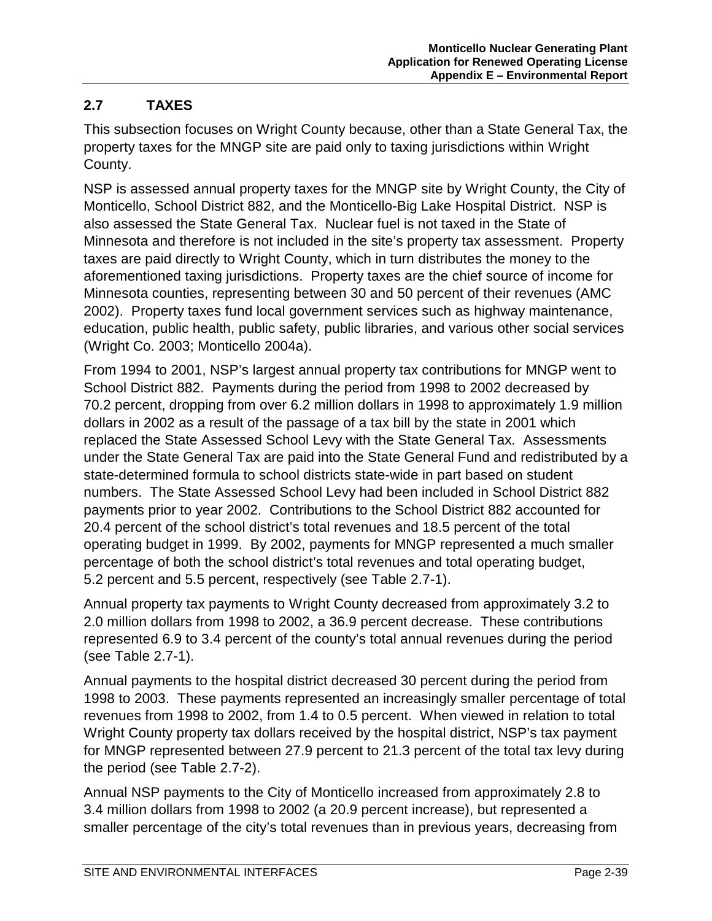## 2.7 TAXES

This subsection focuses on Wright County because, other than a State General Tax, the property taxes for the MNGP site are paid only to taxing jurisdictions within Wright County.

NSP is assessed annual property taxes for the MNGP site by Wright County, the City of Monticello, School District 882, and the Monticello-Big Lake Hospital District. NSP is also assessed the State General Tax. Nuclear fuel is not taxed in the State of Minnesota and therefore is not included in the site's property tax assessment. Property taxes are paid directly to Wright County, which in turn distributes the money to the aforementioned taxing jurisdictions. Property taxes are the chief source of income for Minnesota counties, representing between 30 and 50 percent of their revenues (AMC 2002). Property taxes fund local government services such as highway maintenance, education, public health, public safety, public libraries, and various other social services (Wright Co. 2003; Monticello 2004a).

From 1994 to 2001, NSP's largest annual property tax contributions for MNGP went to School District 882. Payments during the period from 1998 to 2002 decreased by 70.2 percent, dropping from over 6.2 million dollars in 1998 to approximately 1.9 million dollars in 2002 as a result of the passage of a tax bill by the state in 2001 which replaced the State Assessed School Levy with the State General Tax. Assessments under the State General Tax are paid into the State General Fund and redistributed by a state-determined formula to school districts state-wide in part based on student numbers. The State Assessed School Levy had been included in School District 882 payments prior to year 2002. Contributions to the School District 882 accounted for 20.4 percent of the school district's total revenues and 18.5 percent of the total operating budget in 1999. By 2002, payments for MNGP represented a much smaller percentage of both the school district's total revenues and total operating budget, 5.2 percent and 5.5 percent, respectively (see Table 2.7-1).

Annual property tax payments to Wright County decreased from approximately 3.2 to 2.0 million dollars from 1998 to 2002, a 36.9 percent decrease. These contributions represented 6.9 to 3.4 percent of the county's total annual revenues during the period (see Table 2.7-1).

Annual payments to the hospital district decreased 30 percent during the period from 1998 to 2003. These payments represented an increasingly smaller percentage of total revenues from 1998 to 2002, from 1.4 to 0.5 percent. When viewed in relation to total Wright County property tax dollars received by the hospital district, NSP's tax payment for MNGP represented between 27.9 percent to 21.3 percent of the total tax levy during the period (see Table 2.7-2).

Annual NSP payments to the City of Monticello increased from approximately 2.8 to 3.4 million dollars from 1998 to 2002 (a 20.9 percent increase), but represented a smaller percentage of the city's total revenues than in previous years, decreasing from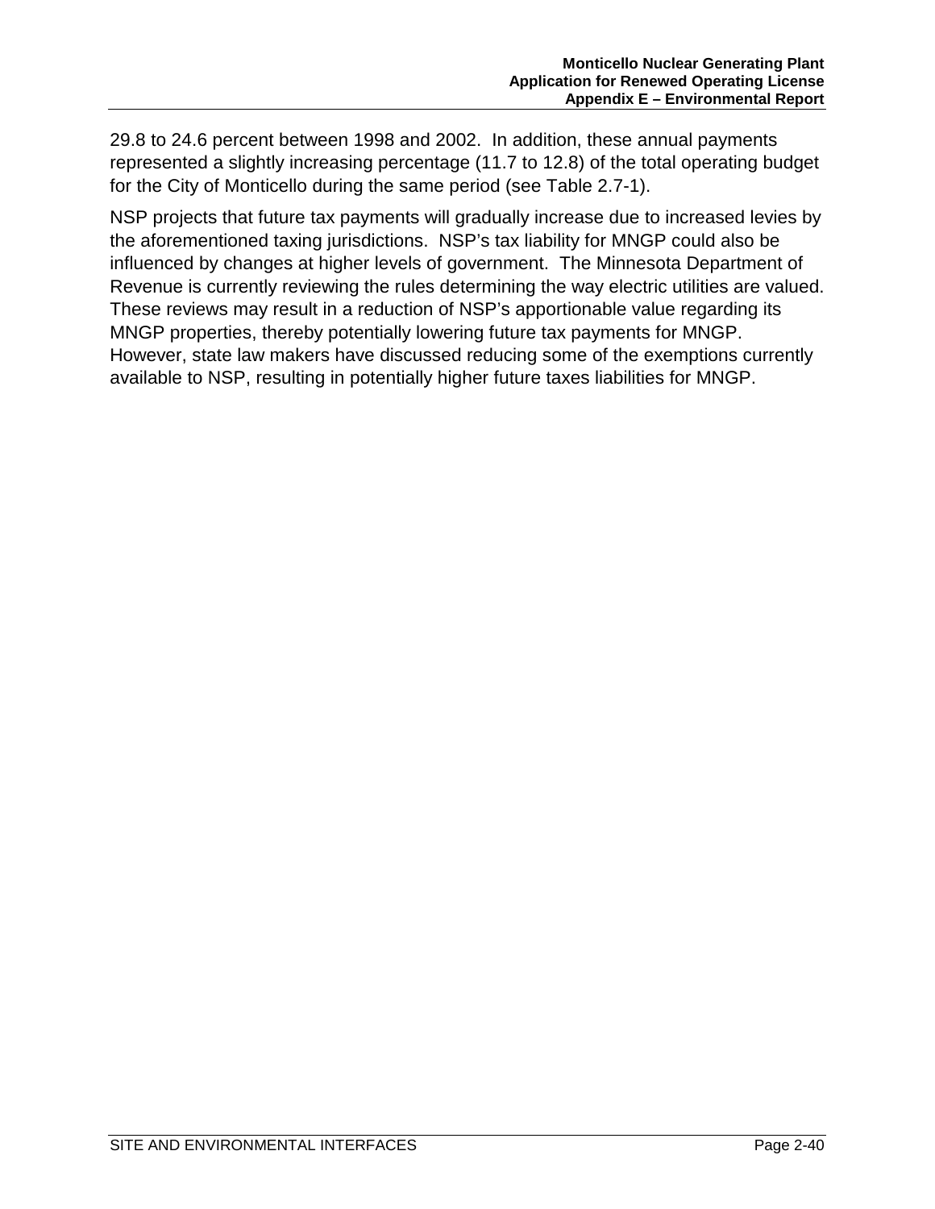29.8 to 24.6 percent between 1998 and 2002. In addition, these annual payments represented a slightly increasing percentage (11.7 to 12.8) of the total operating budget for the City of Monticello during the same period (see Table 2.7-1).

NSP projects that future tax payments will gradually increase due to increased levies by the aforementioned taxing jurisdictions. NSP's tax liability for MNGP could also be influenced by changes at higher levels of government. The Minnesota Department of Revenue is currently reviewing the rules determining the way electric utilities are valued. These reviews may result in a reduction of NSP's apportionable value regarding its MNGP properties, thereby potentially lowering future tax payments for MNGP. However, state law makers have discussed reducing some of the exemptions currently available to NSP, resulting in potentially higher future taxes liabilities for MNGP.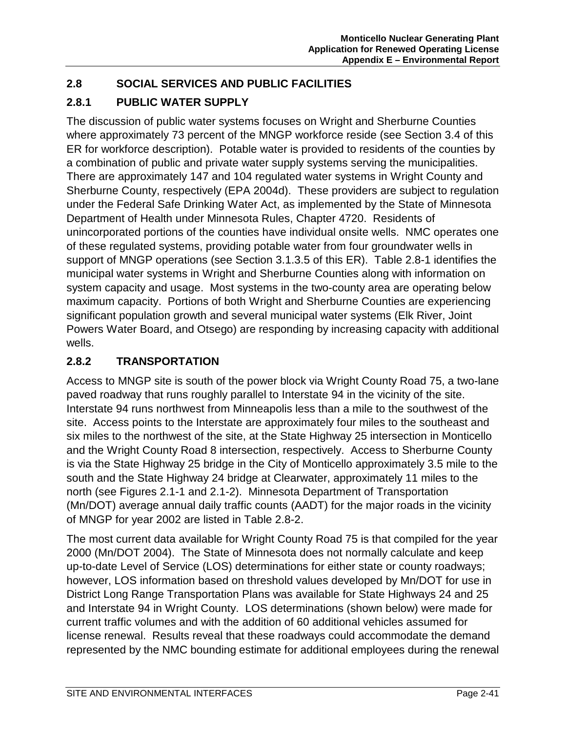## 2.8 SOCIAL SERVICES AND PUBLIC FACILITIES

### 2.8.1 PUBLIC WATER SUPPLY

The discussion of public water systems focuses on Wright and Sherburne Counties where approximately 73 percent of the MNGP workforce reside (see Section 3.4 of this ER for workforce description). Potable water is provided to residents of the counties by a combination of public and private water supply systems serving the municipalities. There are approximately 147 and 104 regulated water systems in Wright County and Sherburne County, respectively (EPA 2004d). These providers are subject to regulation under the Federal Safe Drinking Water Act, as implemented by the State of Minnesota Department of Health under Minnesota Rules, Chapter 4720. Residents of unincorporated portions of the counties have individual onsite wells. NMC operates one of these regulated systems, providing potable water from four groundwater wells in support of MNGP operations (see Section 3.1.3.5 of this ER). Table 2.8-1 identifies the municipal water systems in Wright and Sherburne Counties along with information on system capacity and usage. Most systems in the two-county area are operating below maximum capacity. Portions of both Wright and Sherburne Counties are experiencing significant population growth and several municipal water systems (Elk River, Joint Powers Water Board, and Otsego) are responding by increasing capacity with additional wells.

### 2.8.2 TRANSPORTATION

Access to MNGP site is south of the power block via Wright County Road 75, a two-lane paved roadway that runs roughly parallel to Interstate 94 in the vicinity of the site. Interstate 94 runs northwest from Minneapolis less than a mile to the southwest of the site. Access points to the Interstate are approximately four miles to the southeast and six miles to the northwest of the site, at the State Highway 25 intersection in Monticello and the Wright County Road 8 intersection, respectively. Access to Sherburne County is via the State Highway 25 bridge in the City of Monticello approximately 3.5 mile to the south and the State Highway 24 bridge at Clearwater, approximately 11 miles to the north (see Figures 2.1-1 and 2.1-2). Minnesota Department of Transportation (Mn/DOT) average annual daily traffic counts (AADT) for the major roads in the vicinity of MNGP for year 2002 are listed in Table 2.8-2.

The most current data available for Wright County Road 75 is that compiled for the year 2000 (Mn/DOT 2004). The State of Minnesota does not normally calculate and keep up-to-date Level of Service (LOS) determinations for either state or county roadways; however, LOS information based on threshold values developed by Mn/DOT for use in District Long Range Transportation Plans was available for State Highways 24 and 25 and Interstate 94 in Wright County. LOS determinations (shown below) were made for current traffic volumes and with the addition of 60 additional vehicles assumed for license renewal. Results reveal that these roadways could accommodate the demand represented by the NMC bounding estimate for additional employees during the renewal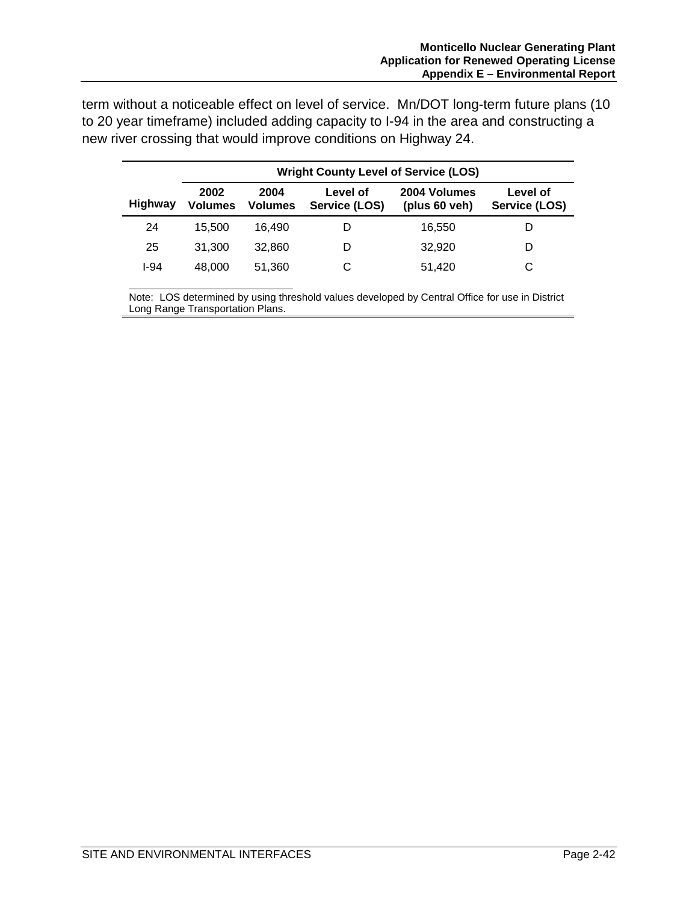term without a noticeable effect on level of service. Mn/DOT long-term future plans (10 to 20 year timeframe) included adding capacity to I-94 in the area and constructing a new river crossing that would improve conditions on Highway 24.

| | Wright County Level of Service (LOS) | | | | |
|---|---|---|---|---|---|
| **Highway** | **2002 Volumes** | **2004 Volumes** | **Level of Service (LOS)** | **2004 Volumes (plus 60 veh)** | **Level of Service (LOS)** |
| 24 | 15,500 | 16,490 | D | 16,550 | D |
| 25 | 31,300 | 32,860 | D | 32,920 | D |
| I-94 | 48,000 | 51,360 | C | 51,420 | C |

Note: LOS determined by using threshold values developed by Central Office for use in District Long Range Transportation Plans.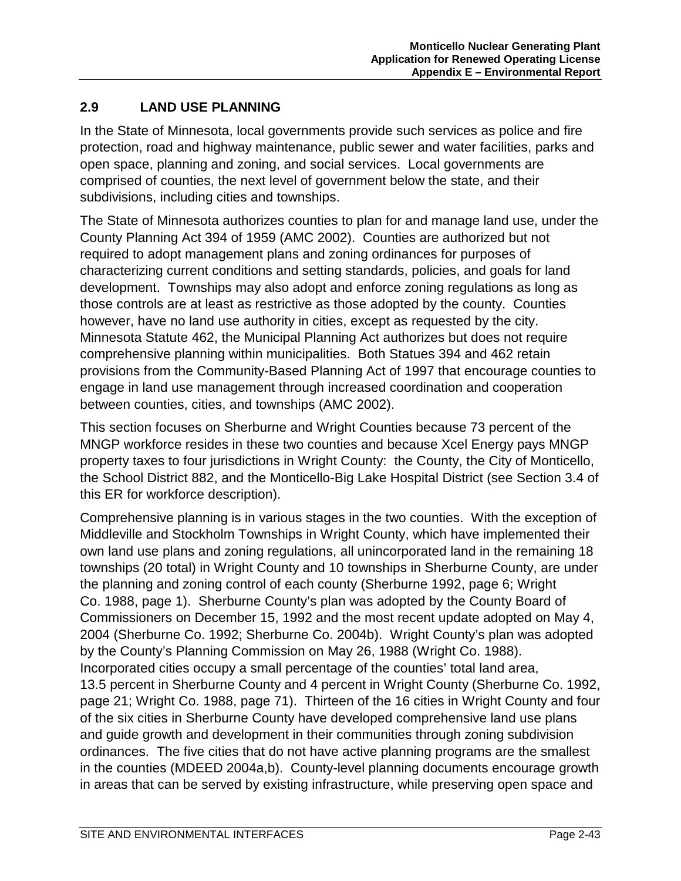## 2.9 LAND USE PLANNING

In the State of Minnesota, local governments provide such services as police and fire protection, road and highway maintenance, public sewer and water facilities, parks and open space, planning and zoning, and social services. Local governments are comprised of counties, the next level of government below the state, and their subdivisions, including cities and townships.

The State of Minnesota authorizes counties to plan for and manage land use, under the County Planning Act 394 of 1959 (AMC 2002). Counties are authorized but not required to adopt management plans and zoning ordinances for purposes of characterizing current conditions and setting standards, policies, and goals for land development. Townships may also adopt and enforce zoning regulations as long as those controls are at least as restrictive as those adopted by the county. Counties however, have no land use authority in cities, except as requested by the city. Minnesota Statute 462, the Municipal Planning Act authorizes but does not require comprehensive planning within municipalities. Both Statues 394 and 462 retain provisions from the Community-Based Planning Act of 1997 that encourage counties to engage in land use management through increased coordination and cooperation between counties, cities, and townships (AMC 2002).

This section focuses on Sherburne and Wright Counties because 73 percent of the MNGP workforce resides in these two counties and because Xcel Energy pays MNGP property taxes to four jurisdictions in Wright County: the County, the City of Monticello, the School District 882, and the Monticello-Big Lake Hospital District (see Section 3.4 of this ER for workforce description).

Comprehensive planning is in various stages in the two counties. With the exception of Middleville and Stockholm Townships in Wright County, which have implemented their own land use plans and zoning regulations, all unincorporated land in the remaining 18 townships (20 total) in Wright County and 10 townships in Sherburne County, are under the planning and zoning control of each county (Sherburne 1992, page 6; Wright Co. 1988, page 1). Sherburne County's plan was adopted by the County Board of Commissioners on December 15, 1992 and the most recent update adopted on May 4, 2004 (Sherburne Co. 1992; Sherburne Co. 2004b). Wright County's plan was adopted by the County's Planning Commission on May 26, 1988 (Wright Co. 1988). Incorporated cities occupy a small percentage of the counties' total land area, 13.5 percent in Sherburne County and 4 percent in Wright County (Sherburne Co. 1992, page 21; Wright Co. 1988, page 71). Thirteen of the 16 cities in Wright County and four of the six cities in Sherburne County have developed comprehensive land use plans and guide growth and development in their communities through zoning subdivision ordinances. The five cities that do not have active planning programs are the smallest in the counties (MDEED 2004a,b). County-level planning documents encourage growth in areas that can be served by existing infrastructure, while preserving open space and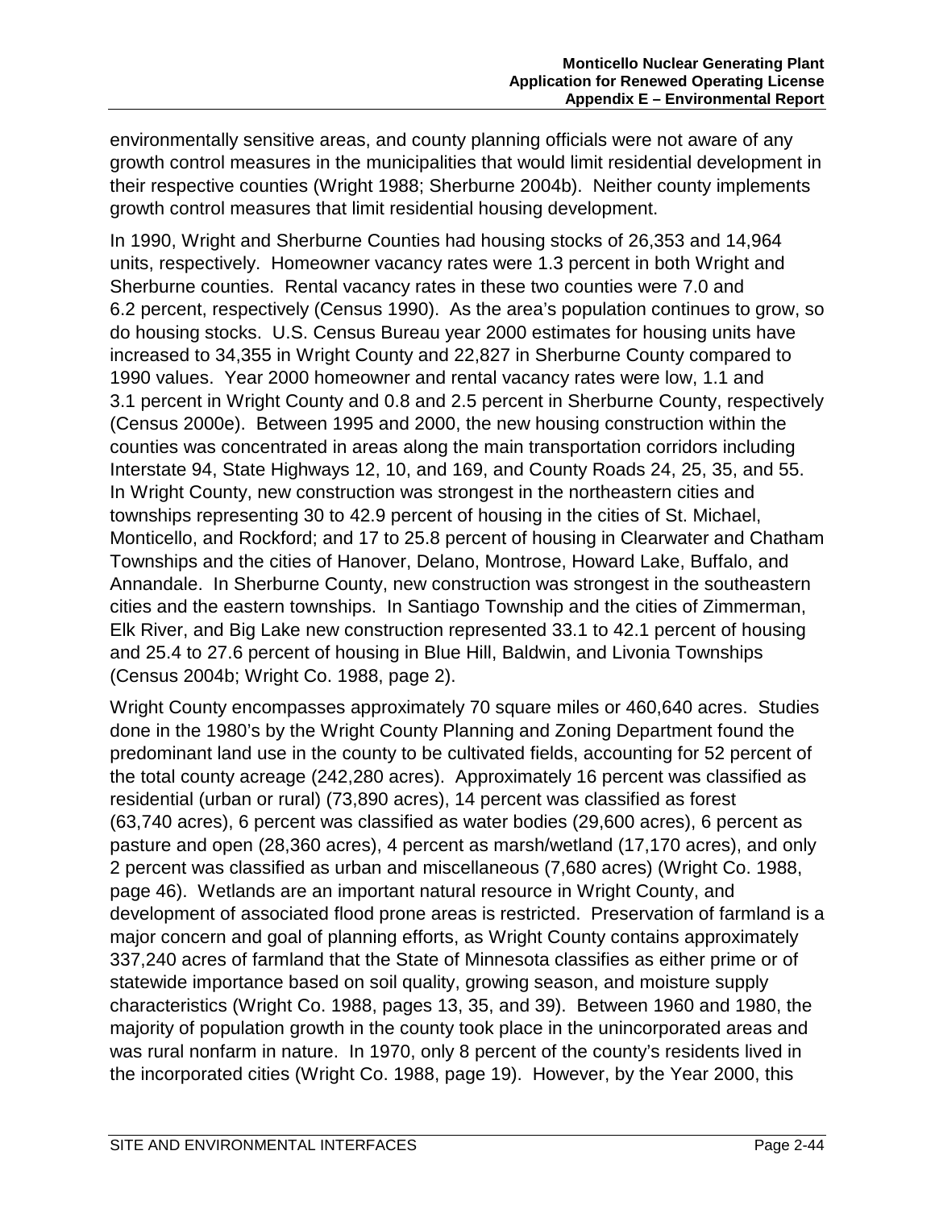environmentally sensitive areas, and county planning officials were not aware of any growth control measures in the municipalities that would limit residential development in their respective counties (Wright 1988; Sherburne 2004b). Neither county implements growth control measures that limit residential housing development.

In 1990, Wright and Sherburne Counties had housing stocks of 26,353 and 14,964 units, respectively. Homeowner vacancy rates were 1.3 percent in both Wright and Sherburne counties. Rental vacancy rates in these two counties were 7.0 and 6.2 percent, respectively (Census 1990). As the area's population continues to grow, so do housing stocks. U.S. Census Bureau year 2000 estimates for housing units have increased to 34,355 in Wright County and 22,827 in Sherburne County compared to 1990 values. Year 2000 homeowner and rental vacancy rates were low, 1.1 and 3.1 percent in Wright County and 0.8 and 2.5 percent in Sherburne County, respectively (Census 2000e). Between 1995 and 2000, the new housing construction within the counties was concentrated in areas along the main transportation corridors including Interstate 94, State Highways 12, 10, and 169, and County Roads 24, 25, 35, and 55. In Wright County, new construction was strongest in the northeastern cities and townships representing 30 to 42.9 percent of housing in the cities of St. Michael, Monticello, and Rockford; and 17 to 25.8 percent of housing in Clearwater and Chatham Townships and the cities of Hanover, Delano, Montrose, Howard Lake, Buffalo, and Annandale. In Sherburne County, new construction was strongest in the southeastern cities and the eastern townships. In Santiago Township and the cities of Zimmerman, Elk River, and Big Lake new construction represented 33.1 to 42.1 percent of housing and 25.4 to 27.6 percent of housing in Blue Hill, Baldwin, and Livonia Townships (Census 2004b; Wright Co. 1988, page 2).

Wright County encompasses approximately 70 square miles or 460,640 acres. Studies done in the 1980's by the Wright County Planning and Zoning Department found the predominant land use in the county to be cultivated fields, accounting for 52 percent of the total county acreage (242,280 acres). Approximately 16 percent was classified as residential (urban or rural) (73,890 acres), 14 percent was classified as forest (63,740 acres), 6 percent was classified as water bodies (29,600 acres), 6 percent as pasture and open (28,360 acres), 4 percent as marsh/wetland (17,170 acres), and only 2 percent was classified as urban and miscellaneous (7,680 acres) (Wright Co. 1988, page 46). Wetlands are an important natural resource in Wright County, and development of associated flood prone areas is restricted. Preservation of farmland is a major concern and goal of planning efforts, as Wright County contains approximately 337,240 acres of farmland that the State of Minnesota classifies as either prime or of statewide importance based on soil quality, growing season, and moisture supply characteristics (Wright Co. 1988, pages 13, 35, and 39). Between 1960 and 1980, the majority of population growth in the county took place in the unincorporated areas and was rural nonfarm in nature. In 1970, only 8 percent of the county's residents lived in the incorporated cities (Wright Co. 1988, page 19). However, by the Year 2000, this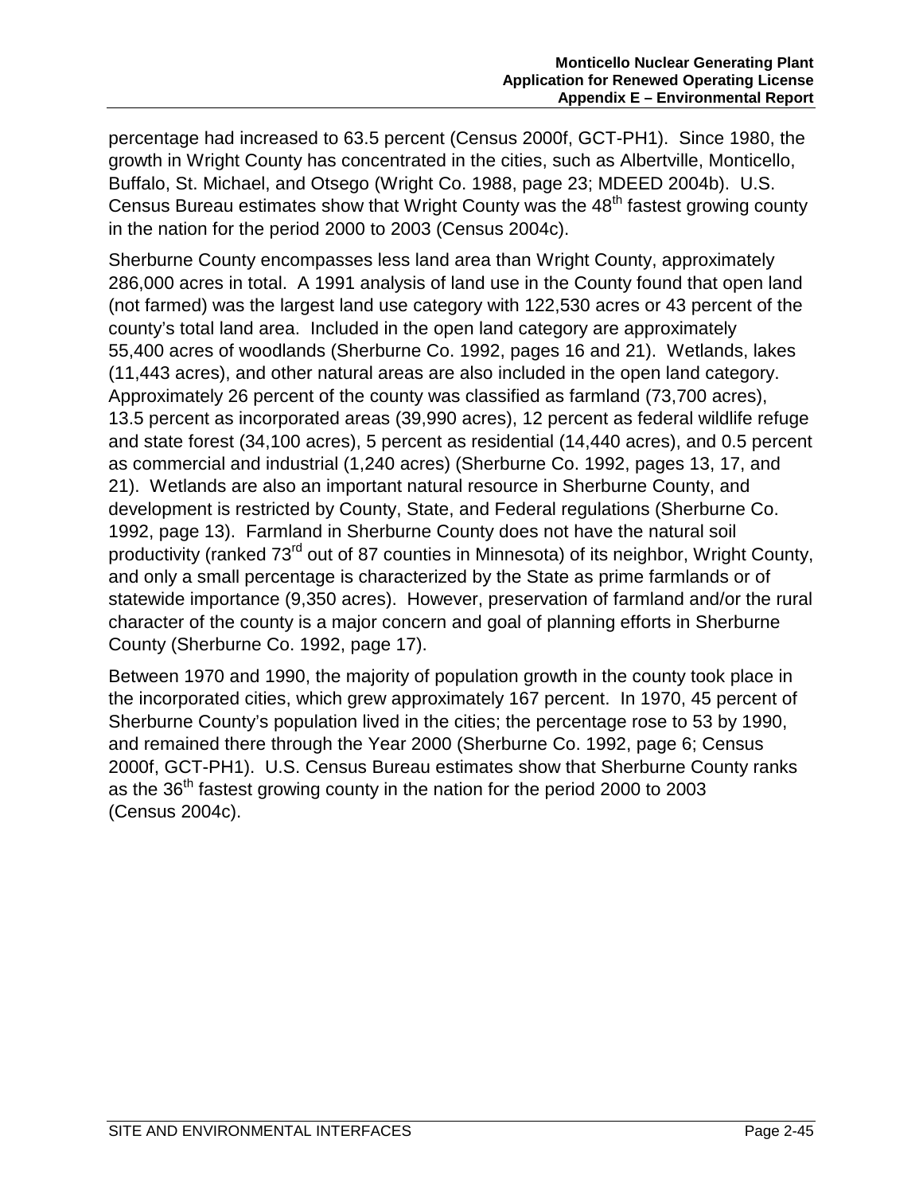percentage had increased to 63.5 percent (Census 2000f, GCT-PH1). Since 1980, the growth in Wright County has concentrated in the cities, such as Albertville, Monticello, Buffalo, St. Michael, and Otsego (Wright Co. 1988, page 23; MDEED 2004b). U.S. Census Bureau estimates show that Wright County was the 48th fastest growing county in the nation for the period 2000 to 2003 (Census 2004c).

Sherburne County encompasses less land area than Wright County, approximately 286,000 acres in total. A 1991 analysis of land use in the County found that open land (not farmed) was the largest land use category with 122,530 acres or 43 percent of the county's total land area. Included in the open land category are approximately 55,400 acres of woodlands (Sherburne Co. 1992, pages 16 and 21). Wetlands, lakes (11,443 acres), and other natural areas are also included in the open land category. Approximately 26 percent of the county was classified as farmland (73,700 acres), 13.5 percent as incorporated areas (39,990 acres), 12 percent as federal wildlife refuge and state forest (34,100 acres), 5 percent as residential (14,440 acres), and 0.5 percent as commercial and industrial (1,240 acres) (Sherburne Co. 1992, pages 13, 17, and 21). Wetlands are also an important natural resource in Sherburne County, and development is restricted by County, State, and Federal regulations (Sherburne Co. 1992, page 13). Farmland in Sherburne County does not have the natural soil productivity (ranked 73rd out of 87 counties in Minnesota) of its neighbor, Wright County, and only a small percentage is characterized by the State as prime farmlands or of statewide importance (9,350 acres). However, preservation of farmland and/or the rural character of the county is a major concern and goal of planning efforts in Sherburne County (Sherburne Co. 1992, page 17).

Between 1970 and 1990, the majority of population growth in the county took place in the incorporated cities, which grew approximately 167 percent. In 1970, 45 percent of Sherburne County's population lived in the cities; the percentage rose to 53 by 1990, and remained there through the Year 2000 (Sherburne Co. 1992, page 6; Census 2000f, GCT-PH1). U.S. Census Bureau estimates show that Sherburne County ranks as the 36th fastest growing county in the nation for the period 2000 to 2003 (Census 2004c).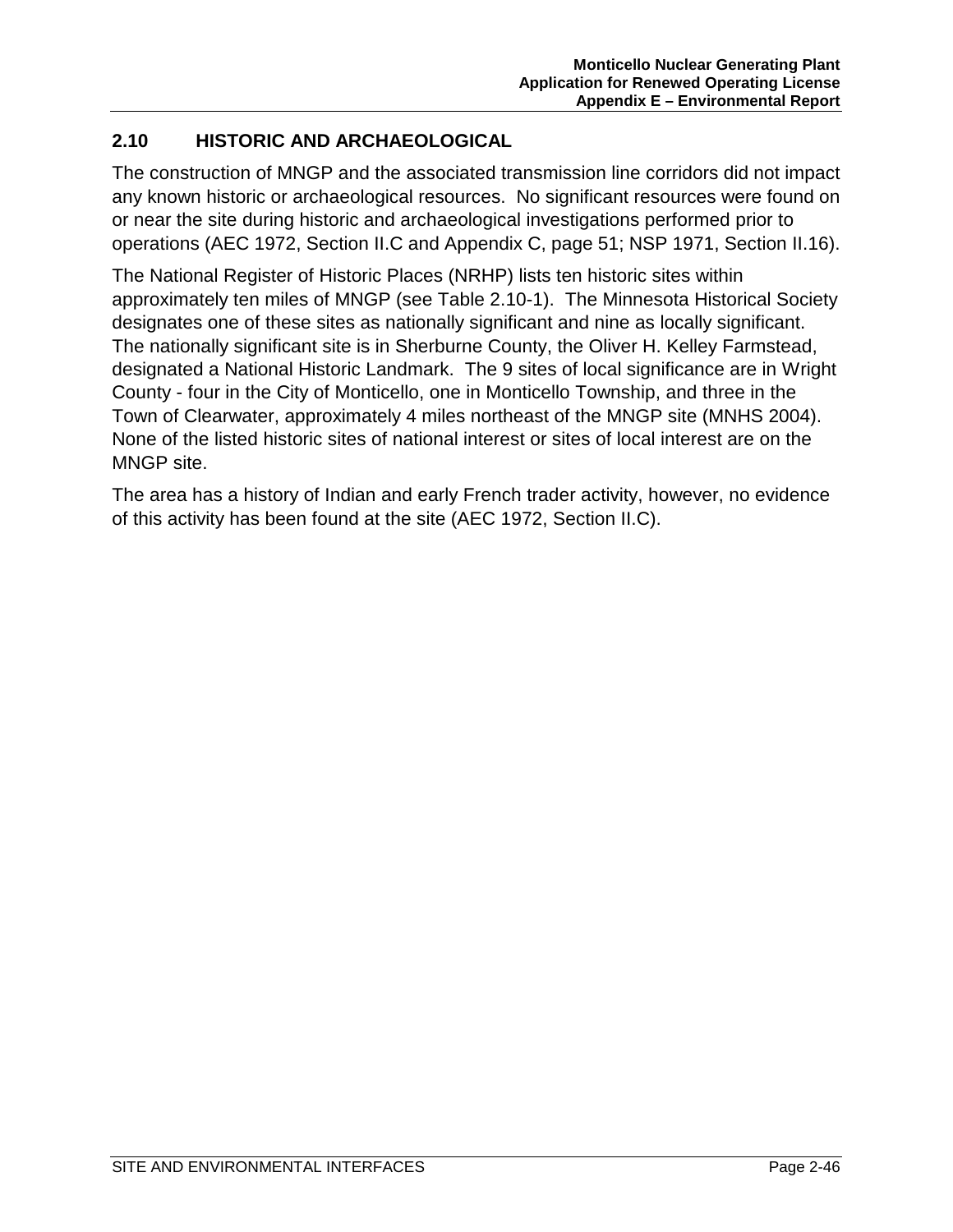## 2.10 HISTORIC AND ARCHAEOLOGICAL

The construction of MNGP and the associated transmission line corridors did not impact any known historic or archaeological resources. No significant resources were found on or near the site during historic and archaeological investigations performed prior to operations (AEC 1972, Section II.C and Appendix C, page 51; NSP 1971, Section II.16).

The National Register of Historic Places (NRHP) lists ten historic sites within approximately ten miles of MNGP (see Table 2.10-1). The Minnesota Historical Society designates one of these sites as nationally significant and nine as locally significant. The nationally significant site is in Sherburne County, the Oliver H. Kelley Farmstead, designated a National Historic Landmark. The 9 sites of local significance are in Wright County - four in the City of Monticello, one in Monticello Township, and three in the Town of Clearwater, approximately 4 miles northeast of the MNGP site (MNHS 2004). None of the listed historic sites of national interest or sites of local interest are on the MNGP site.

The area has a history of Indian and early French trader activity, however, no evidence of this activity has been found at the site (AEC 1972, Section II.C).